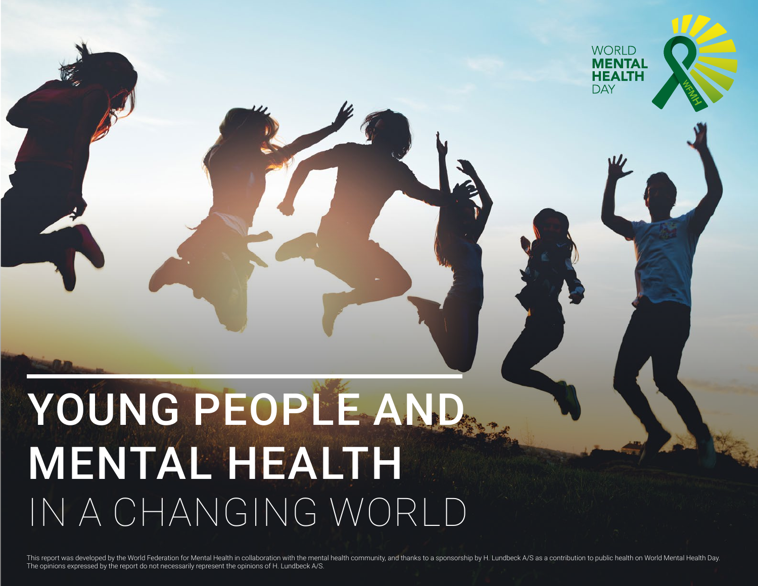WORLD **MENTAL HEALTH** DAY

# YOUNG PEOPLE AND MENTAL HEALTH
## IN A CHANGING WORLD

This report was developed by the World Federation for Mental Health in collaboration with the mental health community, and thanks to a sponsorship by H. Lundbeck A/S as a contribution to public health on World Mental Health Day. The opinions expressed by the report do not necessarily represent the opinions of H. Lundbeck A/S.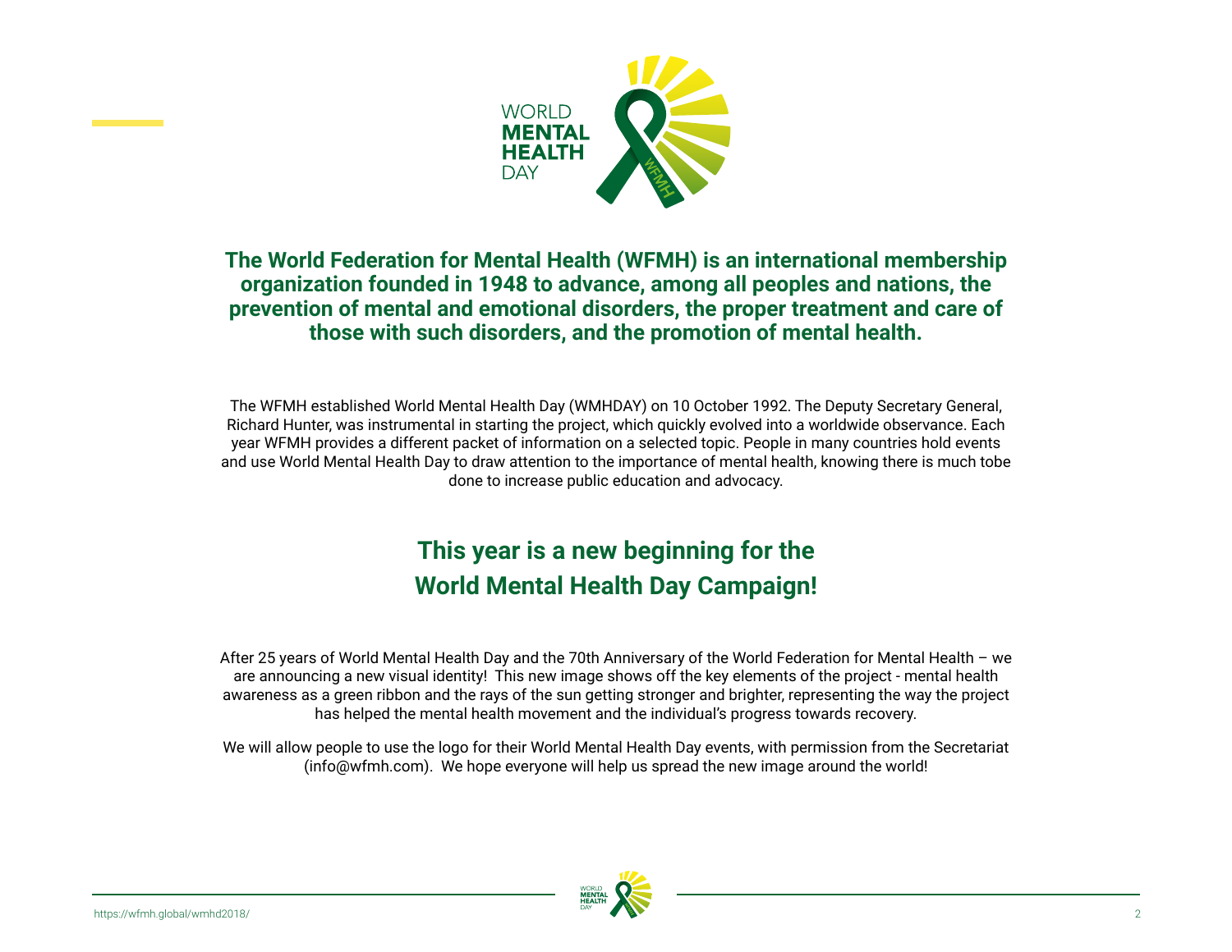**The World Federation for Mental Health (WFMH) is an international membership organization founded in 1948 to advance, among all peoples and nations, the prevention of mental and emotional disorders, the proper treatment and care of those with such disorders, and the promotion of mental health.**

The WFMH established World Mental Health Day (WMHDAY) on 10 October 1992. The Deputy Secretary General, Richard Hunter, was instrumental in starting the project, which quickly evolved into a worldwide observance. Each year WFMH provides a different packet of information on a selected topic. People in many countries hold events and use World Mental Health Day to draw attention to the importance of mental health, knowing there is much tobe done to increase public education and advocacy.

## This year is a new beginning for the World Mental Health Day Campaign!

After 25 years of World Mental Health Day and the 70th Anniversary of the World Federation for Mental Health – we are announcing a new visual identity! This new image shows off the key elements of the project - mental health awareness as a green ribbon and the rays of the sun getting stronger and brighter, representing the way the project has helped the mental health movement and the individual's progress towards recovery.

We will allow people to use the logo for their World Mental Health Day events, with permission from the Secretariat (info@wfmh.com). We hope everyone will help us spread the new image around the world!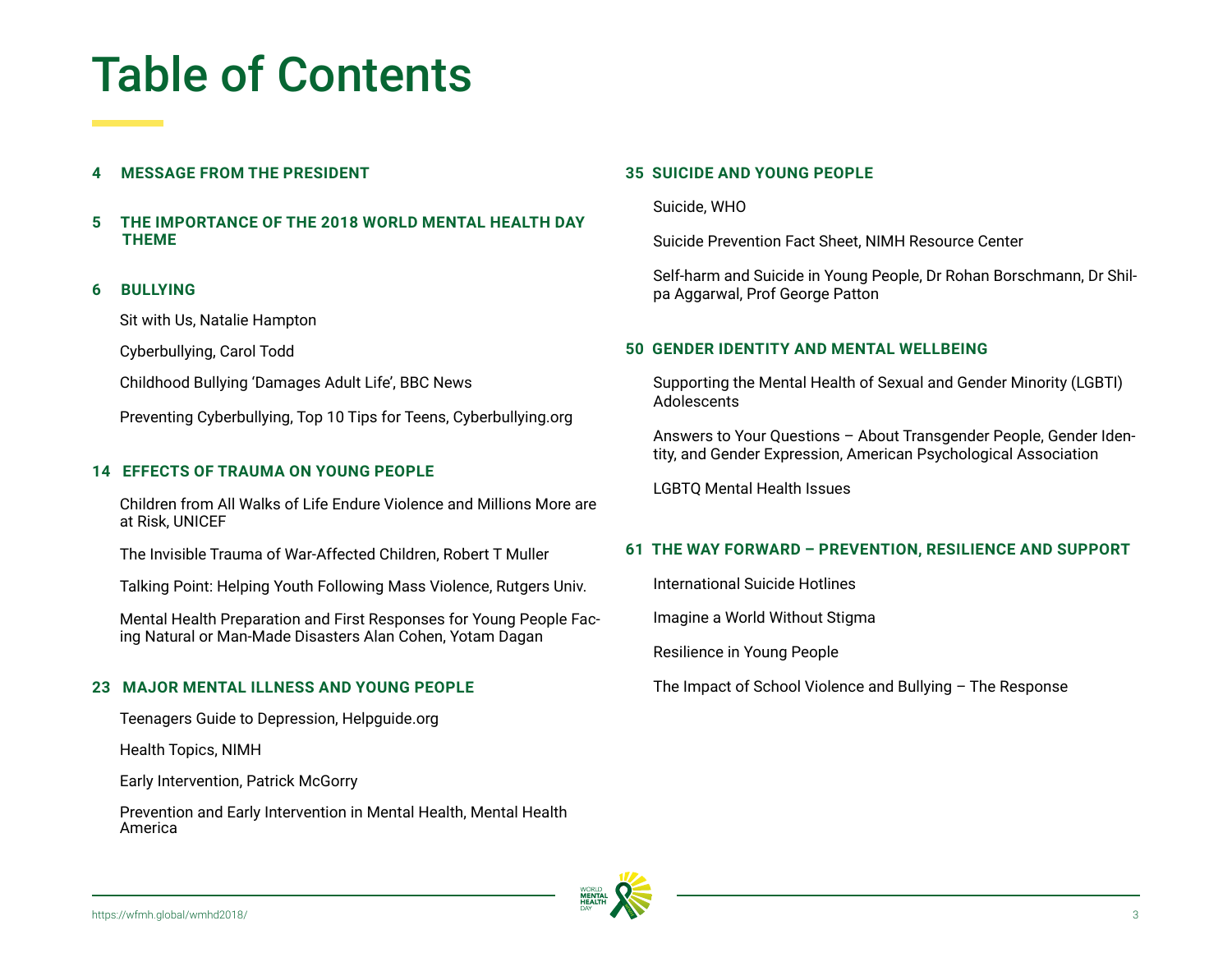# Table of Contents

**4 MESSAGE FROM THE PRESIDENT**

**5 THE IMPORTANCE OF THE 2018 WORLD MENTAL HEALTH DAY THEME**

**6 BULLYING**

- Sit with Us, Natalie Hampton
- Cyberbullying, Carol Todd
- Childhood Bullying 'Damages Adult Life', BBC News
- Preventing Cyberbullying, Top 10 Tips for Teens, Cyberbullying.org

**14 EFFECTS OF TRAUMA ON YOUNG PEOPLE**

- Children from All Walks of Life Endure Violence and Millions More are at Risk, UNICEF
- The Invisible Trauma of War-Affected Children, Robert T Muller
- Talking Point: Helping Youth Following Mass Violence, Rutgers Univ.
- Mental Health Preparation and First Responses for Young People Facing Natural or Man-Made Disasters Alan Cohen, Yotam Dagan

**23 MAJOR MENTAL ILLNESS AND YOUNG PEOPLE**

- Teenagers Guide to Depression, Helpguide.org
- Health Topics, NIMH
- Early Intervention, Patrick McGorry
- Prevention and Early Intervention in Mental Health, Mental Health America

**35 SUICIDE AND YOUNG PEOPLE**

- Suicide, WHO
- Suicide Prevention Fact Sheet, NIMH Resource Center
- Self-harm and Suicide in Young People, Dr Rohan Borschmann, Dr Shilpa Aggarwal, Prof George Patton

**50 GENDER IDENTITY AND MENTAL WELLBEING**

- Supporting the Mental Health of Sexual and Gender Minority (LGBTI) Adolescents
- Answers to Your Questions – About Transgender People, Gender Identity, and Gender Expression, American Psychological Association
- LGBTQ Mental Health Issues

**61 THE WAY FORWARD – PREVENTION, RESILIENCE AND SUPPORT**

- International Suicide Hotlines
- Imagine a World Without Stigma
- Resilience in Young People
- The Impact of School Violence and Bullying – The Response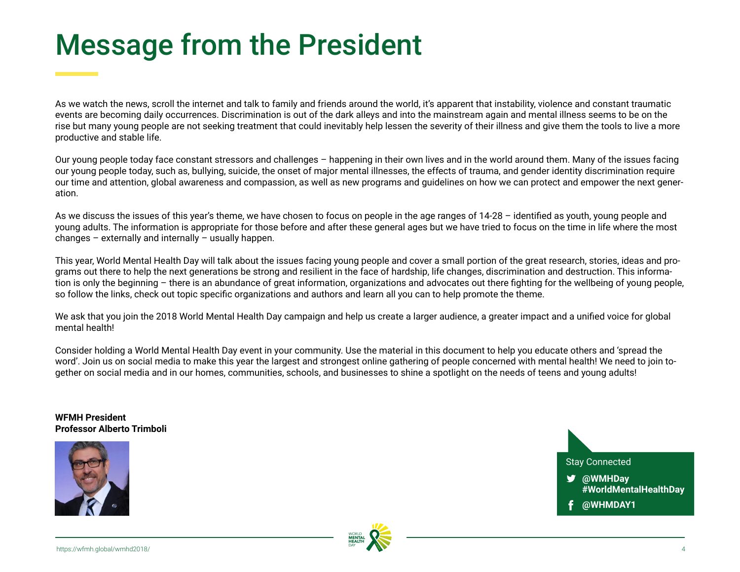# Message from the President

As we watch the news, scroll the internet and talk to family and friends around the world, it's apparent that instability, violence and constant traumatic events are becoming daily occurrences. Discrimination is out of the dark alleys and into the mainstream again and mental illness seems to be on the rise but many young people are not seeking treatment that could inevitably help lessen the severity of their illness and give them the tools to live a more productive and stable life.

Our young people today face constant stressors and challenges – happening in their own lives and in the world around them. Many of the issues facing our young people today, such as, bullying, suicide, the onset of major mental illnesses, the effects of trauma, and gender identity discrimination require our time and attention, global awareness and compassion, as well as new programs and guidelines on how we can protect and empower the next generation.

As we discuss the issues of this year's theme, we have chosen to focus on people in the age ranges of 14-28 – identified as youth, young people and young adults. The information is appropriate for those before and after these general ages but we have tried to focus on the time in life where the most changes – externally and internally – usually happen.

This year, World Mental Health Day will talk about the issues facing young people and cover a small portion of the great research, stories, ideas and programs out there to help the next generations be strong and resilient in the face of hardship, life changes, discrimination and destruction. This information is only the beginning – there is an abundance of great information, organizations and advocates out there fighting for the wellbeing of young people, so follow the links, check out topic specific organizations and authors and learn all you can to help promote the theme.

We ask that you join the 2018 World Mental Health Day campaign and help us create a larger audience, a greater impact and a unified voice for global mental health!

Consider holding a World Mental Health Day event in your community. Use the material in this document to help you educate others and 'spread the word'. Join us on social media to make this year the largest and strongest online gathering of people concerned with mental health! We need to join together on social media and in our homes, communities, schools, and businesses to shine a spotlight on the needs of teens and young adults!

**WFMH President**
**Professor Alberto Trimboli**

Stay Connected

**@WMHDay**
**#WorldMentalHealthDay**

**@WHMDAY1**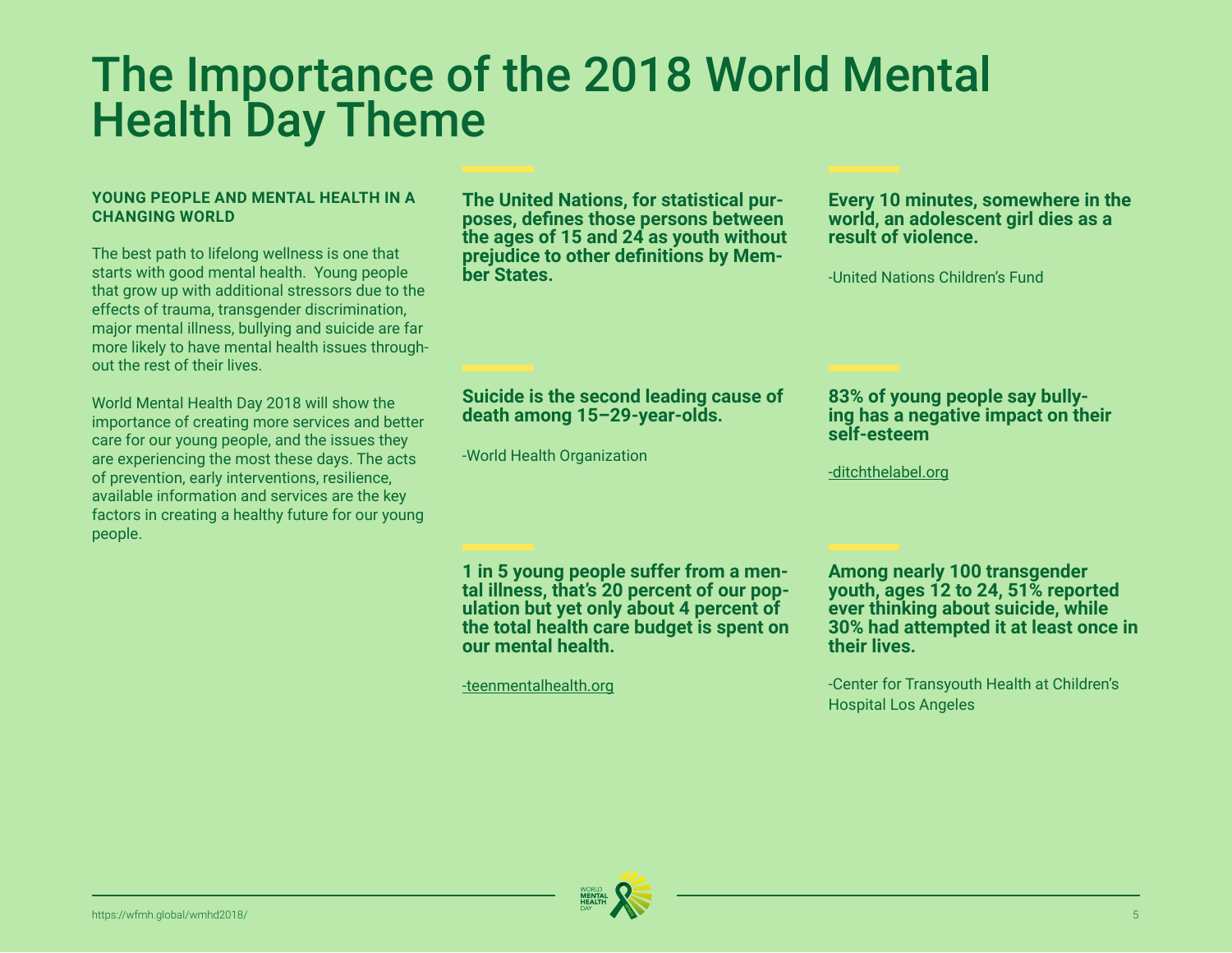# The Importance of the 2018 World Mental Health Day Theme

### YOUNG PEOPLE AND MENTAL HEALTH IN A CHANGING WORLD

The best path to lifelong wellness is one that starts with good mental health. Young people that grow up with additional stressors due to the effects of trauma, transgender discrimination, major mental illness, bullying and suicide are far more likely to have mental health issues throughout the rest of their lives.

World Mental Health Day 2018 will show the importance of creating more services and better care for our young people, and the issues they are experiencing the most these days. The acts of prevention, early interventions, resilience, available information and services are the key factors in creating a healthy future for our young people.

**The United Nations, for statistical purposes, defines those persons between the ages of 15 and 24 as youth without prejudice to other definitions by Member States.**

**Every 10 minutes, somewhere in the world, an adolescent girl dies as a result of violence.**

-United Nations Children's Fund

**Suicide is the second leading cause of death among 15–29-year-olds.**

-World Health Organization

**83% of young people say bullying has a negative impact on their self-esteem**

-ditchthelabel.org

**1 in 5 young people suffer from a mental illness, that's 20 percent of our population but yet only about 4 percent of the total health care budget is spent on our mental health.**

-teenmentalhealth.org

**Among nearly 100 transgender youth, ages 12 to 24, 51% reported ever thinking about suicide, while 30% had attempted it at least once in their lives.**

-Center for Transyouth Health at Children's Hospital Los Angeles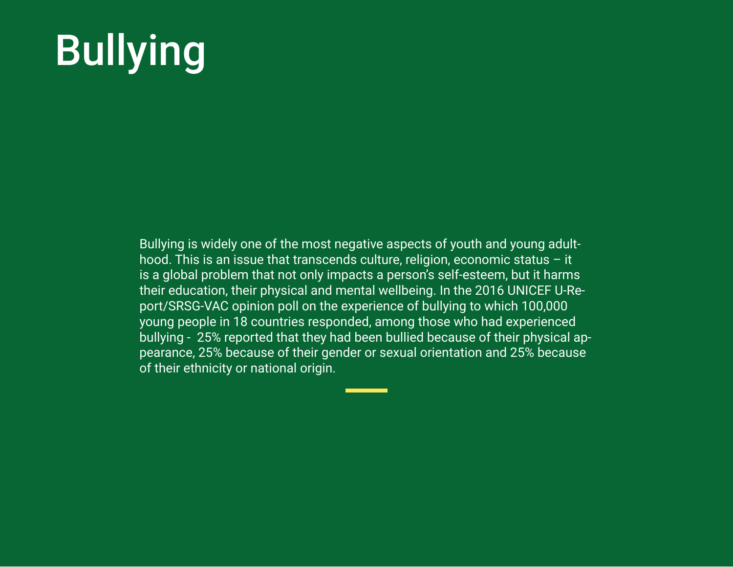# Bullying

Bullying is widely one of the most negative aspects of youth and young adulthood. This is an issue that transcends culture, religion, economic status – it is a global problem that not only impacts a person's self-esteem, but it harms their education, their physical and mental wellbeing. In the 2016 UNICEF U-Report/SRSG-VAC opinion poll on the experience of bullying to which 100,000 young people in 18 countries responded, among those who had experienced bullying - 25% reported that they had been bullied because of their physical appearance, 25% because of their gender or sexual orientation and 25% because of their ethnicity or national origin.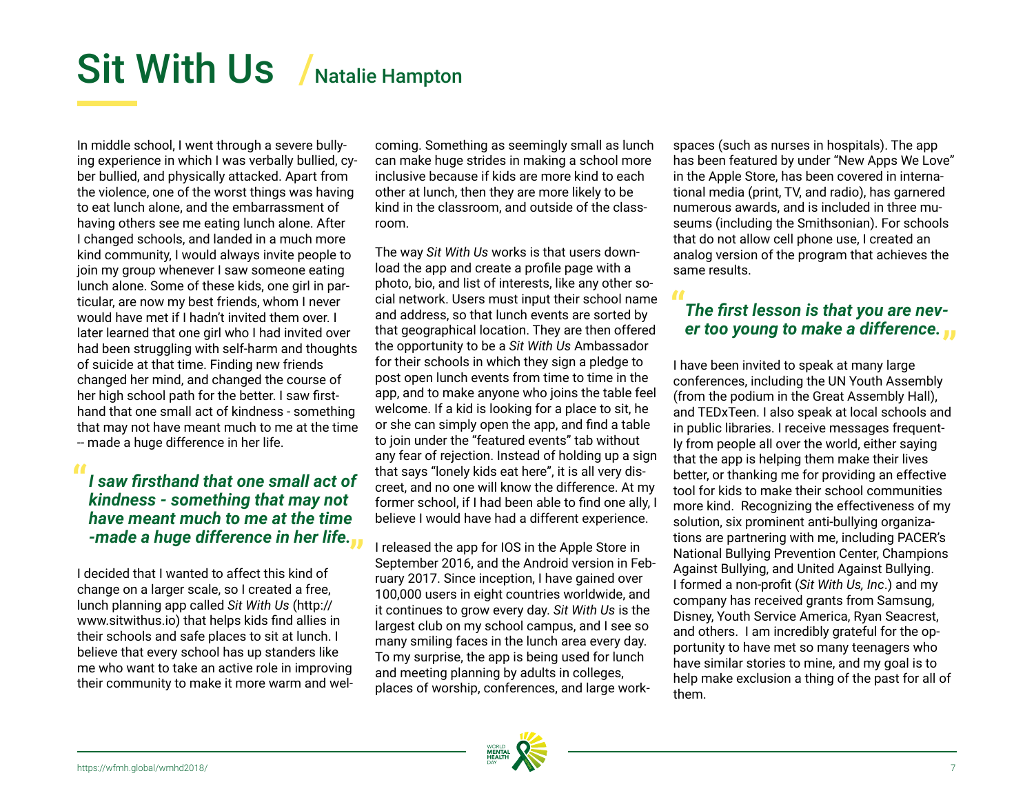# Sit With Us / Natalie Hampton

In middle school, I went through a severe bullying experience in which I was verbally bullied, cyber bullied, and physically attacked. Apart from the violence, one of the worst things was having to eat lunch alone, and the embarrassment of having others see me eating lunch alone. After I changed schools, and landed in a much more kind community, I would always invite people to join my group whenever I saw someone eating lunch alone. Some of these kids, one girl in particular, are now my best friends, whom I never would have met if I hadn't invited them over. I later learned that one girl who I had invited over had been struggling with self-harm and thoughts of suicide at that time. Finding new friends changed her mind, and changed the course of her high school path for the better. I saw firsthand that one small act of kindness - something that may not have meant much to me at the time -- made a huge difference in her life.

> ***I saw firsthand that one small act of kindness - something that may not have meant much to me at the time -made a huge difference in her life.***

I decided that I wanted to affect this kind of change on a larger scale, so I created a free, lunch planning app called *Sit With Us* (http://www.sitwithus.io) that helps kids find allies in their schools and safe places to sit at lunch. I believe that every school has up standers like me who want to take an active role in improving their community to make it more warm and welcoming. Something as seemingly small as lunch can make huge strides in making a school more inclusive because if kids are more kind to each other at lunch, then they are more likely to be kind in the classroom, and outside of the classroom.

The way *Sit With Us* works is that users download the app and create a profile page with a photo, bio, and list of interests, like any other social network. Users must input their school name and address, so that lunch events are sorted by that geographical location. They are then offered the opportunity to be a *Sit With Us* Ambassador for their schools in which they sign a pledge to post open lunch events from time to time in the app, and to make anyone who joins the table feel welcome. If a kid is looking for a place to sit, he or she can simply open the app, and find a table to join under the "featured events" tab without any fear of rejection. Instead of holding up a sign that says "lonely kids eat here", it is all very discreet, and no one will know the difference. At my former school, if I had been able to find one ally, I believe I would have had a different experience.

I released the app for IOS in the Apple Store in September 2016, and the Android version in February 2017. Since inception, I have gained over 100,000 users in eight countries worldwide, and it continues to grow every day. *Sit With Us* is the largest club on my school campus, and I see so many smiling faces in the lunch area every day. To my surprise, the app is being used for lunch and meeting planning by adults in colleges, places of worship, conferences, and large workspaces (such as nurses in hospitals). The app has been featured by under "New Apps We Love" in the Apple Store, has been covered in international media (print, TV, and radio), has garnered numerous awards, and is included in three museums (including the Smithsonian). For schools that do not allow cell phone use, I created an analog version of the program that achieves the same results.

> ***The first lesson is that you are never too young to make a difference.***

I have been invited to speak at many large conferences, including the UN Youth Assembly (from the podium in the Great Assembly Hall), and TEDxTeen. I also speak at local schools and in public libraries. I receive messages frequently from people all over the world, either saying that the app is helping them make their lives better, or thanking me for providing an effective tool for kids to make their school communities more kind. Recognizing the effectiveness of my solution, six prominent anti-bullying organizations are partnering with me, including PACER's National Bullying Prevention Center, Champions Against Bullying, and United Against Bullying. I formed a non-profit (*Sit With Us, Inc*.) and my company has received grants from Samsung, Disney, Youth Service America, Ryan Seacrest, and others. I am incredibly grateful for the opportunity to have met so many teenagers who have similar stories to mine, and my goal is to help make exclusion a thing of the past for all of them.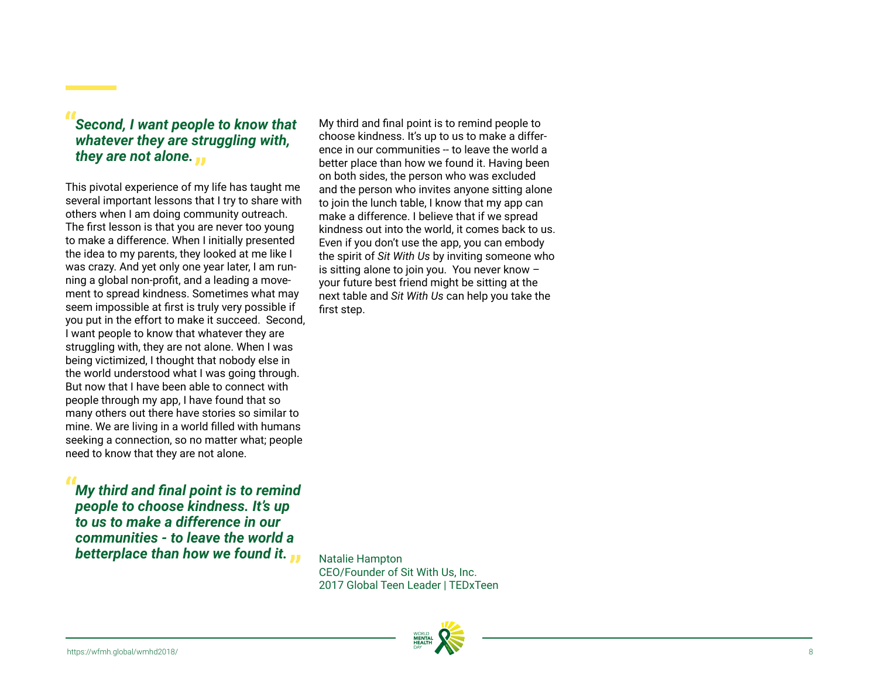> ***Second, I want people to know that whatever they are struggling with, they are not alone.***

This pivotal experience of my life has taught me several important lessons that I try to share with others when I am doing community outreach. The first lesson is that you are never too young to make a difference. When I initially presented the idea to my parents, they looked at me like I was crazy. And yet only one year later, I am running a global non-profit, and a leading movement to spread kindness. Sometimes what may seem impossible at first is truly very possible if you put in the effort to make it succeed. Second, I want people to know that whatever they are struggling with, they are not alone. When I was being victimized, I thought that nobody else in the world understood what I was going through. But now that I have been able to connect with people through my app, I have found that so many others out there have stories so similar to mine. We are living in a world filled with humans seeking a connection, so no matter what; people need to know that they are not alone.

> ***My third and final point is to remind people to choose kindness. It's up to us to make a difference in our communities - to leave the world a betterplace than how we found it.***

My third and final point is to remind people to choose kindness. It's up to us to make a difference in our communities -- to leave the world a better place than how we found it. Having been on both sides, the person who was excluded and the person who invites anyone sitting alone to join the lunch table, I know that my app can make a difference. I believe that if we spread kindness out into the world, it comes back to us. Even if you don't use the app, you can embody the spirit of *Sit With Us* by inviting someone who is sitting alone to join you. You never know – your future best friend might be sitting at the next table and *Sit With Us* can help you take the first step.

Natalie Hampton
CEO/Founder of Sit With Us, Inc.
2017 Global Teen Leader | TEDxTeen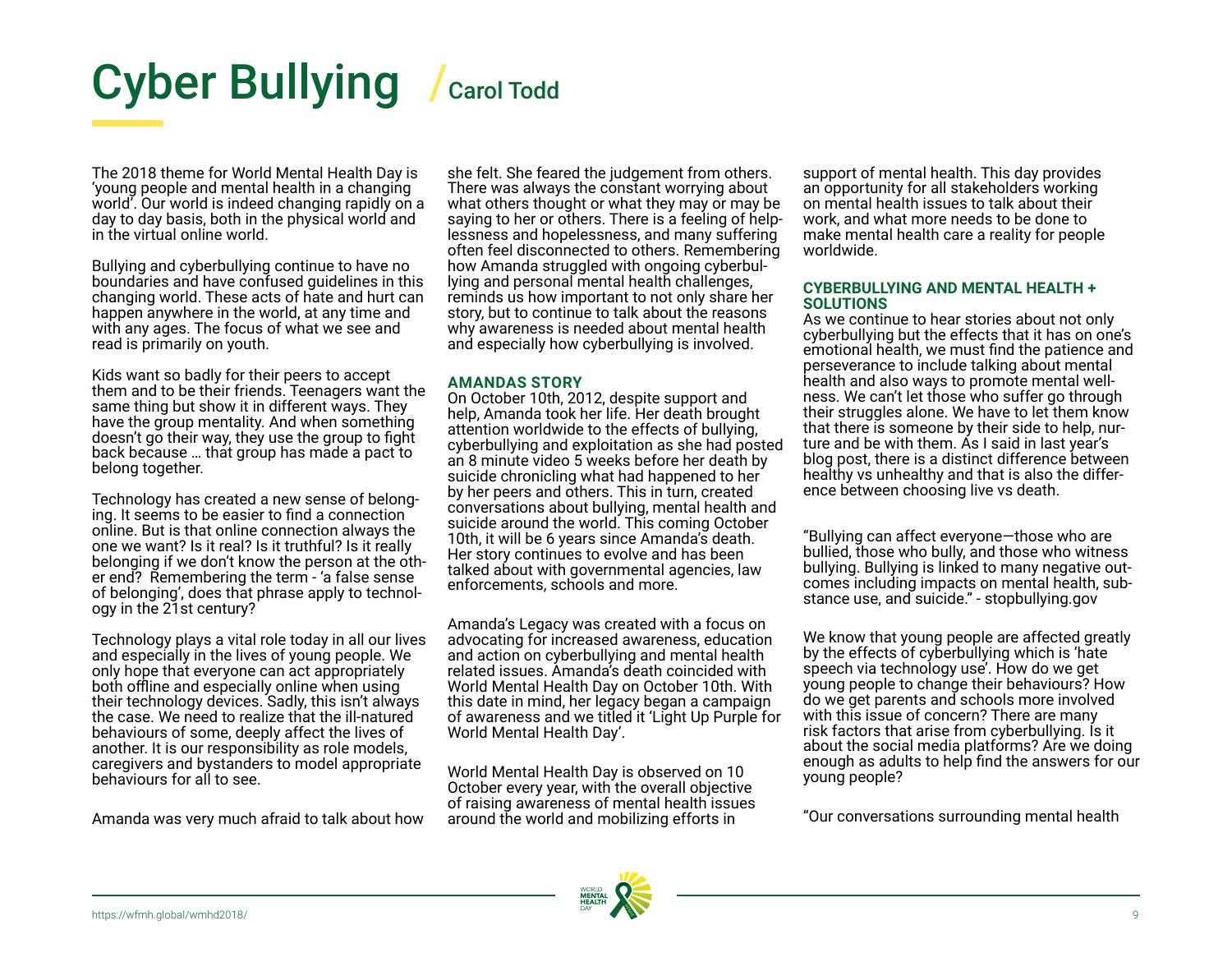# Cyber Bullying / Carol Todd

The 2018 theme for World Mental Health Day is 'young people and mental health in a changing world'. Our world is indeed changing rapidly on a day to day basis, both in the physical world and in the virtual online world.

Bullying and cyberbullying continue to have no boundaries and have confused guidelines in this changing world. These acts of hate and hurt can happen anywhere in the world, at any time and with any ages. The focus of what we see and read is primarily on youth.

Kids want so badly for their peers to accept them and to be their friends. Teenagers want the same thing but show it in different ways. They have the group mentality. And when something doesn't go their way, they use the group to fight back because … that group has made a pact to belong together.

Technology has created a new sense of belonging. It seems to be easier to find a connection online. But is that online connection always the one we want? Is it real? Is it truthful? Is it really belonging if we don't know the person at the other end? Remembering the term - 'a false sense of belonging', does that phrase apply to technology in the 21st century?

Technology plays a vital role today in all our lives and especially in the lives of young people. We only hope that everyone can act appropriately both offline and especially online when using their technology devices. Sadly, this isn't always the case. We need to realize that the ill-natured behaviours of some, deeply affect the lives of another. It is our responsibility as role models, caregivers and bystanders to model appropriate behaviours for all to see.

Amanda was very much afraid to talk about how she felt. She feared the judgement from others. There was always the constant worrying about what others thought or what they may or may be saying to her or others. There is a feeling of helplessness and hopelessness, and many suffering often feel disconnected to others. Remembering how Amanda struggled with ongoing cyberbullying and personal mental health challenges, reminds us how important to not only share her story, but to continue to talk about the reasons why awareness is needed about mental health and especially how cyberbullying is involved.

### AMANDAS STORY

On October 10th, 2012, despite support and help, Amanda took her life. Her death brought attention worldwide to the effects of bullying, cyberbullying and exploitation as she had posted an 8 minute video 5 weeks before her death by suicide chronicling what had happened to her by her peers and others. This in turn, created conversations about bullying, mental health and suicide around the world. This coming October 10th, it will be 6 years since Amanda's death. Her story continues to evolve and has been talked about with governmental agencies, law enforcements, schools and more.

Amanda's Legacy was created with a focus on advocating for increased awareness, education and action on cyberbullying and mental health related issues. Amanda's death coincided with World Mental Health Day on October 10th. With this date in mind, her legacy began a campaign of awareness and we titled it 'Light Up Purple for World Mental Health Day'.

World Mental Health Day is observed on 10 October every year, with the overall objective of raising awareness of mental health issues around the world and mobilizing efforts in support of mental health. This day provides an opportunity for all stakeholders working on mental health issues to talk about their work, and what more needs to be done to make mental health care a reality for people worldwide.

### CYBERBULLYING AND MENTAL HEALTH + SOLUTIONS

As we continue to hear stories about not only cyberbullying but the effects that it has on one's emotional health, we must find the patience and perseverance to include talking about mental health and also ways to promote mental wellness. We can't let those who suffer go through their struggles alone. We have to let them know that there is someone by their side to help, nurture and be with them. As I said in last year's blog post, there is a distinct difference between healthy vs unhealthy and that is also the difference between choosing live vs death.

"Bullying can affect everyone—those who are bullied, those who bully, and those who witness bullying. Bullying is linked to many negative outcomes including impacts on mental health, substance use, and suicide." - stopbullying.gov

We know that young people are affected greatly by the effects of cyberbullying which is 'hate speech via technology use'. How do we get young people to change their behaviours? How do we get parents and schools more involved with this issue of concern? There are many risk factors that arise from cyberbullying. Is it about the social media platforms? Are we doing enough as adults to help find the answers for our young people?

"Our conversations surrounding mental health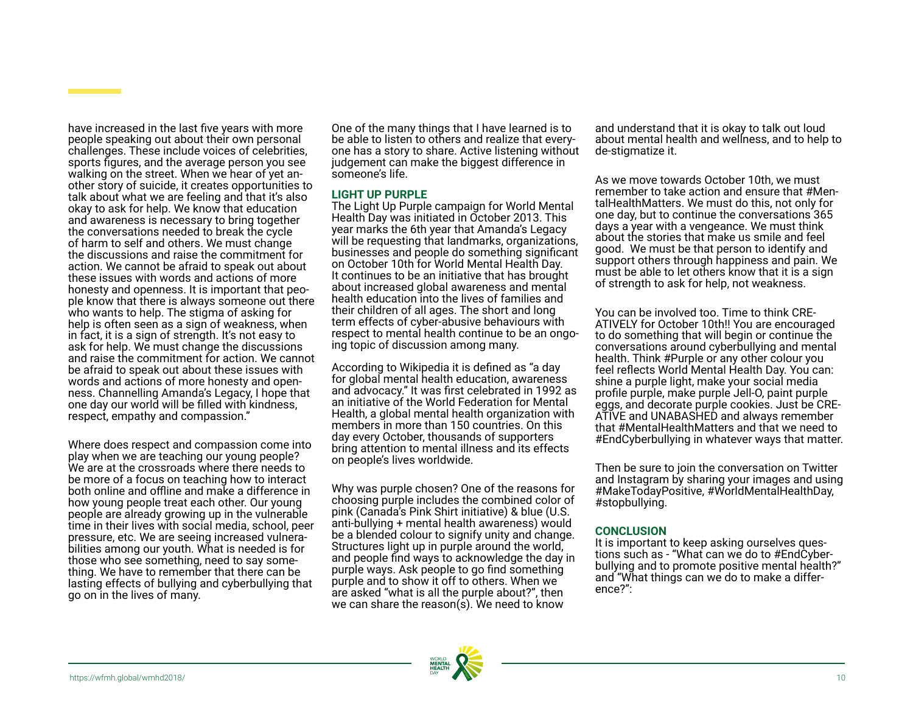have increased in the last five years with more people speaking out about their own personal challenges. These include voices of celebrities, sports figures, and the average person you see walking on the street. When we hear of yet another story of suicide, it creates opportunities to talk about what we are feeling and that it's also okay to ask for help. We know that education and awareness is necessary to bring together the conversations needed to break the cycle of harm to self and others. We must change the discussions and raise the commitment for action. We cannot be afraid to speak out about these issues with words and actions of more honesty and openness. It is important that people know that there is always someone out there who wants to help. The stigma of asking for help is often seen as a sign of weakness, when in fact, it is a sign of strength. It's not easy to ask for help. We must change the discussions and raise the commitment for action. We cannot be afraid to speak out about these issues with words and actions of more honesty and openness. Channelling Amanda's Legacy, I hope that one day our world will be filled with kindness, respect, empathy and compassion."

Where does respect and compassion come into play when we are teaching our young people? We are at the crossroads where there needs to be more of a focus on teaching how to interact both online and offline and make a difference in how young people treat each other. Our young people are already growing up in the vulnerable time in their lives with social media, school, peer pressure, etc. We are seeing increased vulnerabilities among our youth. What is needed is for those who see something, need to say something. We have to remember that there can be lasting effects of bullying and cyberbullying that go on in the lives of many.

One of the many things that I have learned is to be able to listen to others and realize that everyone has a story to share. Active listening without judgement can make the biggest difference in someone's life.

## LIGHT UP PURPLE

The Light Up Purple campaign for World Mental Health Day was initiated in October 2013. This year marks the 6th year that Amanda's Legacy will be requesting that landmarks, organizations, businesses and people do something significant on October 10th for World Mental Health Day. It continues to be an initiative that has brought about increased global awareness and mental health education into the lives of families and their children of all ages. The short and long term effects of cyber-abusive behaviours with respect to mental health continue to be an ongoing topic of discussion among many.

According to Wikipedia it is defined as "a day for global mental health education, awareness and advocacy." It was first celebrated in 1992 as an initiative of the World Federation for Mental Health, a global mental health organization with members in more than 150 countries. On this day every October, thousands of supporters bring attention to mental illness and its effects on people's lives worldwide.

Why was purple chosen? One of the reasons for choosing purple includes the combined color of pink (Canada's Pink Shirt initiative) & blue (U.S. anti-bullying + mental health awareness) would be a blended colour to signify unity and change. Structures light up in purple around the world, and people find ways to acknowledge the day in purple ways. Ask people to go find something purple and to show it off to others. When we are asked "what is all the purple about?", then we can share the reason(s). We need to know and understand that it is okay to talk out loud about mental health and wellness, and to help to de-stigmatize it.

As we move towards October 10th, we must remember to take action and ensure that #MentalHealthMatters. We must do this, not only for one day, but to continue the conversations 365 days a year with a vengeance. We must think about the stories that make us smile and feel good. We must be that person to identify and support others through happiness and pain. We must be able to let others know that it is a sign of strength to ask for help, not weakness.

You can be involved too. Time to think CREATIVELY for October 10th!! You are encouraged to do something that will begin or continue the conversations around cyberbullying and mental health. Think #Purple or any other colour you feel reflects World Mental Health Day. You can: shine a purple light, make your social media profile purple, make purple Jell-O, paint purple eggs, and decorate purple cookies. Just be CREATIVE and UNABASHED and always remember that #MentalHealthMatters and that we need to #EndCyberbullying in whatever ways that matter.

Then be sure to join the conversation on Twitter and Instagram by sharing your images and using #MakeTodayPositive, #WorldMentalHealthDay, #stopbullying.

## CONCLUSION

It is important to keep asking ourselves questions such as - "What can we do to #EndCyberbullying and to promote positive mental health?" and "What things can we do to make a difference?":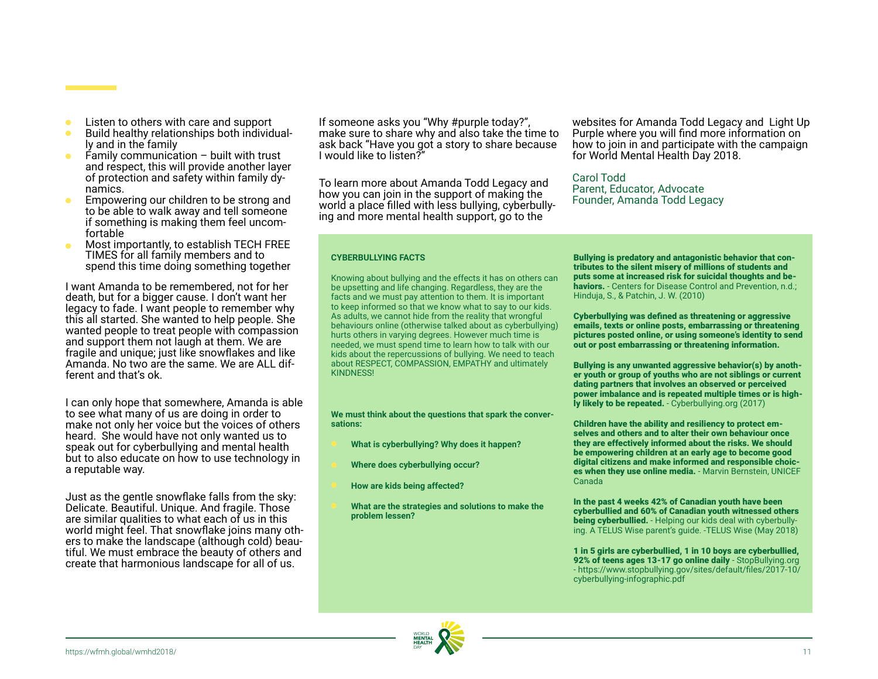- Listen to others with care and support
- Build healthy relationships both individually and in the family
- Family communication – built with trust and respect, this will provide another layer of protection and safety within family dynamics.
- Empowering our children to be strong and to be able to walk away and tell someone if something is making them feel uncomfortable
- Most importantly, to establish TECH FREE TIMES for all family members and to spend this time doing something together

I want Amanda to be remembered, not for her death, but for a bigger cause. I don't want her legacy to fade. I want people to remember why this all started. She wanted to help people. She wanted people to treat people with compassion and support them not laugh at them. We are fragile and unique; just like snowflakes and like Amanda. No two are the same. We are ALL different and that's ok.

I can only hope that somewhere, Amanda is able to see what many of us are doing in order to make not only her voice but the voices of others heard. She would have not only wanted us to speak out for cyberbullying and mental health but to also educate on how to use technology in a reputable way.

Just as the gentle snowflake falls from the sky: Delicate. Beautiful. Unique. And fragile. Those are similar qualities to what each of us in this world might feel. That snowflake joins many others to make the landscape (although cold) beautiful. We must embrace the beauty of others and create that harmonious landscape for all of us.

If someone asks you "Why #purple today?", make sure to share why and also take the time to ask back "Have you got a story to share because I would like to listen?"

To learn more about Amanda Todd Legacy and how you can join in the support of making the world a place filled with less bullying, cyberbullying and more mental health support, go to the websites for Amanda Todd Legacy and Light Up Purple where you will find more information on how to join in and participate with the campaign for World Mental Health Day 2018.

Carol Todd
Parent, Educator, Advocate
Founder, Amanda Todd Legacy

**CYBERBULLYING FACTS**

Knowing about bullying and the effects it has on others can be upsetting and life changing. Regardless, they are the facts and we must pay attention to them. It is important to keep informed so that we know what to say to our kids. As adults, we cannot hide from the reality that wrongful behaviours online (otherwise talked about as cyberbullying) hurts others in varying degrees. However much time is needed, we must spend time to learn how to talk with our kids about the repercussions of bullying. We need to teach about RESPECT, COMPASSION, EMPATHY and ultimately KINDNESS!

**We must think about the questions that spark the conversations:**

- **What is cyberbullying? Why does it happen?**
- **Where does cyberbullying occur?**
- **How are kids being affected?**
- **What are the strategies and solutions to make the problem lessen?**

**Bullying is predatory and antagonistic behavior that contributes to the silent misery of millions of students and puts some at increased risk for suicidal thoughts and behaviors.** - Centers for Disease Control and Prevention, n.d.; Hinduja, S., & Patchin, J. W. (2010)

**Cyberbullying was defined as threatening or aggressive emails, texts or online posts, embarrassing or threatening pictures posted online, or using someone's identity to send out or post embarrassing or threatening information.**

**Bullying is any unwanted aggressive behavior(s) by another youth or group of youths who are not siblings or current dating partners that involves an observed or perceived power imbalance and is repeated multiple times or is highly likely to be repeated.** - Cyberbullying.org (2017)

**Children have the ability and resiliency to protect emselves and others and to alter their own behaviour once they are effectively informed about the risks. We should be empowering children at an early age to become good digital citizens and make informed and responsible choices when they use online media.** - Marvin Bernstein, UNICEF Canada

**In the past 4 weeks 42% of Canadian youth have been cyberbullied and 60% of Canadian youth witnessed others being cyberbullied.** - Helping our kids deal with cyberbullying. A TELUS Wise parent's guide. -TELUS Wise (May 2018)

**1 in 5 girls are cyberbullied, 1 in 10 boys are cyberbullied, 92% of teens ages 13-17 go online daily** - StopBullying.org - https://www.stopbullying.gov/sites/default/files/2017-10/cyberbullying-infographic.pdf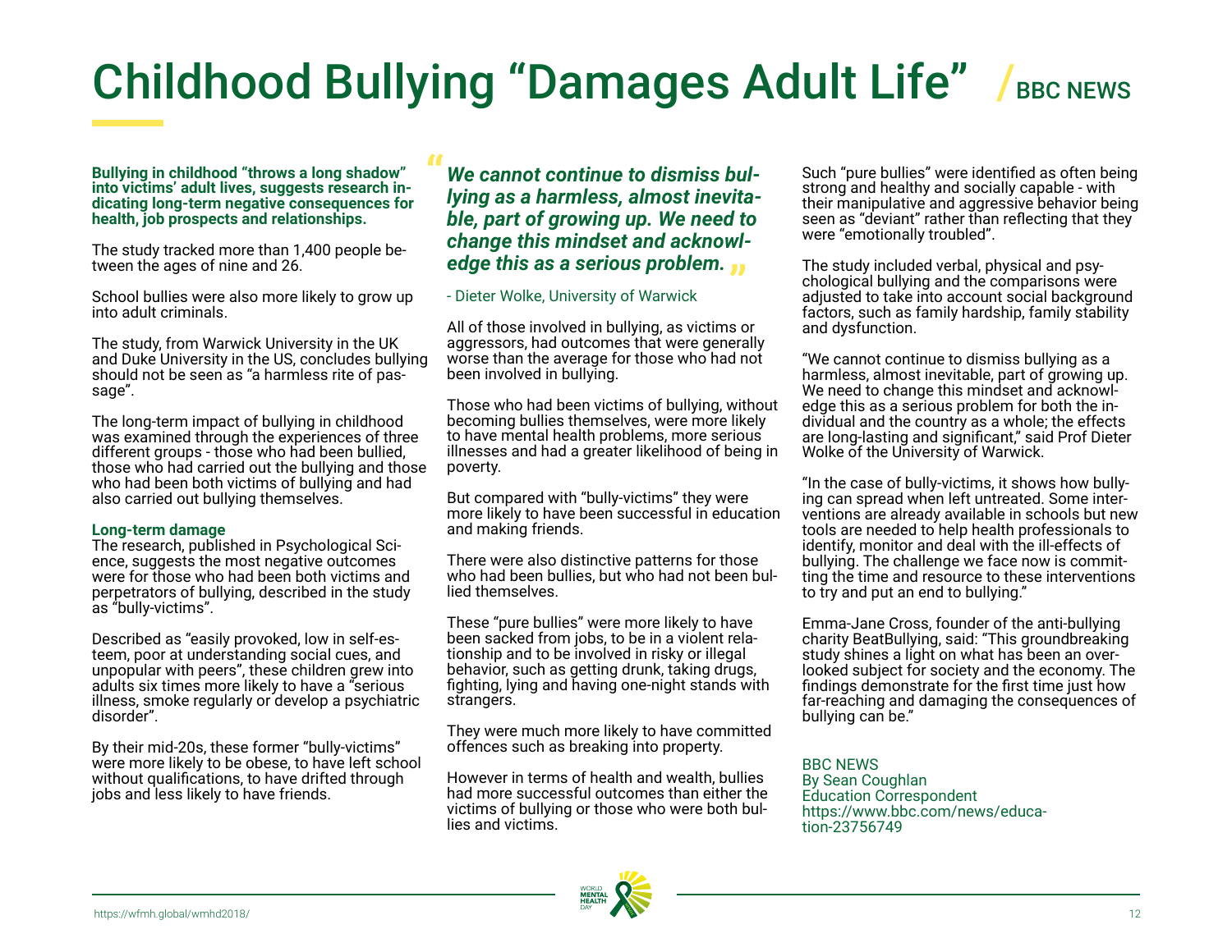# Childhood Bullying "Damages Adult Life" / BBC NEWS

**Bullying in childhood "throws a long shadow" into victims' adult lives, suggests research indicating long-term negative consequences for health, job prospects and relationships.**

The study tracked more than 1,400 people between the ages of nine and 26.

School bullies were also more likely to grow up into adult criminals.

The study, from Warwick University in the UK and Duke University in the US, concludes bullying should not be seen as "a harmless rite of passage".

The long-term impact of bullying in childhood was examined through the experiences of three different groups - those who had been bullied, those who had carried out the bullying and those who had been both victims of bullying and had also carried out bullying themselves.

**Long-term damage**

The research, published in Psychological Science, suggests the most negative outcomes were for those who had been both victims and perpetrators of bullying, described in the study as "bully-victims".

Described as "easily provoked, low in self-esteem, poor at understanding social cues, and unpopular with peers", these children grew into adults six times more likely to have a "serious illness, smoke regularly or develop a psychiatric disorder".

By their mid-20s, these former "bully-victims" were more likely to be obese, to have left school without qualifications, to have drifted through jobs and less likely to have friends.

> ***"We cannot continue to dismiss bullying as a harmless, almost inevitable, part of growing up. We need to change this mindset and acknowledge this as a serious problem."***
>
> - Dieter Wolke, University of Warwick

All of those involved in bullying, as victims or aggressors, had outcomes that were generally worse than the average for those who had not been involved in bullying.

Those who had been victims of bullying, without becoming bullies themselves, were more likely to have mental health problems, more serious illnesses and had a greater likelihood of being in poverty.

But compared with "bully-victims" they were more likely to have been successful in education and making friends.

There were also distinctive patterns for those who had been bullies, but who had not been bullied themselves.

These "pure bullies" were more likely to have been sacked from jobs, to be in a violent relationship and to be involved in risky or illegal behavior, such as getting drunk, taking drugs, fighting, lying and having one-night stands with strangers.

They were much more likely to have committed offences such as breaking into property.

However in terms of health and wealth, bullies had more successful outcomes than either the victims of bullying or those who were both bullies and victims.

Such "pure bullies" were identified as often being strong and healthy and socially capable - with their manipulative and aggressive behavior being seen as "deviant" rather than reflecting that they were "emotionally troubled".

The study included verbal, physical and psychological bullying and the comparisons were adjusted to take into account social background factors, such as family hardship, family stability and dysfunction.

"We cannot continue to dismiss bullying as a harmless, almost inevitable, part of growing up. We need to change this mindset and acknowledge this as a serious problem for both the individual and the country as a whole; the effects are long-lasting and significant," said Prof Dieter Wolke of the University of Warwick.

"In the case of bully-victims, it shows how bullying can spread when left untreated. Some interventions are already available in schools but new tools are needed to help health professionals to identify, monitor and deal with the ill-effects of bullying. The challenge we face now is committing the time and resource to these interventions to try and put an end to bullying."

Emma-Jane Cross, founder of the anti-bullying charity BeatBullying, said: "This groundbreaking study shines a light on what has been an overlooked subject for society and the economy. The findings demonstrate for the first time just how far-reaching and damaging the consequences of bullying can be."

BBC NEWS
By Sean Coughlan
Education Correspondent
https://www.bbc.com/news/education-23756749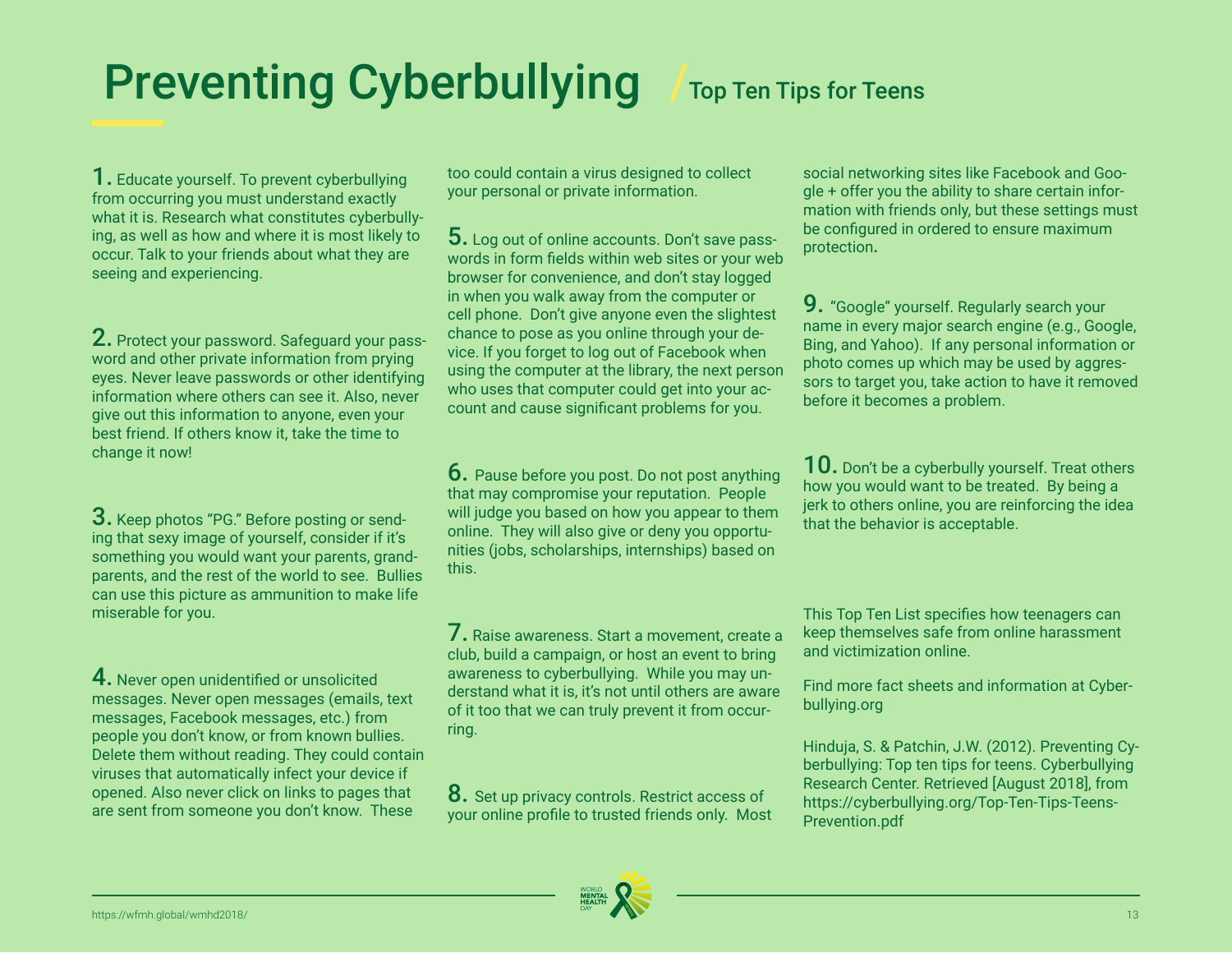# Preventing Cyberbullying / Top Ten Tips for Teens

**1.** Educate yourself. To prevent cyberbullying from occurring you must understand exactly what it is. Research what constitutes cyberbullying, as well as how and where it is most likely to occur. Talk to your friends about what they are seeing and experiencing.

**2.** Protect your password. Safeguard your password and other private information from prying eyes. Never leave passwords or other identifying information where others can see it. Also, never give out this information to anyone, even your best friend. If others know it, take the time to change it now!

**3.** Keep photos "PG." Before posting or sending that sexy image of yourself, consider if it's something you would want your parents, grandparents, and the rest of the world to see. Bullies can use this picture as ammunition to make life miserable for you.

**4.** Never open unidentified or unsolicited messages. Never open messages (emails, text messages, Facebook messages, etc.) from people you don't know, or from known bullies. Delete them without reading. They could contain viruses that automatically infect your device if opened. Also never click on links to pages that are sent from someone you don't know. These too could contain a virus designed to collect your personal or private information.

**5.** Log out of online accounts. Don't save passwords in form fields within web sites or your web browser for convenience, and don't stay logged in when you walk away from the computer or cell phone. Don't give anyone even the slightest chance to pose as you online through your device. If you forget to log out of Facebook when using the computer at the library, the next person who uses that computer could get into your account and cause significant problems for you.

**6.** Pause before you post. Do not post anything that may compromise your reputation. People will judge you based on how you appear to them online. They will also give or deny you opportunities (jobs, scholarships, internships) based on this.

**7.** Raise awareness. Start a movement, create a club, build a campaign, or host an event to bring awareness to cyberbullying. While you may understand what it is, it's not until others are aware of it too that we can truly prevent it from occurring.

**8.** Set up privacy controls. Restrict access of your online profile to trusted friends only. Most social networking sites like Facebook and Google + offer you the ability to share certain information with friends only, but these settings must be configured in ordered to ensure maximum protection.

**9.** "Google" yourself. Regularly search your name in every major search engine (e.g., Google, Bing, and Yahoo). If any personal information or photo comes up which may be used by aggressors to target you, take action to have it removed before it becomes a problem.

**10.** Don't be a cyberbully yourself. Treat others how you would want to be treated. By being a jerk to others online, you are reinforcing the idea that the behavior is acceptable.

This Top Ten List specifies how teenagers can keep themselves safe from online harassment and victimization online.

Find more fact sheets and information at Cyberbullying.org

Hinduja, S. & Patchin, J.W. (2012). Preventing Cyberbullying: Top ten tips for teens. Cyberbullying Research Center. Retrieved [August 2018], from https://cyberbullying.org/Top-Ten-Tips-Teens-Prevention.pdf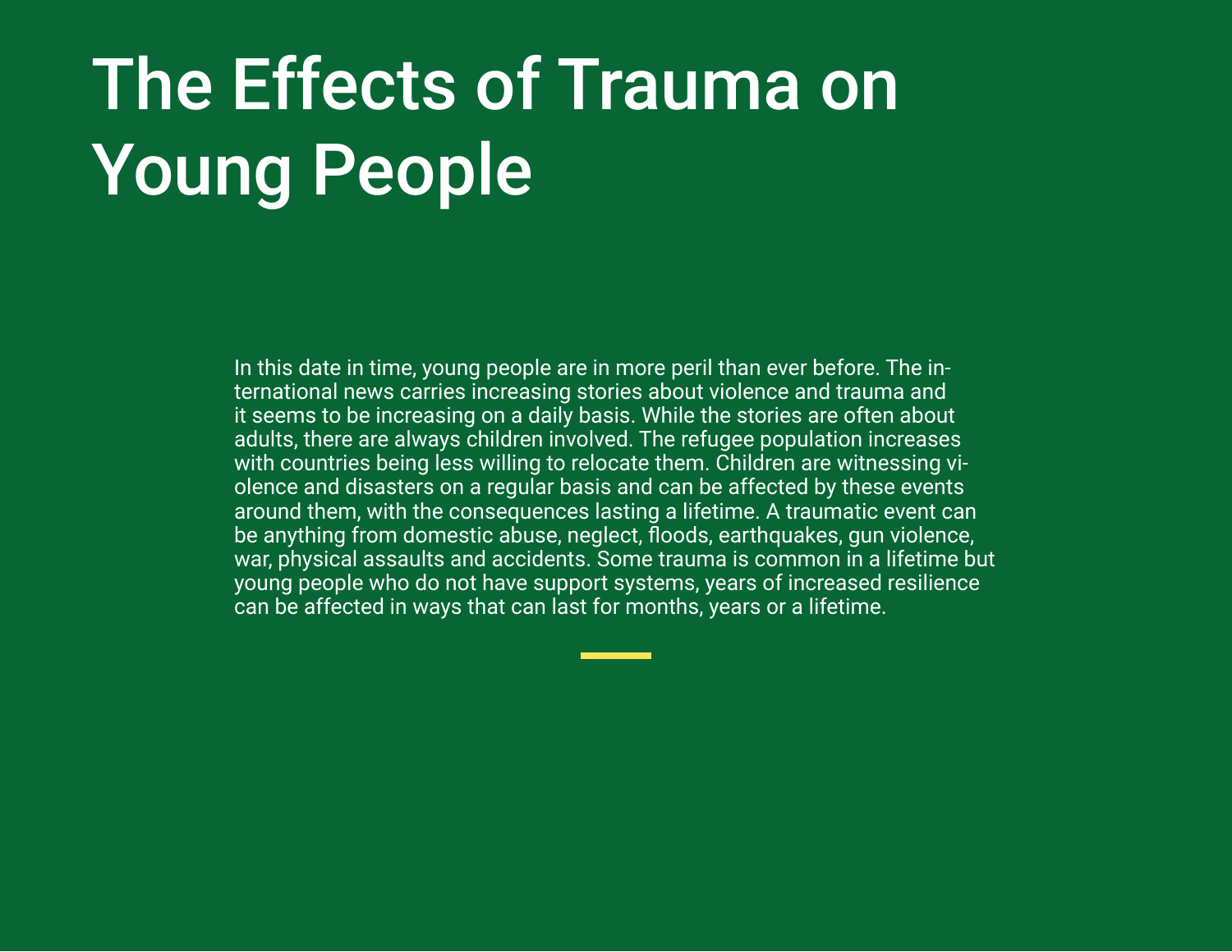# The Effects of Trauma on Young People

In this date in time, young people are in more peril than ever before. The international news carries increasing stories about violence and trauma and it seems to be increasing on a daily basis. While the stories are often about adults, there are always children involved. The refugee population increases with countries being less willing to relocate them. Children are witnessing violence and disasters on a regular basis and can be affected by these events around them, with the consequences lasting a lifetime. A traumatic event can be anything from domestic abuse, neglect, floods, earthquakes, gun violence, war, physical assaults and accidents. Some trauma is common in a lifetime but young people who do not have support systems, years of increased resilience can be affected in ways that can last for months, years or a lifetime.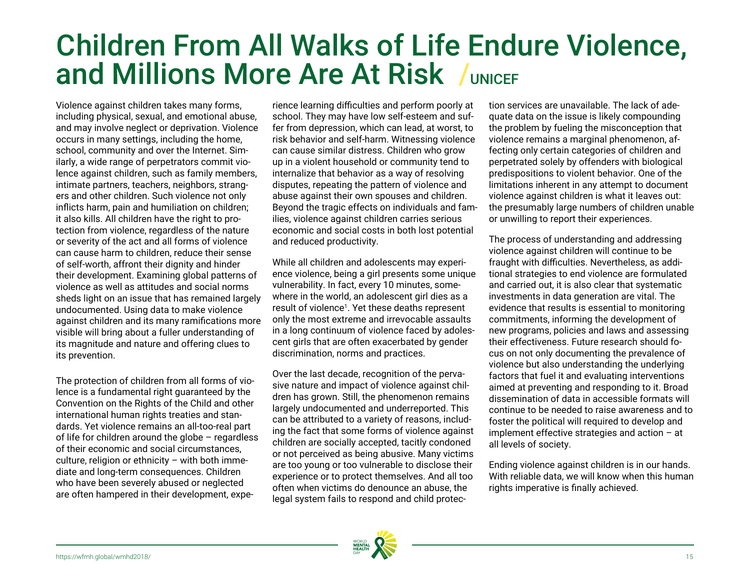# Children From All Walks of Life Endure Violence, and Millions More Are At Risk / UNICEF

Violence against children takes many forms, including physical, sexual, and emotional abuse, and may involve neglect or deprivation. Violence occurs in many settings, including the home, school, community and over the Internet. Similarly, a wide range of perpetrators commit violence against children, such as family members, intimate partners, teachers, neighbors, strangers and other children. Such violence not only inflicts harm, pain and humiliation on children; it also kills. All children have the right to protection from violence, regardless of the nature or severity of the act and all forms of violence can cause harm to children, reduce their sense of self-worth, affront their dignity and hinder their development. Examining global patterns of violence as well as attitudes and social norms sheds light on an issue that has remained largely undocumented. Using data to make violence against children and its many ramifications more visible will bring about a fuller understanding of its magnitude and nature and offering clues to its prevention.

The protection of children from all forms of violence is a fundamental right guaranteed by the Convention on the Rights of the Child and other international human rights treaties and standards. Yet violence remains an all-too-real part of life for children around the globe – regardless of their economic and social circumstances, culture, religion or ethnicity – with both immediate and long-term consequences. Children who have been severely abused or neglected are often hampered in their development, experience learning difficulties and perform poorly at school. They may have low self-esteem and suffer from depression, which can lead, at worst, to risk behavior and self-harm. Witnessing violence can cause similar distress. Children who grow up in a violent household or community tend to internalize that behavior as a way of resolving disputes, repeating the pattern of violence and abuse against their own spouses and children. Beyond the tragic effects on individuals and families, violence against children carries serious economic and social costs in both lost potential and reduced productivity.

While all children and adolescents may experience violence, being a girl presents some unique vulnerability. In fact, every 10 minutes, somewhere in the world, an adolescent girl dies as a result of violence[1]. Yet these deaths represent only the most extreme and irrevocable assaults in a long continuum of violence faced by adolescent girls that are often exacerbated by gender discrimination, norms and practices.

Over the last decade, recognition of the pervasive nature and impact of violence against children has grown. Still, the phenomenon remains largely undocumented and underreported. This can be attributed to a variety of reasons, including the fact that some forms of violence against children are socially accepted, tacitly condoned or not perceived as being abusive. Many victims are too young or too vulnerable to disclose their experience or to protect themselves. And all too often when victims do denounce an abuse, the legal system fails to respond and child protection services are unavailable. The lack of adequate data on the issue is likely compounding the problem by fueling the misconception that violence remains a marginal phenomenon, affecting only certain categories of children and perpetrated solely by offenders with biological predispositions to violent behavior. One of the limitations inherent in any attempt to document violence against children is what it leaves out: the presumably large numbers of children unable or unwilling to report their experiences.

The process of understanding and addressing violence against children will continue to be fraught with difficulties. Nevertheless, as additional strategies to end violence are formulated and carried out, it is also clear that systematic investments in data generation are vital. The evidence that results is essential to monitoring commitments, informing the development of new programs, policies and laws and assessing their effectiveness. Future research should focus on not only documenting the prevalence of violence but also understanding the underlying factors that fuel it and evaluating interventions aimed at preventing and responding to it. Broad dissemination of data in accessible formats will continue to be needed to raise awareness and to foster the political will required to develop and implement effective strategies and action – at all levels of society.

Ending violence against children is in our hands. With reliable data, we will know when this human rights imperative is finally achieved.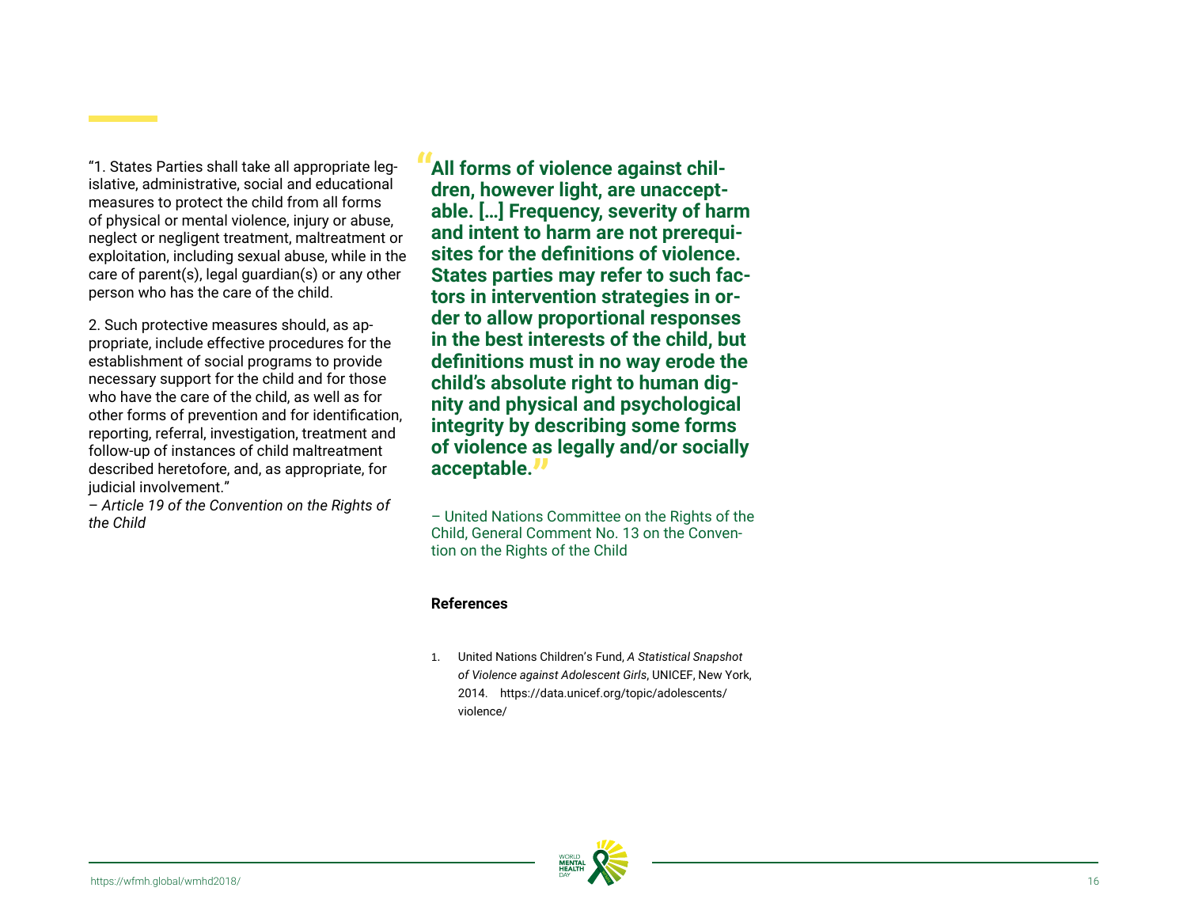"1. States Parties shall take all appropriate legislative, administrative, social and educational measures to protect the child from all forms of physical or mental violence, injury or abuse, neglect or negligent treatment, maltreatment or exploitation, including sexual abuse, while in the care of parent(s), legal guardian(s) or any other person who has the care of the child.

2. Such protective measures should, as appropriate, include effective procedures for the establishment of social programs to provide necessary support for the child and for those who have the care of the child, as well as for other forms of prevention and for identification, reporting, referral, investigation, treatment and follow-up of instances of child maltreatment described heretofore, and, as appropriate, for judicial involvement."

*– Article 19 of the Convention on the Rights of the Child*

> **"All forms of violence against children, however light, are unacceptable. […] Frequency, severity of harm and intent to harm are not prerequisites for the definitions of violence. States parties may refer to such factors in intervention strategies in order to allow proportional responses in the best interests of the child, but definitions must in no way erode the child's absolute right to human dignity and physical and psychological integrity by describing some forms of violence as legally and/or socially acceptable."**
>
> – United Nations Committee on the Rights of the Child, General Comment No. 13 on the Convention on the Rights of the Child

**References**

1. United Nations Children's Fund, *A Statistical Snapshot of Violence against Adolescent Girls*, UNICEF, New York, 2014. https://data.unicef.org/topic/adolescents/violence/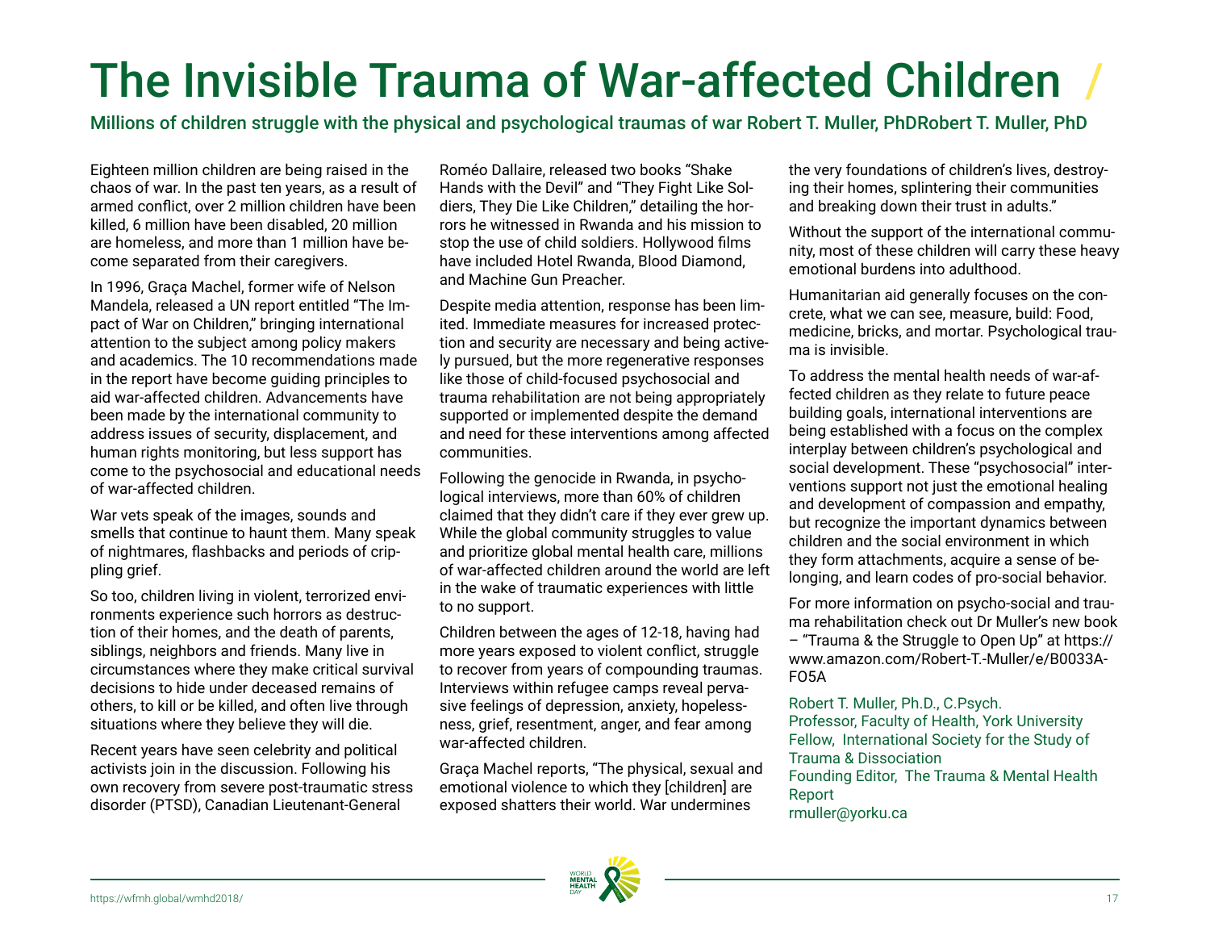# The Invisible Trauma of War-affected Children

**Millions of children struggle with the physical and psychological traumas of war Robert T. Muller, PhDRobert T. Muller, PhD**

Eighteen million children are being raised in the chaos of war. In the past ten years, as a result of armed conflict, over 2 million children have been killed, 6 million have been disabled, 20 million are homeless, and more than 1 million have become separated from their caregivers.

In 1996, Graça Machel, former wife of Nelson Mandela, released a UN report entitled "The Impact of War on Children," bringing international attention to the subject among policy makers and academics. The 10 recommendations made in the report have become guiding principles to aid war-affected children. Advancements have been made by the international community to address issues of security, displacement, and human rights monitoring, but less support has come to the psychosocial and educational needs of war-affected children.

War vets speak of the images, sounds and smells that continue to haunt them. Many speak of nightmares, flashbacks and periods of crippling grief.

So too, children living in violent, terrorized environments experience such horrors as destruction of their homes, and the death of parents, siblings, neighbors and friends. Many live in circumstances where they make critical survival decisions to hide under deceased remains of others, to kill or be killed, and often live through situations where they believe they will die.

Recent years have seen celebrity and political activists join in the discussion. Following his own recovery from severe post-traumatic stress disorder (PTSD), Canadian Lieutenant-General Roméo Dallaire, released two books "Shake Hands with the Devil" and "They Fight Like Soldiers, They Die Like Children," detailing the horrors he witnessed in Rwanda and his mission to stop the use of child soldiers. Hollywood films have included Hotel Rwanda, Blood Diamond, and Machine Gun Preacher.

Despite media attention, response has been limited. Immediate measures for increased protection and security are necessary and being actively pursued, but the more regenerative responses like those of child-focused psychosocial and trauma rehabilitation are not being appropriately supported or implemented despite the demand and need for these interventions among affected communities.

Following the genocide in Rwanda, in psychological interviews, more than 60% of children claimed that they didn't care if they ever grew up. While the global community struggles to value and prioritize global mental health care, millions of war-affected children around the world are left in the wake of traumatic experiences with little to no support.

Children between the ages of 12-18, having had more years exposed to violent conflict, struggle to recover from years of compounding traumas. Interviews within refugee camps reveal pervasive feelings of depression, anxiety, hopelessness, grief, resentment, anger, and fear among war-affected children.

Graça Machel reports, "The physical, sexual and emotional violence to which they [children] are exposed shatters their world. War undermines the very foundations of children's lives, destroying their homes, splintering their communities and breaking down their trust in adults."

Without the support of the international community, most of these children will carry these heavy emotional burdens into adulthood.

Humanitarian aid generally focuses on the concrete, what we can see, measure, build: Food, medicine, bricks, and mortar. Psychological trauma is invisible.

To address the mental health needs of war-affected children as they relate to future peace building goals, international interventions are being established with a focus on the complex interplay between children's psychological and social development. These "psychosocial" interventions support not just the emotional healing and development of compassion and empathy, but recognize the important dynamics between children and the social environment in which they form attachments, acquire a sense of belonging, and learn codes of pro-social behavior.

For more information on psycho-social and trauma rehabilitation check out Dr Muller's new book – "Trauma & the Struggle to Open Up" at https://www.amazon.com/Robert-T.-Muller/e/B0033A-FO5A

Robert T. Muller, Ph.D., C.Psych.
Professor, Faculty of Health, York University
Fellow, International Society for the Study of Trauma & Dissociation
Founding Editor, The Trauma & Mental Health Report
rmuller@yorku.ca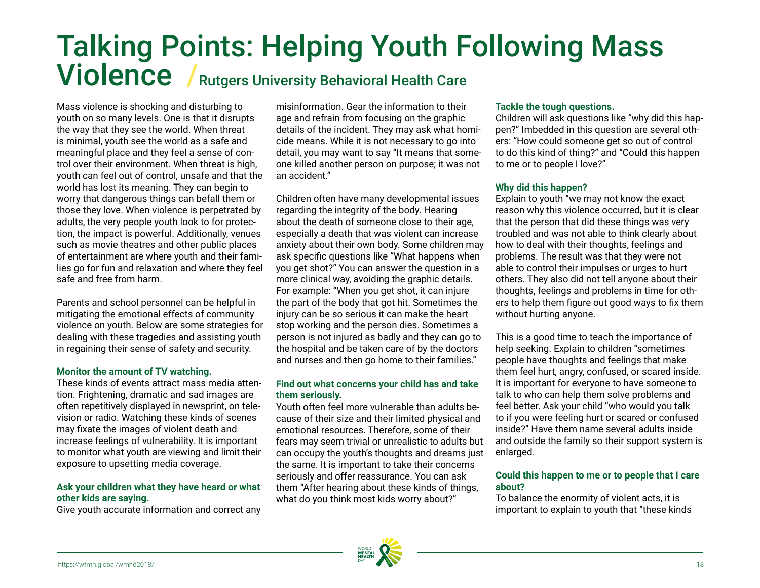# Talking Points: Helping Youth Following Mass Violence / Rutgers University Behavioral Health Care

Mass violence is shocking and disturbing to youth on so many levels. One is that it disrupts the way that they see the world. When threat is minimal, youth see the world as a safe and meaningful place and they feel a sense of control over their environment. When threat is high, youth can feel out of control, unsafe and that the world has lost its meaning. They can begin to worry that dangerous things can befall them or those they love. When violence is perpetrated by adults, the very people youth look to for protection, the impact is powerful. Additionally, venues such as movie theatres and other public places of entertainment are where youth and their families go for fun and relaxation and where they feel safe and free from harm.

Parents and school personnel can be helpful in mitigating the emotional effects of community violence on youth. Below are some strategies for dealing with these tragedies and assisting youth in regaining their sense of safety and security.

**Monitor the amount of TV watching.**

These kinds of events attract mass media attention. Frightening, dramatic and sad images are often repetitively displayed in newsprint, on television or radio. Watching these kinds of scenes may fixate the images of violent death and increase feelings of vulnerability. It is important to monitor what youth are viewing and limit their exposure to upsetting media coverage.

**Ask your children what they have heard or what other kids are saying.**

Give youth accurate information and correct any misinformation. Gear the information to their age and refrain from focusing on the graphic details of the incident. They may ask what homicide means. While it is not necessary to go into detail, you may want to say "It means that someone killed another person on purpose; it was not an accident."

Children often have many developmental issues regarding the integrity of the body. Hearing about the death of someone close to their age, especially a death that was violent can increase anxiety about their own body. Some children may ask specific questions like "What happens when you get shot?" You can answer the question in a more clinical way, avoiding the graphic details. For example: "When you get shot, it can injure the part of the body that got hit. Sometimes the injury can be so serious it can make the heart stop working and the person dies. Sometimes a person is not injured as badly and they can go to the hospital and be taken care of by the doctors and nurses and then go home to their families."

**Find out what concerns your child has and take them seriously.**

Youth often feel more vulnerable than adults because of their size and their limited physical and emotional resources. Therefore, some of their fears may seem trivial or unrealistic to adults but can occupy the youth's thoughts and dreams just the same. It is important to take their concerns seriously and offer reassurance. You can ask them "After hearing about these kinds of things, what do you think most kids worry about?"

**Tackle the tough questions.**

Children will ask questions like "why did this happen?" Imbedded in this question are several others: "How could someone get so out of control to do this kind of thing?" and "Could this happen to me or to people I love?"

**Why did this happen?**

Explain to youth "we may not know the exact reason why this violence occurred, but it is clear that the person that did these things was very troubled and was not able to think clearly about how to deal with their thoughts, feelings and problems. The result was that they were not able to control their impulses or urges to hurt others. They also did not tell anyone about their thoughts, feelings and problems in time for others to help them figure out good ways to fix them without hurting anyone.

This is a good time to teach the importance of help seeking. Explain to children "sometimes people have thoughts and feelings that make them feel hurt, angry, confused, or scared inside. It is important for everyone to have someone to talk to who can help them solve problems and feel better. Ask your child "who would you talk to if you were feeling hurt or scared or confused inside?" Have them name several adults inside and outside the family so their support system is enlarged.

**Could this happen to me or to people that I care about?**

To balance the enormity of violent acts, it is important to explain to youth that "these kinds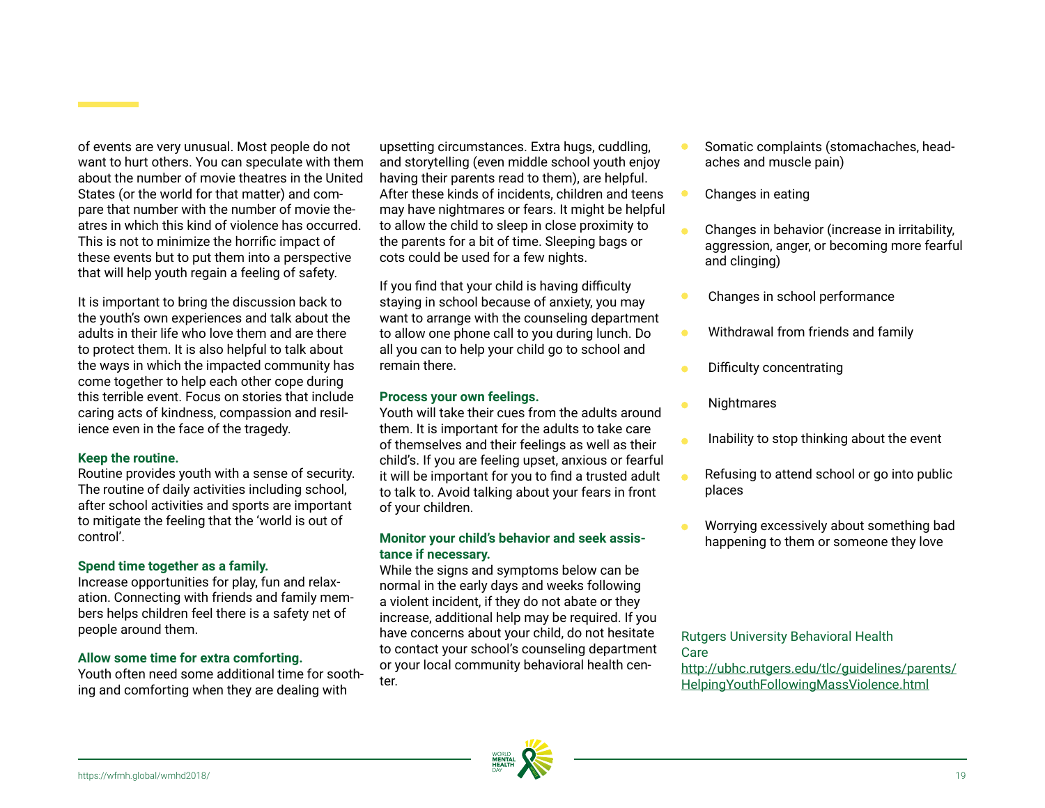of events are very unusual. Most people do not want to hurt others. You can speculate with them about the number of movie theatres in the United States (or the world for that matter) and compare that number with the number of movie theatres in which this kind of violence has occurred. This is not to minimize the horrific impact of these events but to put them into a perspective that will help youth regain a feeling of safety.

It is important to bring the discussion back to the youth's own experiences and talk about the adults in their life who love them and are there to protect them. It is also helpful to talk about the ways in which the impacted community has come together to help each other cope during this terrible event. Focus on stories that include caring acts of kindness, compassion and resilience even in the face of the tragedy.

**Keep the routine.**
Routine provides youth with a sense of security. The routine of daily activities including school, after school activities and sports are important to mitigate the feeling that the 'world is out of control'.

**Spend time together as a family.**
Increase opportunities for play, fun and relaxation. Connecting with friends and family members helps children feel there is a safety net of people around them.

**Allow some time for extra comforting.**
Youth often need some additional time for soothing and comforting when they are dealing with upsetting circumstances. Extra hugs, cuddling, and storytelling (even middle school youth enjoy having their parents read to them), are helpful. After these kinds of incidents, children and teens may have nightmares or fears. It might be helpful to allow the child to sleep in close proximity to the parents for a bit of time. Sleeping bags or cots could be used for a few nights.

If you find that your child is having difficulty staying in school because of anxiety, you may want to arrange with the counseling department to allow one phone call to you during lunch. Do all you can to help your child go to school and remain there.

**Process your own feelings.**
Youth will take their cues from the adults around them. It is important for the adults to take care of themselves and their feelings as well as their child's. If you are feeling upset, anxious or fearful it will be important for you to find a trusted adult to talk to. Avoid talking about your fears in front of your children.

**Monitor your child's behavior and seek assistance if necessary.**
While the signs and symptoms below can be normal in the early days and weeks following a violent incident, if they do not abate or they increase, additional help may be required. If you have concerns about your child, do not hesitate to contact your school's counseling department or your local community behavioral health center.

- Somatic complaints (stomachaches, headaches and muscle pain)
- Changes in eating
- Changes in behavior (increase in irritability, aggression, anger, or becoming more fearful and clinging)
- Changes in school performance
- Withdrawal from friends and family
- Difficulty concentrating
- Nightmares
- Inability to stop thinking about the event
- Refusing to attend school or go into public places
- Worrying excessively about something bad happening to them or someone they love

Rutgers University Behavioral Health Care
http://ubhc.rutgers.edu/tlc/guidelines/parents/HelpingYouthFollowingMassViolence.html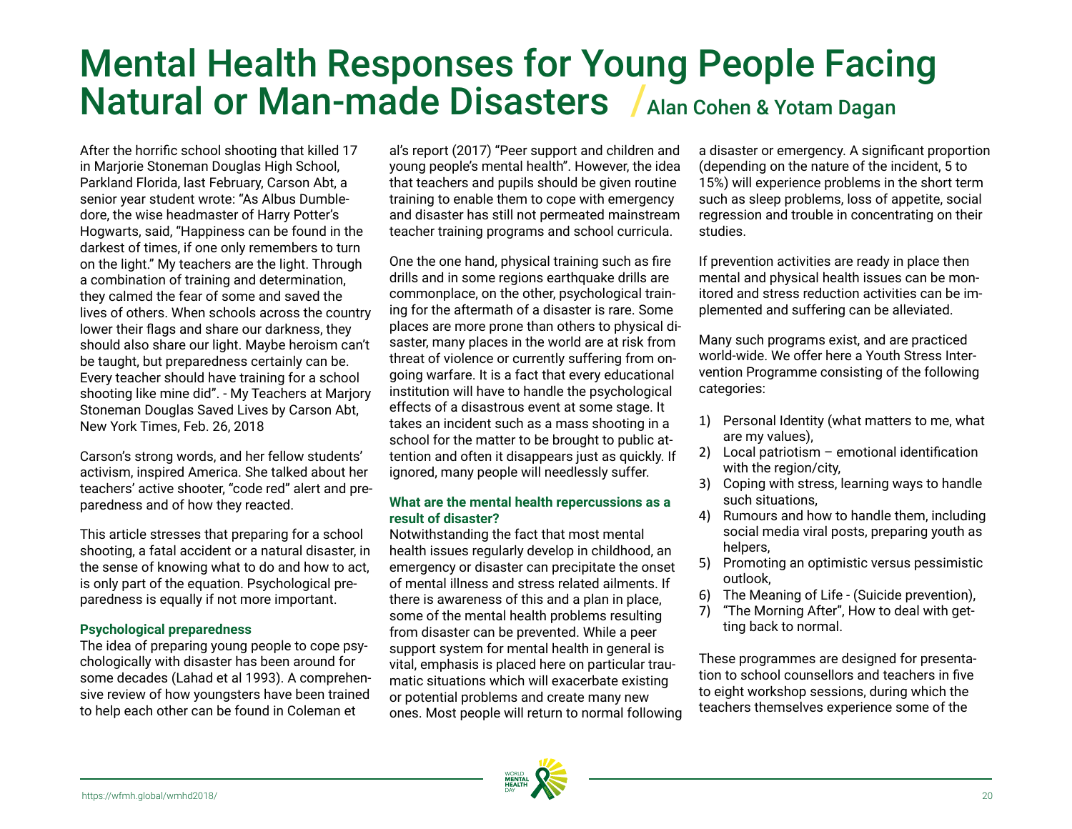# Mental Health Responses for Young People Facing Natural or Man-made Disasters

Alan Cohen & Yotam Dagan

After the horrific school shooting that killed 17 in Marjorie Stoneman Douglas High School, Parkland Florida, last February, Carson Abt, a senior year student wrote: "As Albus Dumbledore, the wise headmaster of Harry Potter's Hogwarts, said, "Happiness can be found in the darkest of times, if one only remembers to turn on the light." My teachers are the light. Through a combination of training and determination, they calmed the fear of some and saved the lives of others. When schools across the country lower their flags and share our darkness, they should also share our light. Maybe heroism can't be taught, but preparedness certainly can be. Every teacher should have training for a school shooting like mine did". - My Teachers at Marjory Stoneman Douglas Saved Lives by Carson Abt, New York Times, Feb. 26, 2018

Carson's strong words, and her fellow students' activism, inspired America. She talked about her teachers' active shooter, "code red" alert and preparedness and of how they reacted.

This article stresses that preparing for a school shooting, a fatal accident or a natural disaster, in the sense of knowing what to do and how to act, is only part of the equation. Psychological preparedness is equally if not more important.

### Psychological preparedness

The idea of preparing young people to cope psychologically with disaster has been around for some decades (Lahad et al 1993). A comprehensive review of how youngsters have been trained to help each other can be found in Coleman et al's report (2017) "Peer support and children and young people's mental health". However, the idea that teachers and pupils should be given routine training to enable them to cope with emergency and disaster has still not permeated mainstream teacher training programs and school curricula.

One the one hand, physical training such as fire drills and in some regions earthquake drills are commonplace, on the other, psychological training for the aftermath of a disaster is rare. Some places are more prone than others to physical disaster, many places in the world are at risk from threat of violence or currently suffering from ongoing warfare. It is a fact that every educational institution will have to handle the psychological effects of a disastrous event at some stage. It takes an incident such as a mass shooting in a school for the matter to be brought to public attention and often it disappears just as quickly. If ignored, many people will needlessly suffer.

### What are the mental health repercussions as a result of disaster?

Notwithstanding the fact that most mental health issues regularly develop in childhood, an emergency or disaster can precipitate the onset of mental illness and stress related ailments. If there is awareness of this and a plan in place, some of the mental health problems resulting from disaster can be prevented. While a peer support system for mental health in general is vital, emphasis is placed here on particular traumatic situations which will exacerbate existing or potential problems and create many new ones. Most people will return to normal following a disaster or emergency. A significant proportion (depending on the nature of the incident, 5 to 15%) will experience problems in the short term such as sleep problems, loss of appetite, social regression and trouble in concentrating on their studies.

If prevention activities are ready in place then mental and physical health issues can be monitored and stress reduction activities can be implemented and suffering can be alleviated.

Many such programs exist, and are practiced world-wide. We offer here a Youth Stress Intervention Programme consisting of the following categories:

1) Personal Identity (what matters to me, what are my values),
2) Local patriotism – emotional identification with the region/city,
3) Coping with stress, learning ways to handle such situations,
4) Rumours and how to handle them, including social media viral posts, preparing youth as helpers,
5) Promoting an optimistic versus pessimistic outlook,
6) The Meaning of Life - (Suicide prevention),
7) "The Morning After", How to deal with getting back to normal.

These programmes are designed for presentation to school counsellors and teachers in five to eight workshop sessions, during which the teachers themselves experience some of the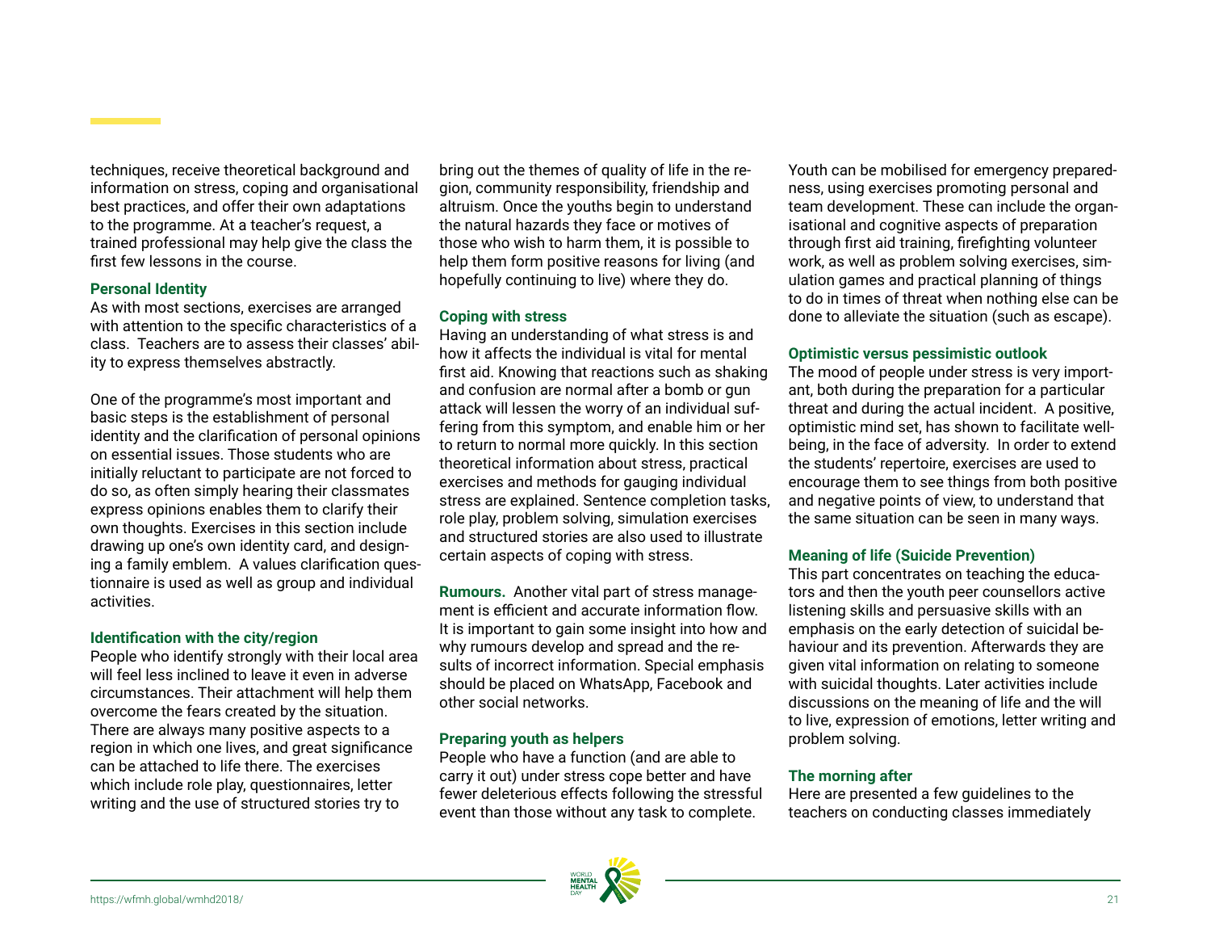techniques, receive theoretical background and information on stress, coping and organisational best practices, and offer their own adaptations to the programme. At a teacher's request, a trained professional may help give the class the first few lessons in the course.

**Personal Identity**

As with most sections, exercises are arranged with attention to the specific characteristics of a class. Teachers are to assess their classes' ability to express themselves abstractly.

One of the programme's most important and basic steps is the establishment of personal identity and the clarification of personal opinions on essential issues. Those students who are initially reluctant to participate are not forced to do so, as often simply hearing their classmates express opinions enables them to clarify their own thoughts. Exercises in this section include drawing up one's own identity card, and designing a family emblem. A values clarification questionnaire is used as well as group and individual activities.

**Identification with the city/region**

People who identify strongly with their local area will feel less inclined to leave it even in adverse circumstances. Their attachment will help them overcome the fears created by the situation. There are always many positive aspects to a region in which one lives, and great significance can be attached to life there. The exercises which include role play, questionnaires, letter writing and the use of structured stories try to bring out the themes of quality of life in the region, community responsibility, friendship and altruism. Once the youths begin to understand the natural hazards they face or motives of those who wish to harm them, it is possible to help them form positive reasons for living (and hopefully continuing to live) where they do.

**Coping with stress**

Having an understanding of what stress is and how it affects the individual is vital for mental first aid. Knowing that reactions such as shaking and confusion are normal after a bomb or gun attack will lessen the worry of an individual suffering from this symptom, and enable him or her to return to normal more quickly. In this section theoretical information about stress, practical exercises and methods for gauging individual stress are explained. Sentence completion tasks, role play, problem solving, simulation exercises and structured stories are also used to illustrate certain aspects of coping with stress.

**Rumours.** Another vital part of stress management is efficient and accurate information flow. It is important to gain some insight into how and why rumours develop and spread and the results of incorrect information. Special emphasis should be placed on WhatsApp, Facebook and other social networks.

**Preparing youth as helpers**

People who have a function (and are able to carry it out) under stress cope better and have fewer deleterious effects following the stressful event than those without any task to complete. Youth can be mobilised for emergency preparedness, using exercises promoting personal and team development. These can include the organisational and cognitive aspects of preparation through first aid training, firefighting volunteer work, as well as problem solving exercises, simulation games and practical planning of things to do in times of threat when nothing else can be done to alleviate the situation (such as escape).

**Optimistic versus pessimistic outlook**

The mood of people under stress is very important, both during the preparation for a particular threat and during the actual incident. A positive, optimistic mind set, has shown to facilitate wellbeing, in the face of adversity. In order to extend the students' repertoire, exercises are used to encourage them to see things from both positive and negative points of view, to understand that the same situation can be seen in many ways.

**Meaning of life (Suicide Prevention)**

This part concentrates on teaching the educators and then the youth peer counsellors active listening skills and persuasive skills with an emphasis on the early detection of suicidal behaviour and its prevention. Afterwards they are given vital information on relating to someone with suicidal thoughts. Later activities include discussions on the meaning of life and the will to live, expression of emotions, letter writing and problem solving.

**The morning after**

Here are presented a few guidelines to the teachers on conducting classes immediately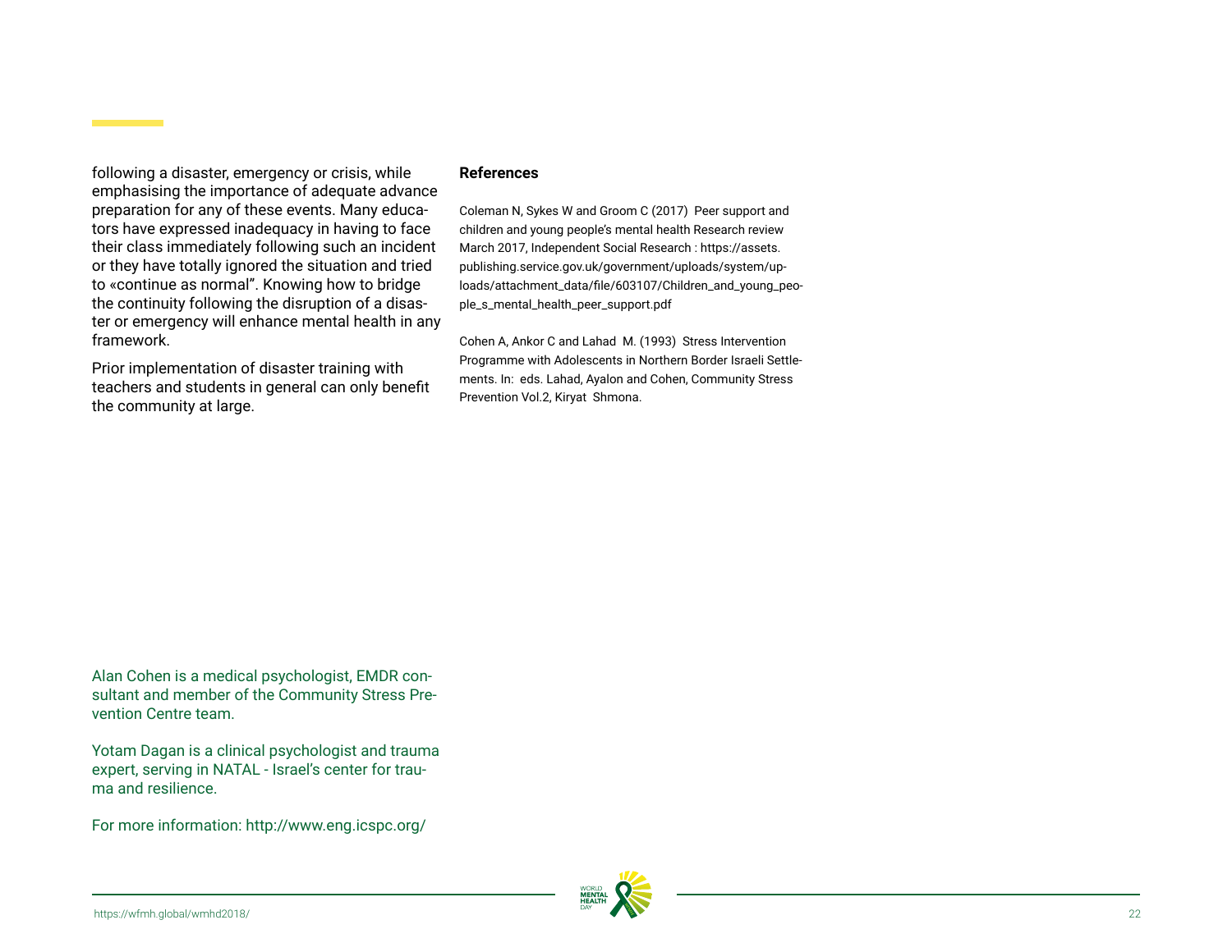following a disaster, emergency or crisis, while emphasising the importance of adequate advance preparation for any of these events. Many educators have expressed inadequacy in having to face their class immediately following such an incident or they have totally ignored the situation and tried to «continue as normal". Knowing how to bridge the continuity following the disruption of a disaster or emergency will enhance mental health in any framework.

Prior implementation of disaster training with teachers and students in general can only benefit the community at large.

**References**

Coleman N, Sykes W and Groom C (2017) Peer support and children and young people's mental health Research review March 2017, Independent Social Research : https://assets.publishing.service.gov.uk/government/uploads/system/uploads/attachment_data/file/603107/Children_and_young_people_s_mental_health_peer_support.pdf

Cohen A, Ankor C and Lahad M. (1993) Stress Intervention Programme with Adolescents in Northern Border Israeli Settlements. In: eds. Lahad, Ayalon and Cohen, Community Stress Prevention Vol.2, Kiryat Shmona.

Alan Cohen is a medical psychologist, EMDR consultant and member of the Community Stress Prevention Centre team.

Yotam Dagan is a clinical psychologist and trauma expert, serving in NATAL - Israel's center for trauma and resilience.

For more information: http://www.eng.icspc.org/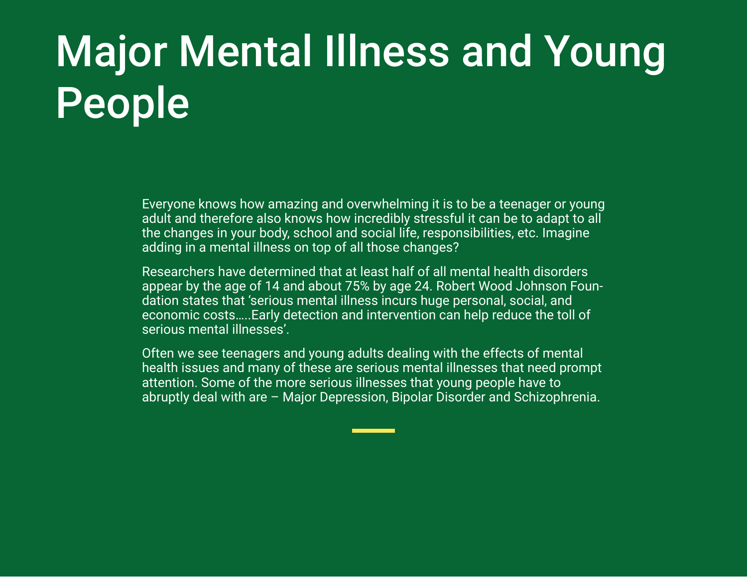# Major Mental Illness and Young People

Everyone knows how amazing and overwhelming it is to be a teenager or young adult and therefore also knows how incredibly stressful it can be to adapt to all the changes in your body, school and social life, responsibilities, etc. Imagine adding in a mental illness on top of all those changes?

Researchers have determined that at least half of all mental health disorders appear by the age of 14 and about 75% by age 24. Robert Wood Johnson Foundation states that 'serious mental illness incurs huge personal, social, and economic costs…..Early detection and intervention can help reduce the toll of serious mental illnesses'.

Often we see teenagers and young adults dealing with the effects of mental health issues and many of these are serious mental illnesses that need prompt attention. Some of the more serious illnesses that young people have to abruptly deal with are – Major Depression, Bipolar Disorder and Schizophrenia.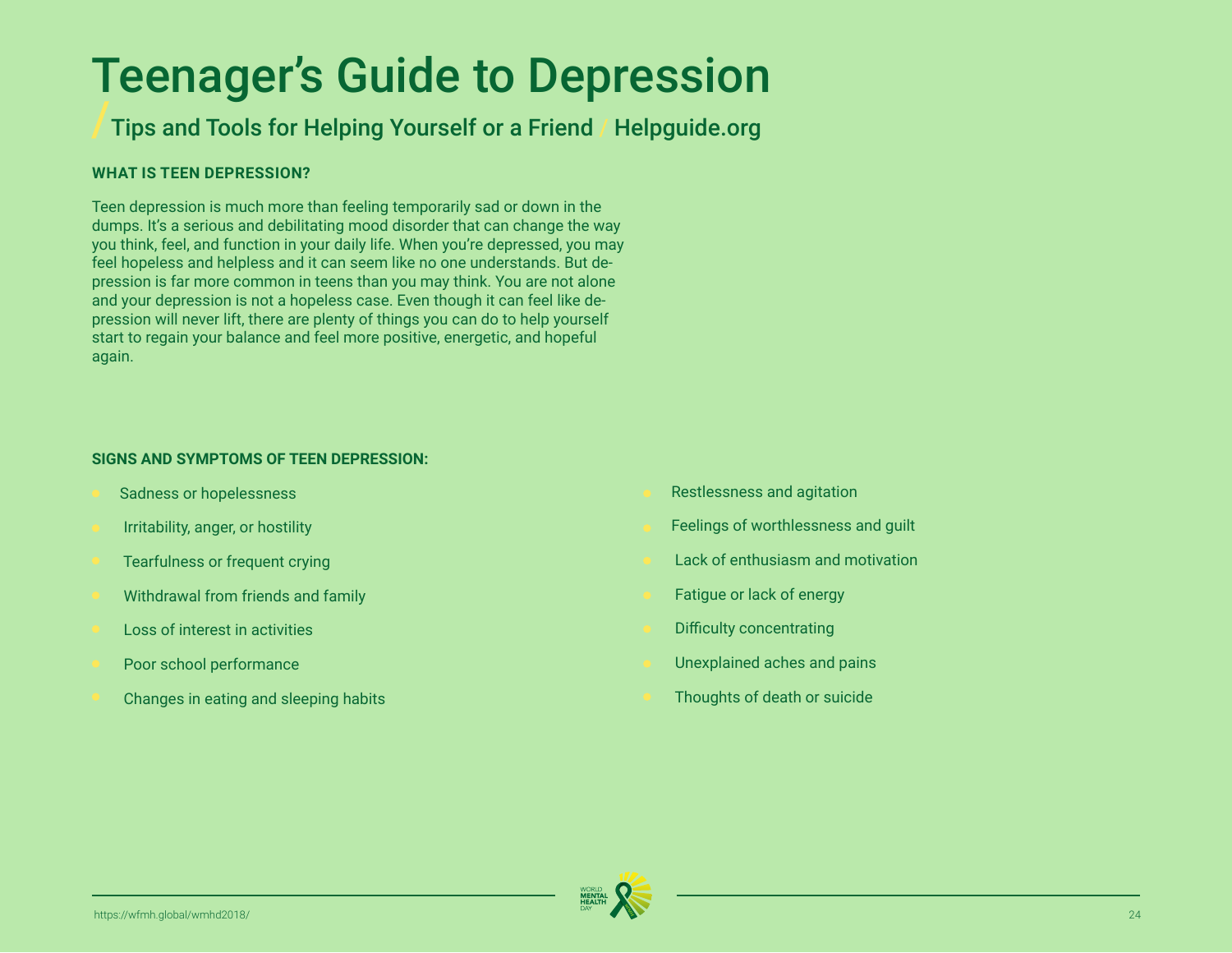# Teenager's Guide to Depression

## / Tips and Tools for Helping Yourself or a Friend / Helpguide.org

**WHAT IS TEEN DEPRESSION?**

Teen depression is much more than feeling temporarily sad or down in the dumps. It's a serious and debilitating mood disorder that can change the way you think, feel, and function in your daily life. When you're depressed, you may feel hopeless and helpless and it can seem like no one understands. But depression is far more common in teens than you may think. You are not alone and your depression is not a hopeless case. Even though it can feel like depression will never lift, there are plenty of things you can do to help yourself start to regain your balance and feel more positive, energetic, and hopeful again.

**SIGNS AND SYMPTOMS OF TEEN DEPRESSION:**

- Sadness or hopelessness
- Irritability, anger, or hostility
- Tearfulness or frequent crying
- Withdrawal from friends and family
- Loss of interest in activities
- Poor school performance
- Changes in eating and sleeping habits
- Restlessness and agitation
- Feelings of worthlessness and guilt
- Lack of enthusiasm and motivation
- Fatigue or lack of energy
- Difficulty concentrating
- Unexplained aches and pains
- Thoughts of death or suicide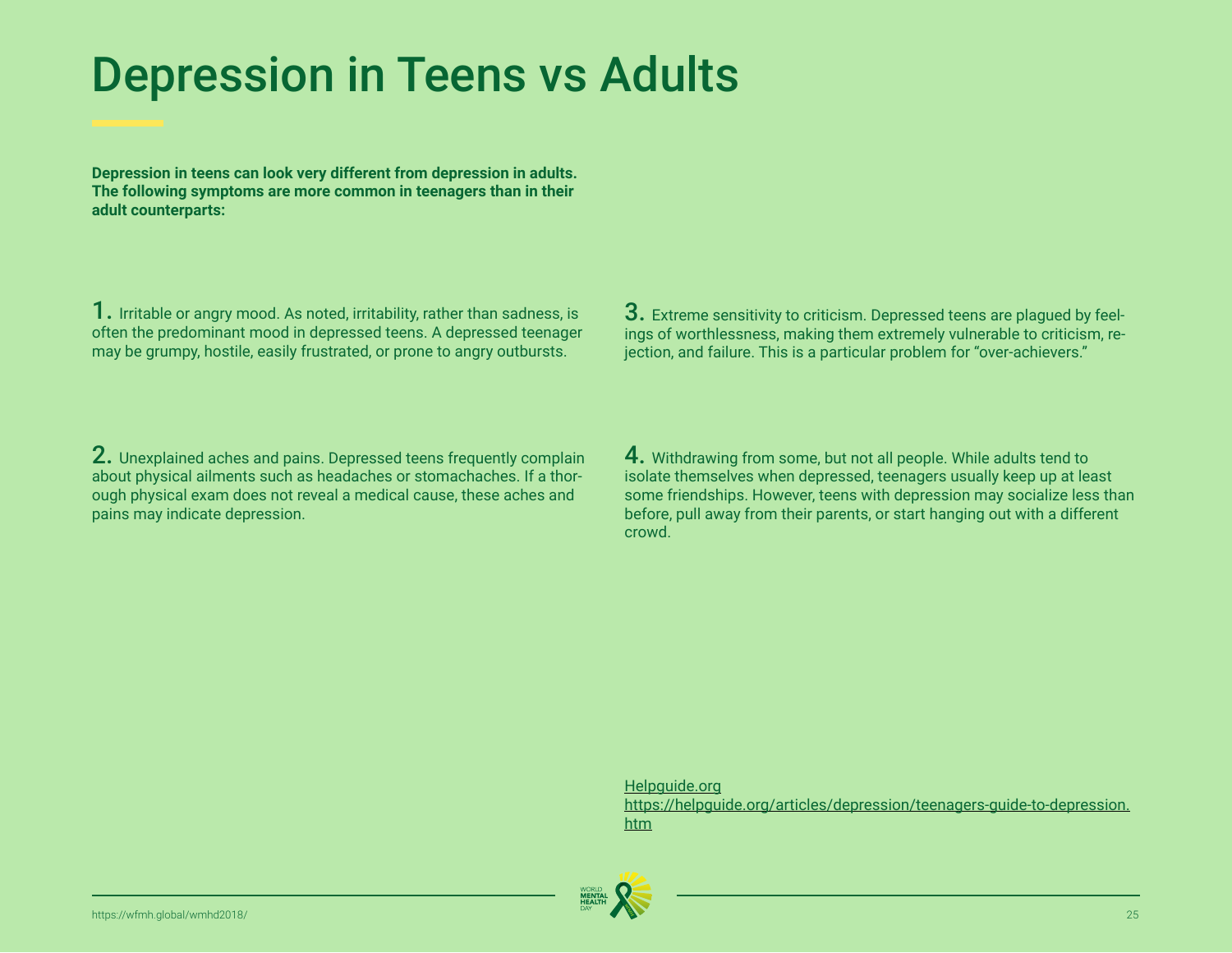# Depression in Teens vs Adults

**Depression in teens can look very different from depression in adults. The following symptoms are more common in teenagers than in their adult counterparts:**

**1.** Irritable or angry mood. As noted, irritability, rather than sadness, is often the predominant mood in depressed teens. A depressed teenager may be grumpy, hostile, easily frustrated, or prone to angry outbursts.

**2.** Unexplained aches and pains. Depressed teens frequently complain about physical ailments such as headaches or stomachaches. If a thorough physical exam does not reveal a medical cause, these aches and pains may indicate depression.

**3.** Extreme sensitivity to criticism. Depressed teens are plagued by feelings of worthlessness, making them extremely vulnerable to criticism, rejection, and failure. This is a particular problem for "over-achievers."

**4.** Withdrawing from some, but not all people. While adults tend to isolate themselves when depressed, teenagers usually keep up at least some friendships. However, teens with depression may socialize less than before, pull away from their parents, or start hanging out with a different crowd.

Helpguide.org
https://helpguide.org/articles/depression/teenagers-guide-to-depression.htm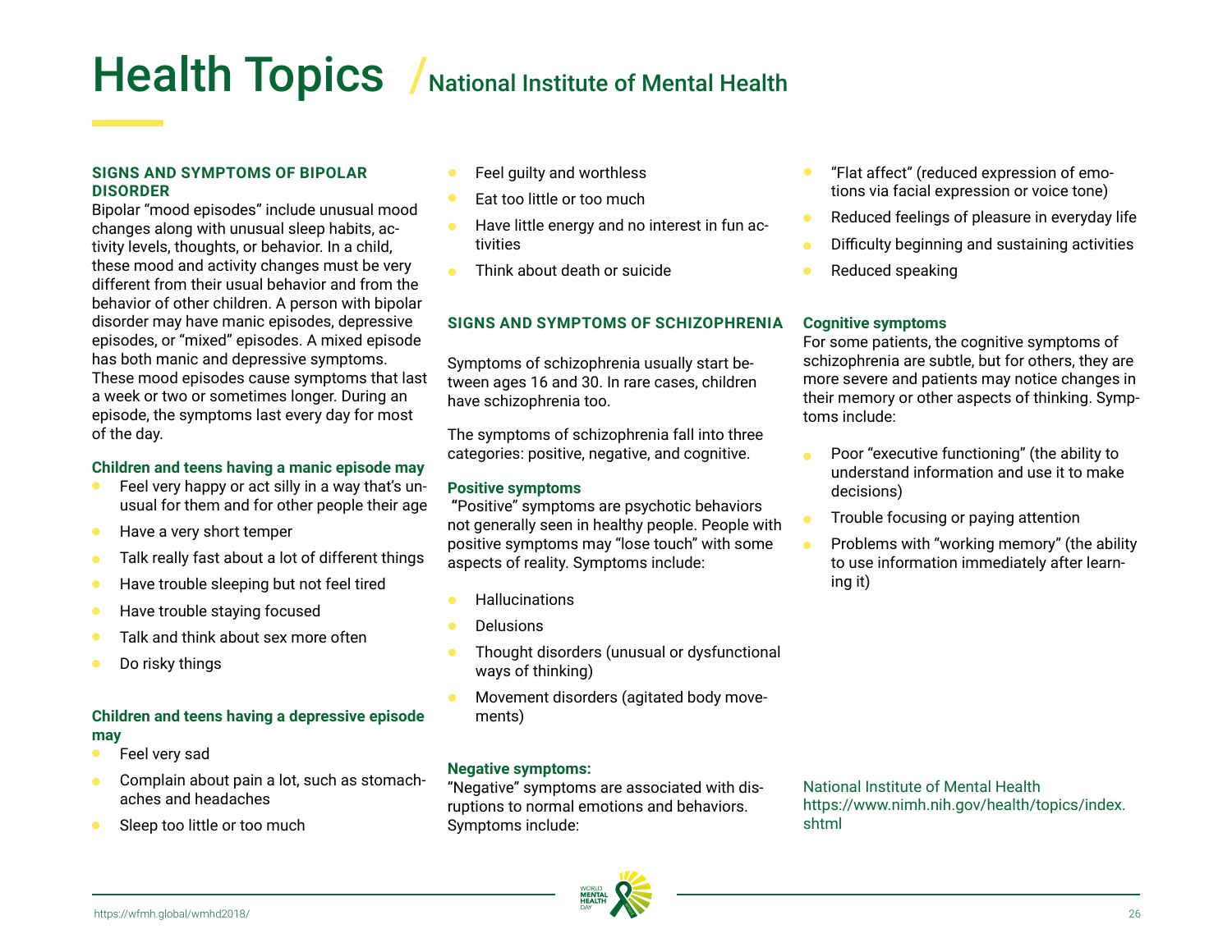# Health Topics / National Institute of Mental Health

## SIGNS AND SYMPTOMS OF BIPOLAR DISORDER

Bipolar "mood episodes" include unusual mood changes along with unusual sleep habits, activity levels, thoughts, or behavior. In a child, these mood and activity changes must be very different from their usual behavior and from the behavior of other children. A person with bipolar disorder may have manic episodes, depressive episodes, or "mixed" episodes. A mixed episode has both manic and depressive symptoms. These mood episodes cause symptoms that last a week or two or sometimes longer. During an episode, the symptoms last every day for most of the day.

**Children and teens having a manic episode may**

- Feel very happy or act silly in a way that's unusual for them and for other people their age
- Have a very short temper
- Talk really fast about a lot of different things
- Have trouble sleeping but not feel tired
- Have trouble staying focused
- Talk and think about sex more often
- Do risky things

**Children and teens having a depressive episode may**

- Feel very sad
- Complain about pain a lot, such as stomachaches and headaches
- Sleep too little or too much
- Feel guilty and worthless
- Eat too little or too much
- Have little energy and no interest in fun activities
- Think about death or suicide

## SIGNS AND SYMPTOMS OF SCHIZOPHRENIA

Symptoms of schizophrenia usually start between ages 16 and 30. In rare cases, children have schizophrenia too.

The symptoms of schizophrenia fall into three categories: positive, negative, and cognitive.

**Positive symptoms**

"Positive" symptoms are psychotic behaviors not generally seen in healthy people. People with positive symptoms may "lose touch" with some aspects of reality. Symptoms include:

- Hallucinations
- Delusions
- Thought disorders (unusual or dysfunctional ways of thinking)
- Movement disorders (agitated body movements)

**Negative symptoms:**

"Negative" symptoms are associated with disruptions to normal emotions and behaviors. Symptoms include:

- "Flat affect" (reduced expression of emotions via facial expression or voice tone)
- Reduced feelings of pleasure in everyday life
- Difficulty beginning and sustaining activities
- Reduced speaking

**Cognitive symptoms**

For some patients, the cognitive symptoms of schizophrenia are subtle, but for others, they are more severe and patients may notice changes in their memory or other aspects of thinking. Symptoms include:

- Poor "executive functioning" (the ability to understand information and use it to make decisions)
- Trouble focusing or paying attention
- Problems with "working memory" (the ability to use information immediately after learning it)

National Institute of Mental Health
https://www.nimh.nih.gov/health/topics/index.shtml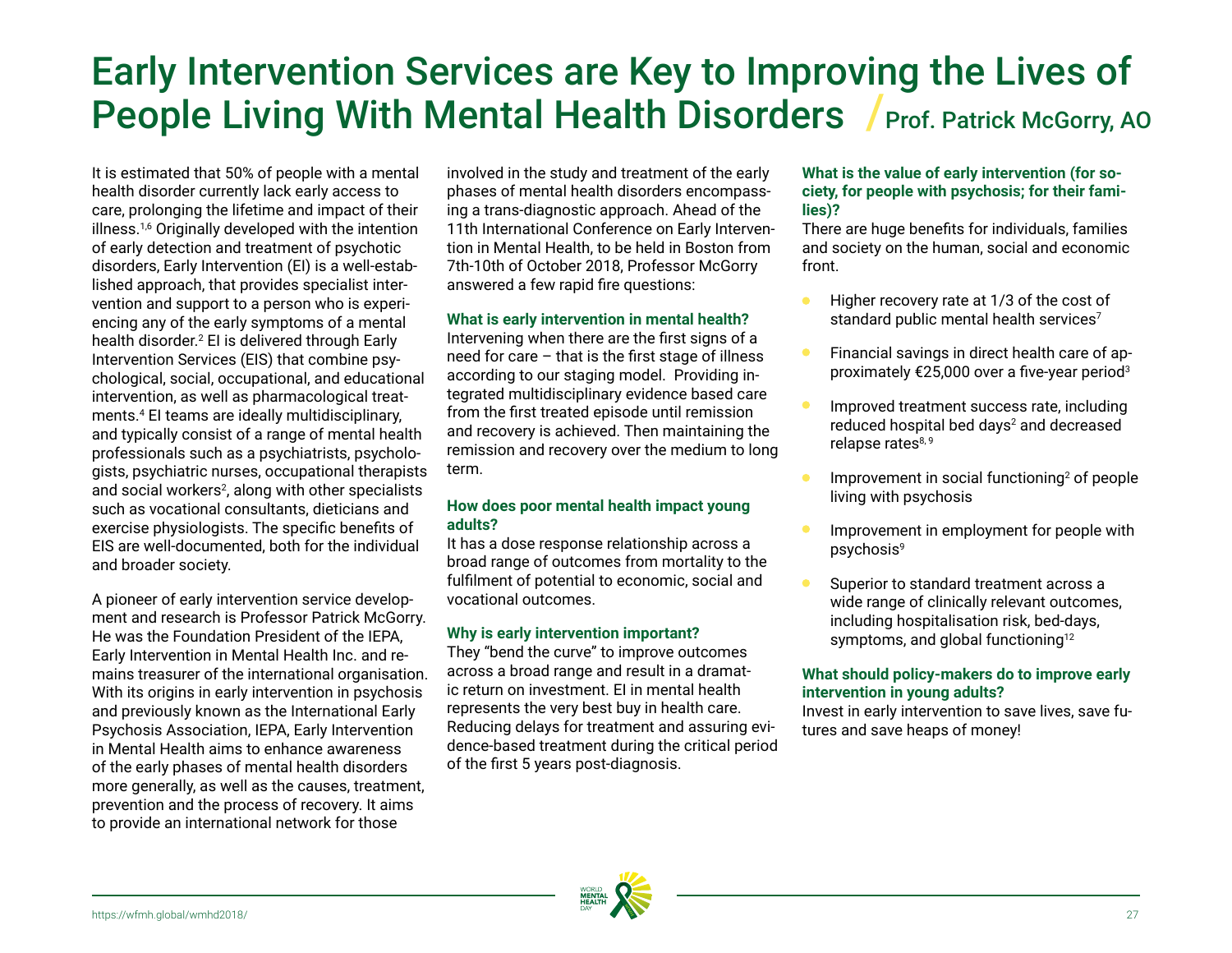# Early Intervention Services are Key to Improving the Lives of People Living With Mental Health Disorders / Prof. Patrick McGorry, AO

It is estimated that 50% of people with a mental health disorder currently lack early access to care, prolonging the lifetime and impact of their illness.[1,6] Originally developed with the intention of early detection and treatment of psychotic disorders, Early Intervention (EI) is a well-established approach, that provides specialist intervention and support to a person who is experiencing any of the early symptoms of a mental health disorder.[2] EI is delivered through Early Intervention Services (EIS) that combine psychological, social, occupational, and educational intervention, as well as pharmacological treatments.[4] EI teams are ideally multidisciplinary, and typically consist of a range of mental health professionals such as a psychiatrists, psychologists, psychiatric nurses, occupational therapists and social workers[2], along with other specialists such as vocational consultants, dieticians and exercise physiologists. The specific benefits of EIS are well-documented, both for the individual and broader society.

A pioneer of early intervention service development and research is Professor Patrick McGorry. He was the Foundation President of the IEPA, Early Intervention in Mental Health Inc. and remains treasurer of the international organisation. With its origins in early intervention in psychosis and previously known as the International Early Psychosis Association, IEPA, Early Intervention in Mental Health aims to enhance awareness of the early phases of mental health disorders more generally, as well as the causes, treatment, prevention and the process of recovery. It aims to provide an international network for those involved in the study and treatment of the early phases of mental health disorders encompassing a trans-diagnostic approach. Ahead of the 11th International Conference on Early Intervention in Mental Health, to be held in Boston from 7th-10th of October 2018, Professor McGorry answered a few rapid fire questions:

**What is early intervention in mental health?**
Intervening when there are the first signs of a need for care – that is the first stage of illness according to our staging model. Providing integrated multidisciplinary evidence based care from the first treated episode until remission and recovery is achieved. Then maintaining the remission and recovery over the medium to long term.

**How does poor mental health impact young adults?**
It has a dose response relationship across a broad range of outcomes from mortality to the fulfilment of potential to economic, social and vocational outcomes.

**Why is early intervention important?**
They "bend the curve" to improve outcomes across a broad range and result in a dramatic return on investment. EI in mental health represents the very best buy in health care. Reducing delays for treatment and assuring evidence-based treatment during the critical period of the first 5 years post-diagnosis.

**What is the value of early intervention (for society, for people with psychosis; for their families)?**
There are huge benefits for individuals, families and society on the human, social and economic front.

- Higher recovery rate at 1/3 of the cost of standard public mental health services[7]
- Financial savings in direct health care of approximately €25,000 over a five-year period[3]
- Improved treatment success rate, including reduced hospital bed days[2] and decreased relapse rates[8,9]
- Improvement in social functioning[2] of people living with psychosis
- Improvement in employment for people with psychosis[9]
- Superior to standard treatment across a wide range of clinically relevant outcomes, including hospitalisation risk, bed-days, symptoms, and global functioning[12]

**What should policy-makers do to improve early intervention in young adults?**
Invest in early intervention to save lives, save futures and save heaps of money!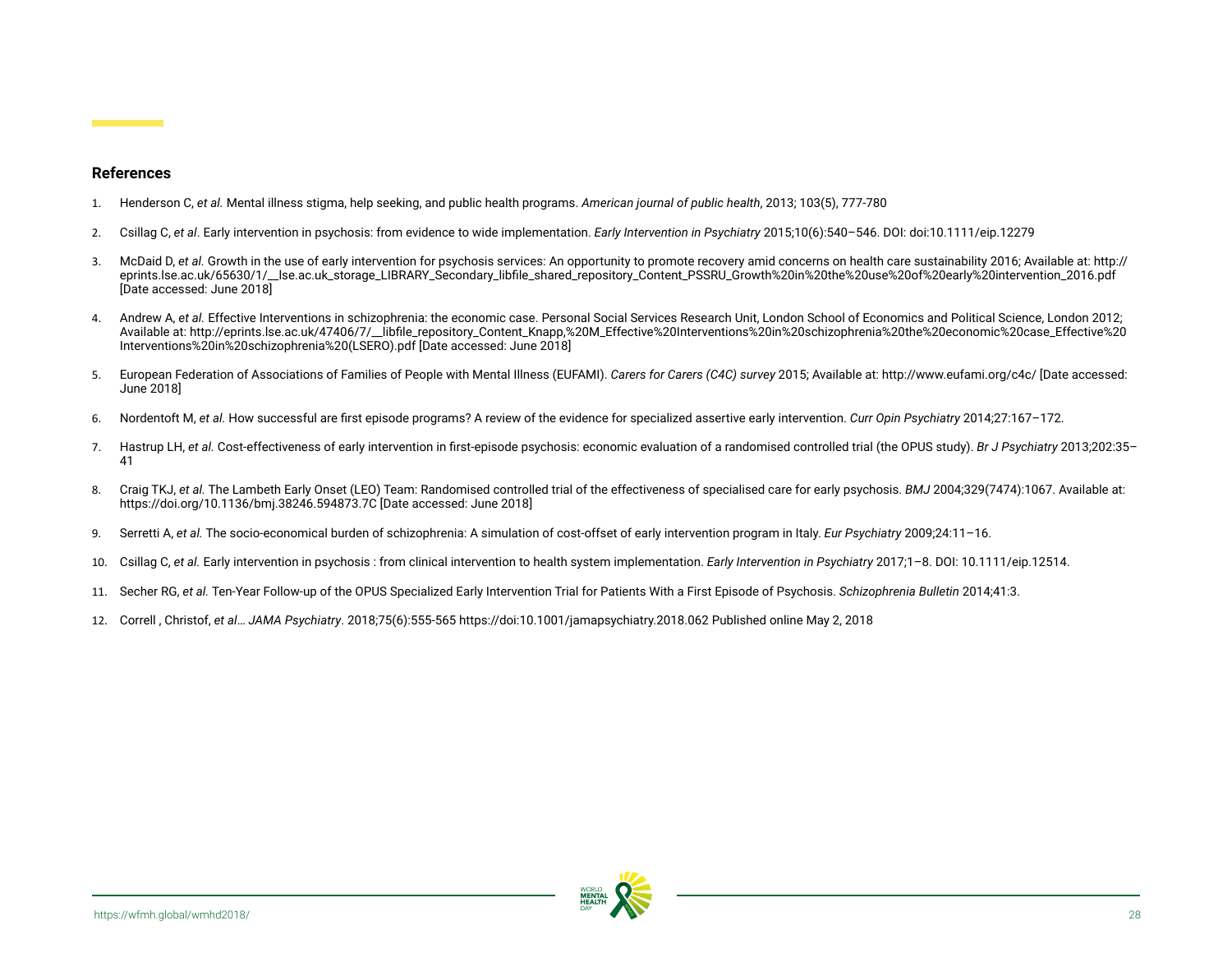## References

1. Henderson C, *et al.* Mental illness stigma, help seeking, and public health programs. *American journal of public health*, 2013; 103(5), 777-780
2. Csillag C, *et al*. Early intervention in psychosis: from evidence to wide implementation. *Early Intervention in Psychiatry* 2015;10(6):540–546. DOI: doi:10.1111/eip.12279
3. McDaid D, *et al.* Growth in the use of early intervention for psychosis services: An opportunity to promote recovery amid concerns on health care sustainability 2016; Available at: http://eprints.lse.ac.uk/65630/1/__lse.ac.uk_storage_LIBRARY_Secondary_libfile_shared_repository_Content_PSSRU_Growth%20in%20the%20use%20of%20early%20intervention_2016.pdf [Date accessed: June 2018]
4. Andrew A, *et al.* Effective Interventions in schizophrenia: the economic case. Personal Social Services Research Unit, London School of Economics and Political Science, London 2012; Available at: http://eprints.lse.ac.uk/47406/7/__libfile_repository_Content_Knapp,%20M_Effective%20Interventions%20in%20schizophrenia%20the%20economic%20case_Effective%20Interventions%20in%20schizophrenia%20(LSERO).pdf [Date accessed: June 2018]
5. European Federation of Associations of Families of People with Mental Illness (EUFAMI). *Carers for Carers (C4C) survey* 2015; Available at: http://www.eufami.org/c4c/ [Date accessed: June 2018]
6. Nordentoft M, *et al.* How successful are first episode programs? A review of the evidence for specialized assertive early intervention. *Curr Opin Psychiatry* 2014;27:167–172.
7. Hastrup LH, *et al.* Cost-effectiveness of early intervention in first-episode psychosis: economic evaluation of a randomised controlled trial (the OPUS study). *Br J Psychiatry* 2013;202:35–41
8. Craig TKJ, *et al.* The Lambeth Early Onset (LEO) Team: Randomised controlled trial of the effectiveness of specialised care for early psychosis. *BMJ* 2004;329(7474):1067. Available at: https://doi.org/10.1136/bmj.38246.594873.7C [Date accessed: June 2018]
9. Serretti A, *et al.* The socio-economical burden of schizophrenia: A simulation of cost-offset of early intervention program in Italy. *Eur Psychiatry* 2009;24:11–16.
10. Csillag C, *et al.* Early intervention in psychosis : from clinical intervention to health system implementation. *Early Intervention in Psychiatry* 2017;1–8. DOI: 10.1111/eip.12514.
11. Secher RG, *et al.* Ten-Year Follow-up of the OPUS Specialized Early Intervention Trial for Patients With a First Episode of Psychosis. *Schizophrenia Bulletin* 2014;41:3.
12. Correll , Christof, *et al… JAMA Psychiatry*. 2018;75(6):555-565 https://doi:10.1001/jamapsychiatry.2018.062 Published online May 2, 2018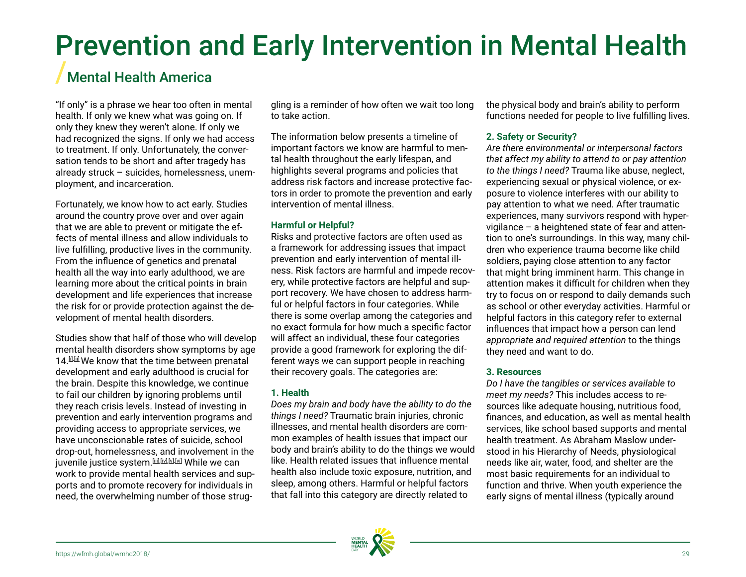# Prevention and Early Intervention in Mental Health

## Mental Health America

"If only" is a phrase we hear too often in mental health. If only we knew what was going on. If only they knew they weren't alone. If only we had recognized the signs. If only we had access to treatment. If only. Unfortunately, the conversation tends to be short and after tragedy has already struck – suicides, homelessness, unemployment, and incarceration.

Fortunately, we know how to act early. Studies around the country prove over and over again that we are able to prevent or mitigate the effects of mental illness and allow individuals to live fulfilling, productive lives in the community. From the influence of genetics and prenatal health all the way into early adulthood, we are learning more about the critical points in brain development and life experiences that increase the risk for or provide protection against the development of mental health disorders.

Studies show that half of those who will develop mental health disorders show symptoms by age 14.[i],[ii] We know that the time between prenatal development and early adulthood is crucial for the brain. Despite this knowledge, we continue to fail our children by ignoring problems until they reach crisis levels. Instead of investing in prevention and early intervention programs and providing access to appropriate services, we have unconscionable rates of suicide, school drop-out, homelessness, and involvement in the juvenile justice system.[iii],[iv],[v],[vi] While we can work to provide mental health services and supports and to promote recovery for individuals in need, the overwhelming number of those struggling is a reminder of how often we wait too long to take action.

The information below presents a timeline of important factors we know are harmful to mental health throughout the early lifespan, and highlights several programs and policies that address risk factors and increase protective factors in order to promote the prevention and early intervention of mental illness.

### Harmful or Helpful?

Risks and protective factors are often used as a framework for addressing issues that impact prevention and early intervention of mental illness. Risk factors are harmful and impede recovery, while protective factors are helpful and support recovery. We have chosen to address harmful or helpful factors in four categories. While there is some overlap among the categories and no exact formula for how much a specific factor will affect an individual, these four categories provide a good framework for exploring the different ways we can support people in reaching their recovery goals. The categories are:

### 1. Health

*Does my brain and body have the ability to do the things I need?* Traumatic brain injuries, chronic illnesses, and mental health disorders are common examples of health issues that impact our body and brain's ability to do the things we would like. Health related issues that influence mental health also include toxic exposure, nutrition, and sleep, among others. Harmful or helpful factors that fall into this category are directly related to the physical body and brain's ability to perform functions needed for people to live fulfilling lives.

### 2. Safety or Security?

*Are there environmental or interpersonal factors that affect my ability to attend to or pay attention to the things I need?* Trauma like abuse, neglect, experiencing sexual or physical violence, or exposure to violence interferes with our ability to pay attention to what we need. After traumatic experiences, many survivors respond with hypervigilance – a heightened state of fear and attention to one's surroundings. In this way, many children who experience trauma become like child soldiers, paying close attention to any factor that might bring imminent harm. This change in attention makes it difficult for children when they try to focus on or respond to daily demands such as school or other everyday activities. Harmful or helpful factors in this category refer to external influences that impact how a person can lend *appropriate and required attention* to the things they need and want to do.

### 3. Resources

*Do I have the tangibles or services available to meet my needs?* This includes access to resources like adequate housing, nutritious food, finances, and education, as well as mental health services, like school based supports and mental health treatment. As Abraham Maslow understood in his Hierarchy of Needs, physiological needs like air, water, food, and shelter are the most basic requirements for an individual to function and thrive. When youth experience the early signs of mental illness (typically around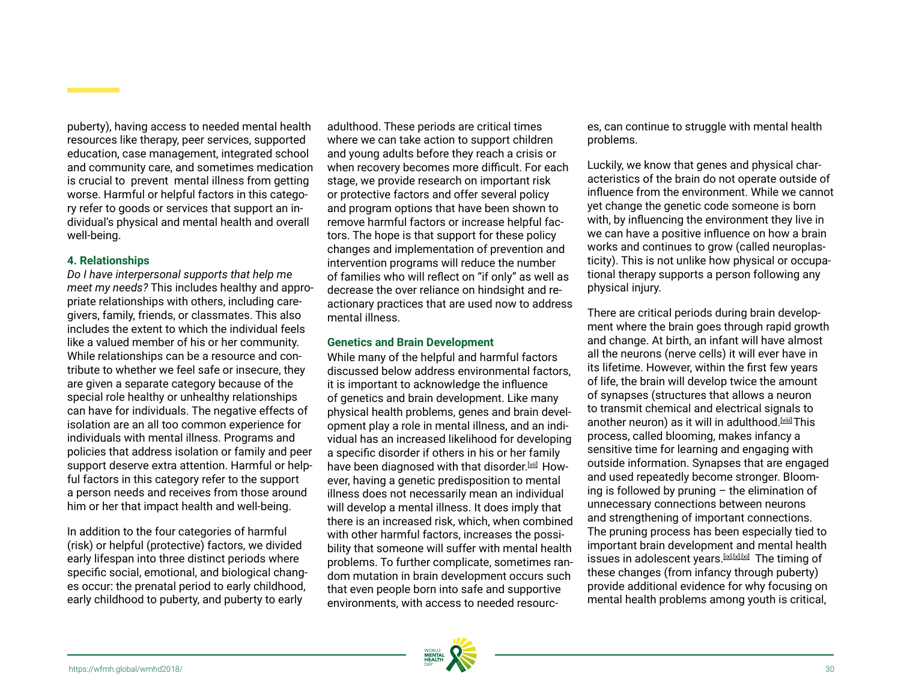puberty), having access to needed mental health resources like therapy, peer services, supported education, case management, integrated school and community care, and sometimes medication is crucial to prevent mental illness from getting worse. Harmful or helpful factors in this category refer to goods or services that support an individual's physical and mental health and overall well-being.

**4. Relationships**

*Do I have interpersonal supports that help me meet my needs?* This includes healthy and appropriate relationships with others, including caregivers, family, friends, or classmates. This also includes the extent to which the individual feels like a valued member of his or her community. While relationships can be a resource and contribute to whether we feel safe or insecure, they are given a separate category because of the special role healthy or unhealthy relationships can have for individuals. The negative effects of isolation are an all too common experience for individuals with mental illness. Programs and policies that address isolation or family and peer support deserve extra attention. Harmful or helpful factors in this category refer to the support a person needs and receives from those around him or her that impact health and well-being.

In addition to the four categories of harmful (risk) or helpful (protective) factors, we divided early lifespan into three distinct periods where specific social, emotional, and biological changes occur: the prenatal period to early childhood, early childhood to puberty, and puberty to early adulthood. These periods are critical times where we can take action to support children and young adults before they reach a crisis or when recovery becomes more difficult. For each stage, we provide research on important risk or protective factors and offer several policy and program options that have been shown to remove harmful factors or increase helpful factors. The hope is that support for these policy changes and implementation of prevention and intervention programs will reduce the number of families who will reflect on "if only" as well as decrease the over reliance on hindsight and reactionary practices that are used now to address mental illness.

**Genetics and Brain Development**

While many of the helpful and harmful factors discussed below address environmental factors, it is important to acknowledge the influence of genetics and brain development. Like many physical health problems, genes and brain development play a role in mental illness, and an individual has an increased likelihood for developing a specific disorder if others in his or her family have been diagnosed with that disorder.[vii] However, having a genetic predisposition to mental illness does not necessarily mean an individual will develop a mental illness. It does imply that there is an increased risk, which, when combined with other harmful factors, increases the possibility that someone will suffer with mental health problems. To further complicate, sometimes random mutation in brain development occurs such that even people born into safe and supportive environments, with access to needed resources, can continue to struggle with mental health problems.

Luckily, we know that genes and physical characteristics of the brain do not operate outside of influence from the environment. While we cannot yet change the genetic code someone is born with, by influencing the environment they live in we can have a positive influence on how a brain works and continues to grow (called neuroplasticity). This is not unlike how physical or occupational therapy supports a person following any physical injury.

There are critical periods during brain development where the brain goes through rapid growth and change. At birth, an infant will have almost all the neurons (nerve cells) it will ever have in its lifetime. However, within the first few years of life, the brain will develop twice the amount of synapses (structures that allows a neuron to transmit chemical and electrical signals to another neuron) as it will in adulthood.[viii] This process, called blooming, makes infancy a sensitive time for learning and engaging with outside information. Synapses that are engaged and used repeatedly become stronger. Blooming is followed by pruning – the elimination of unnecessary connections between neurons and strengthening of important connections. The pruning process has been especially tied to important brain development and mental health issues in adolescent years.[ix],[x],[xi] The timing of these changes (from infancy through puberty) provide additional evidence for why focusing on mental health problems among youth is critical,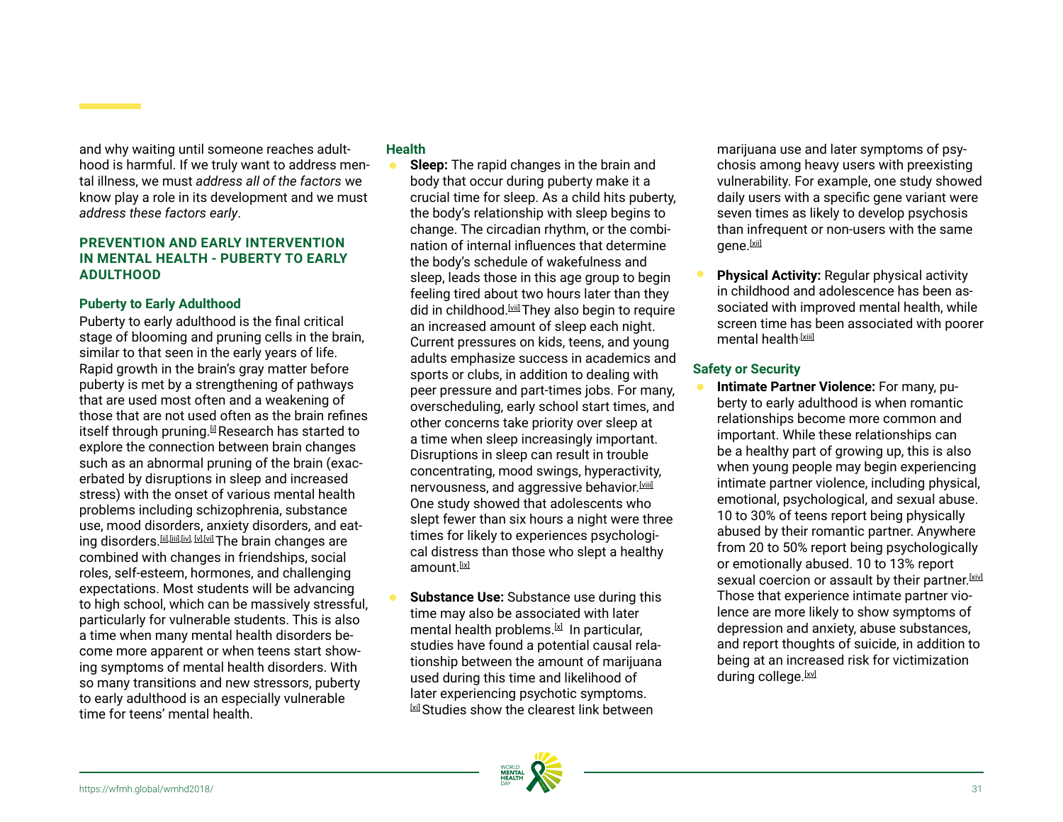and why waiting until someone reaches adulthood is harmful. If we truly want to address mental illness, we must *address all of the factors* we know play a role in its development and we must *address these factors early*.

## PREVENTION AND EARLY INTERVENTION IN MENTAL HEALTH - PUBERTY TO EARLY ADULTHOOD

### Puberty to Early Adulthood

Puberty to early adulthood is the final critical stage of blooming and pruning cells in the brain, similar to that seen in the early years of life. Rapid growth in the brain's gray matter before puberty is met by a strengthening of pathways that are used most often and a weakening of those that are not used often as the brain refines itself through pruning.[i] Research has started to explore the connection between brain changes such as an abnormal pruning of the brain (exacerbated by disruptions in sleep and increased stress) with the onset of various mental health problems including schizophrenia, substance use, mood disorders, anxiety disorders, and eating disorders.[ii],[iii],[iv], [v],[vi] The brain changes are combined with changes in friendships, social roles, self-esteem, hormones, and challenging expectations. Most students will be advancing to high school, which can be massively stressful, particularly for vulnerable students. This is also a time when many mental health disorders become more apparent or when teens start showing symptoms of mental health disorders. With so many transitions and new stressors, puberty to early adulthood is an especially vulnerable time for teens' mental health.

### Health

- **Sleep:** The rapid changes in the brain and body that occur during puberty make it a crucial time for sleep. As a child hits puberty, the body's relationship with sleep begins to change. The circadian rhythm, or the combination of internal influences that determine the body's schedule of wakefulness and sleep, leads those in this age group to begin feeling tired about two hours later than they did in childhood.[vii] They also begin to require an increased amount of sleep each night. Current pressures on kids, teens, and young adults emphasize success in academics and sports or clubs, in addition to dealing with peer pressure and part-times jobs. For many, overscheduling, early school start times, and other concerns take priority over sleep at a time when sleep increasingly important. Disruptions in sleep can result in trouble concentrating, mood swings, hyperactivity, nervousness, and aggressive behavior.[viii] One study showed that adolescents who slept fewer than six hours a night were three times for likely to experiences psychological distress than those who slept a healthy amount.[ix]

- **Substance Use:** Substance use during this time may also be associated with later mental health problems.[x] In particular, studies have found a potential causal relationship between the amount of marijuana used during this time and likelihood of later experiencing psychotic symptoms.[xi] Studies show the clearest link between marijuana use and later symptoms of psychosis among heavy users with preexisting vulnerability. For example, one study showed daily users with a specific gene variant were seven times as likely to develop psychosis than infrequent or non-users with the same gene.[xii]

- **Physical Activity:** Regular physical activity in childhood and adolescence has been associated with improved mental health, while screen time has been associated with poorer mental health.[xiii]

### Safety or Security

- **Intimate Partner Violence:** For many, puberty to early adulthood is when romantic relationships become more common and important. While these relationships can be a healthy part of growing up, this is also when young people may begin experiencing intimate partner violence, including physical, emotional, psychological, and sexual abuse. 10 to 30% of teens report being physically abused by their romantic partner. Anywhere from 20 to 50% report being psychologically or emotionally abused. 10 to 13% report sexual coercion or assault by their partner.[xiv] Those that experience intimate partner violence are more likely to show symptoms of depression and anxiety, abuse substances, and report thoughts of suicide, in addition to being at an increased risk for victimization during college.[xv]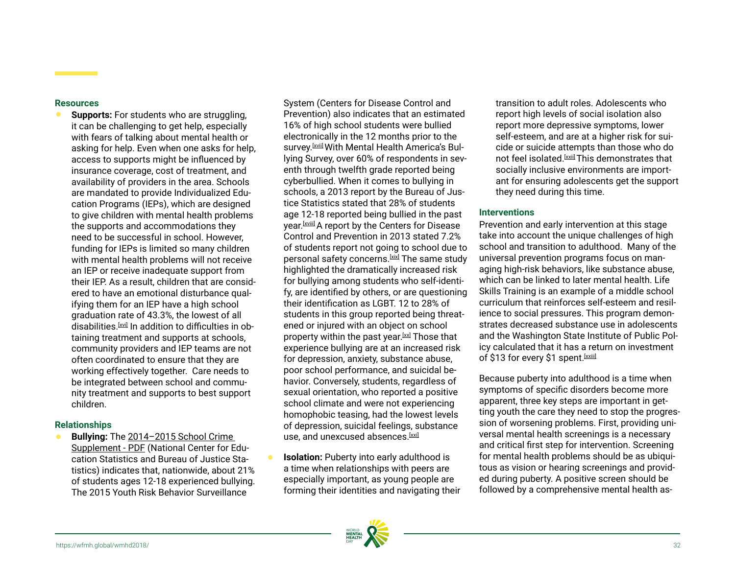### Resources

- **Supports:** For students who are struggling, it can be challenging to get help, especially with fears of talking about mental health or asking for help. Even when one asks for help, access to supports might be influenced by insurance coverage, cost of treatment, and availability of providers in the area. Schools are mandated to provide Individualized Education Programs (IEPs), which are designed to give children with mental health problems the supports and accommodations they need to be successful in school. However, funding for IEPs is limited so many children with mental health problems will not receive an IEP or receive inadequate support from their IEP. As a result, children that are considered to have an emotional disturbance qualifying them for an IEP have a high school graduation rate of 43.3%, the lowest of all disabilities.[xvi] In addition to difficulties in obtaining treatment and supports at schools, community providers and IEP teams are not often coordinated to ensure that they are working effectively together. Care needs to be integrated between school and community treatment and supports to best support children.

### Relationships

- **Bullying:** The 2014–2015 School Crime Supplement - PDF (National Center for Education Statistics and Bureau of Justice Statistics) indicates that, nationwide, about 21% of students ages 12-18 experienced bullying. The 2015 Youth Risk Behavior Surveillance System (Centers for Disease Control and Prevention) also indicates that an estimated 16% of high school students were bullied electronically in the 12 months prior to the survey.[xvii] With Mental Health America's Bullying Survey, over 60% of respondents in seventh through twelfth grade reported being cyberbullied. When it comes to bullying in schools, a 2013 report by the Bureau of Justice Statistics stated that 28% of students age 12-18 reported being bullied in the past year.[xviii] A report by the Centers for Disease Control and Prevention in 2013 stated 7.2% of students report not going to school due to personal safety concerns.[xix] The same study highlighted the dramatically increased risk for bullying among students who self-identify, are identified by others, or are questioning their identification as LGBT. 12 to 28% of students in this group reported being threatened or injured with an object on school property within the past year.[xx] Those that experience bullying are at an increased risk for depression, anxiety, substance abuse, poor school performance, and suicidal behavior. Conversely, students, regardless of sexual orientation, who reported a positive school climate and were not experiencing homophobic teasing, had the lowest levels of depression, suicidal feelings, substance use, and unexcused absences.[xxi]

- **Isolation:** Puberty into early adulthood is a time when relationships with peers are especially important, as young people are forming their identities and navigating their transition to adult roles. Adolescents who report high levels of social isolation also report more depressive symptoms, lower self-esteem, and are at a higher risk for suicide or suicide attempts than those who do not feel isolated.[xxii] This demonstrates that socially inclusive environments are important for ensuring adolescents get the support they need during this time.

### Interventions

Prevention and early intervention at this stage take into account the unique challenges of high school and transition to adulthood. Many of the universal prevention programs focus on managing high-risk behaviors, like substance abuse, which can be linked to later mental health. Life Skills Training is an example of a middle school curriculum that reinforces self-esteem and resilience to social pressures. This program demonstrates decreased substance use in adolescents and the Washington State Institute of Public Policy calculated that it has a return on investment of $13 for every $1 spent.[xxiii]

Because puberty into adulthood is a time when symptoms of specific disorders become more apparent, three key steps are important in getting youth the care they need to stop the progression of worsening problems. First, providing universal mental health screenings is a necessary and critical first step for intervention. Screening for mental health problems should be as ubiquitous as vision or hearing screenings and provided during puberty. A positive screen should be followed by a comprehensive mental health as-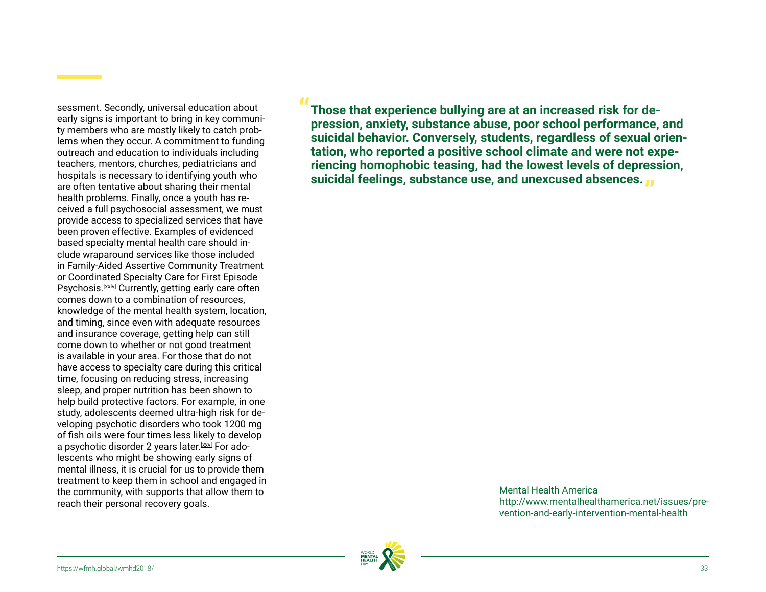sessment. Secondly, universal education about early signs is important to bring in key community members who are mostly likely to catch problems when they occur. A commitment to funding outreach and education to individuals including teachers, mentors, churches, pediatricians and hospitals is necessary to identifying youth who are often tentative about sharing their mental health problems. Finally, once a youth has received a full psychosocial assessment, we must provide access to specialized services that have been proven effective. Examples of evidenced based specialty mental health care should include wraparound services like those included in Family-Aided Assertive Community Treatment or Coordinated Specialty Care for First Episode Psychosis.[xxiv] Currently, getting early care often comes down to a combination of resources, knowledge of the mental health system, location, and timing, since even with adequate resources and insurance coverage, getting help can still come down to whether or not good treatment is available in your area. For those that do not have access to specialty care during this critical time, focusing on reducing stress, increasing sleep, and proper nutrition has been shown to help build protective factors. For example, in one study, adolescents deemed ultra-high risk for developing psychotic disorders who took 1200 mg of fish oils were four times less likely to develop a psychotic disorder 2 years later.[xxv] For adolescents who might be showing early signs of mental illness, it is crucial for us to provide them treatment to keep them in school and engaged in the community, with supports that allow them to reach their personal recovery goals.

> **"Those that experience bullying are at an increased risk for depression, anxiety, substance abuse, poor school performance, and suicidal behavior. Conversely, students, regardless of sexual orientation, who reported a positive school climate and were not experiencing homophobic teasing, had the lowest levels of depression, suicidal feelings, substance use, and unexcused absences."**

Mental Health America
http://www.mentalhealthamerica.net/issues/prevention-and-early-intervention-mental-health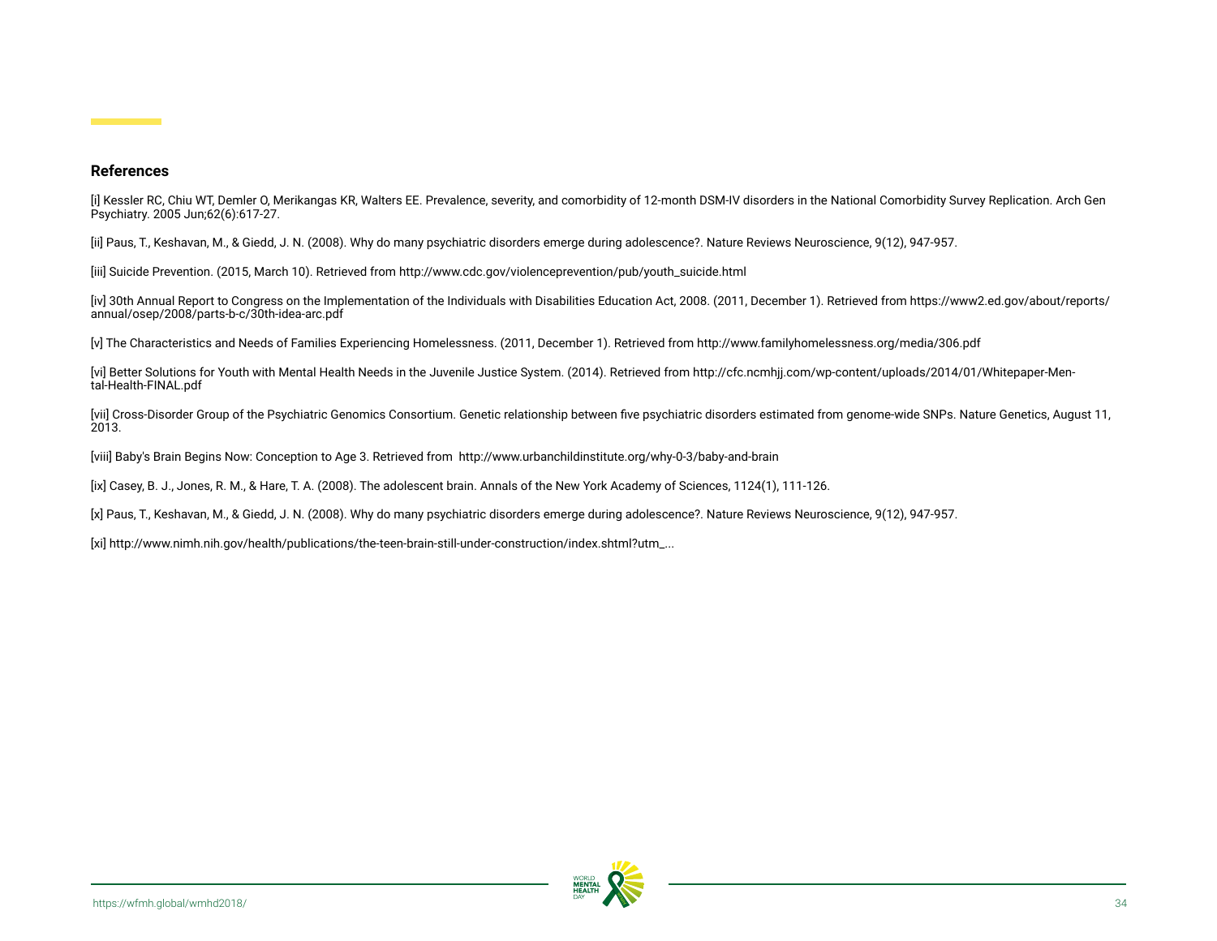## References

[i] Kessler RC, Chiu WT, Demler O, Merikangas KR, Walters EE. Prevalence, severity, and comorbidity of 12-month DSM-IV disorders in the National Comorbidity Survey Replication. Arch Gen Psychiatry. 2005 Jun;62(6):617-27.

[ii] Paus, T., Keshavan, M., & Giedd, J. N. (2008). Why do many psychiatric disorders emerge during adolescence?. Nature Reviews Neuroscience, 9(12), 947-957.

[iii] Suicide Prevention. (2015, March 10). Retrieved from http://www.cdc.gov/violenceprevention/pub/youth_suicide.html

[iv] 30th Annual Report to Congress on the Implementation of the Individuals with Disabilities Education Act, 2008. (2011, December 1). Retrieved from https://www2.ed.gov/about/reports/annual/osep/2008/parts-b-c/30th-idea-arc.pdf

[v] The Characteristics and Needs of Families Experiencing Homelessness. (2011, December 1). Retrieved from http://www.familyhomelessness.org/media/306.pdf

[vi] Better Solutions for Youth with Mental Health Needs in the Juvenile Justice System. (2014). Retrieved from http://cfc.ncmhjj.com/wp-content/uploads/2014/01/Whitepaper-Mental-Health-FINAL.pdf

[vii] Cross-Disorder Group of the Psychiatric Genomics Consortium. Genetic relationship between five psychiatric disorders estimated from genome-wide SNPs. Nature Genetics, August 11, 2013.

[viii] Baby's Brain Begins Now: Conception to Age 3. Retrieved from http://www.urbanchildinstitute.org/why-0-3/baby-and-brain

[ix] Casey, B. J., Jones, R. M., & Hare, T. A. (2008). The adolescent brain. Annals of the New York Academy of Sciences, 1124(1), 111-126.

[x] Paus, T., Keshavan, M., & Giedd, J. N. (2008). Why do many psychiatric disorders emerge during adolescence?. Nature Reviews Neuroscience, 9(12), 947-957.

[xi] http://www.nimh.nih.gov/health/publications/the-teen-brain-still-under-construction/index.shtml?utm_...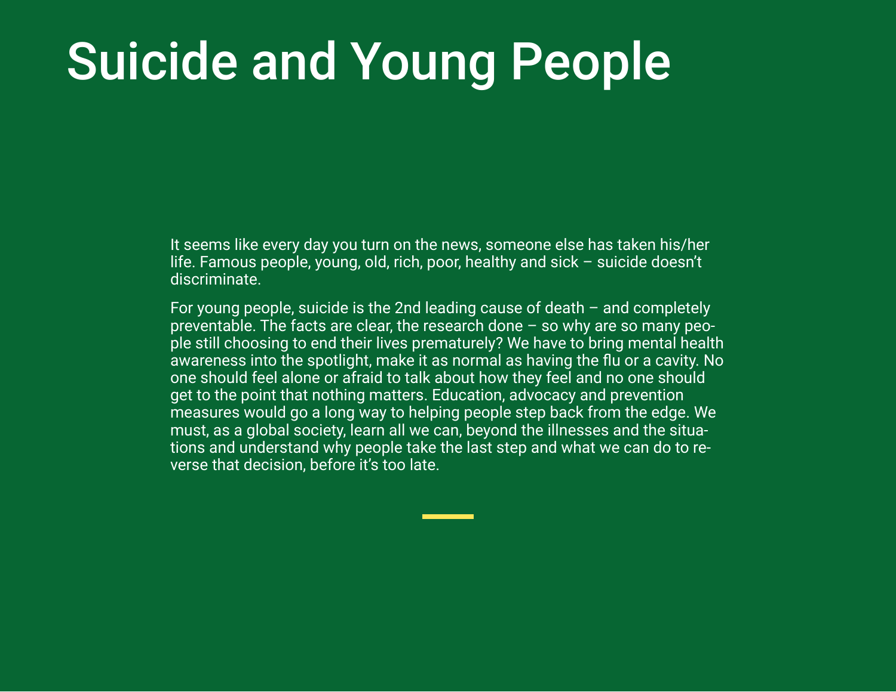# Suicide and Young People

It seems like every day you turn on the news, someone else has taken his/her life. Famous people, young, old, rich, poor, healthy and sick – suicide doesn't discriminate.

For young people, suicide is the 2nd leading cause of death – and completely preventable. The facts are clear, the research done – so why are so many people still choosing to end their lives prematurely? We have to bring mental health awareness into the spotlight, make it as normal as having the flu or a cavity. No one should feel alone or afraid to talk about how they feel and no one should get to the point that nothing matters. Education, advocacy and prevention measures would go a long way to helping people step back from the edge. We must, as a global society, learn all we can, beyond the illnesses and the situations and understand why people take the last step and what we can do to reverse that decision, before it's too late.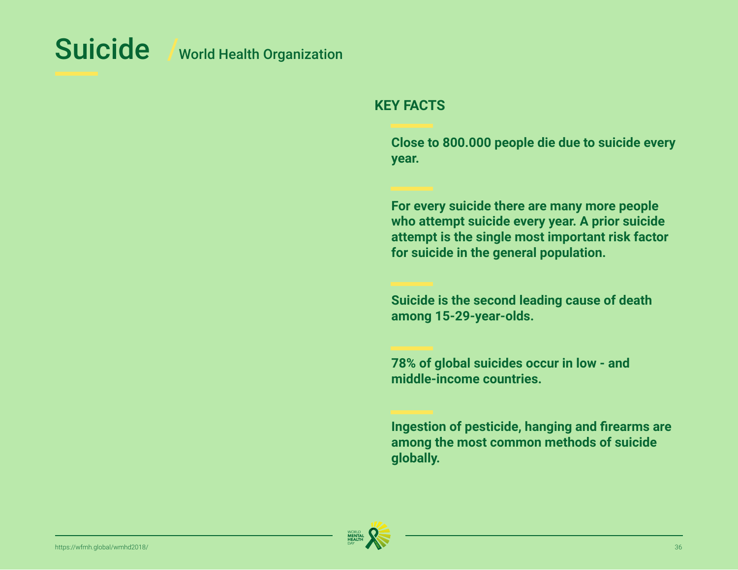# Suicide / World Health Organization

## KEY FACTS

**Close to 800.000 people die due to suicide every year.**

**For every suicide there are many more people who attempt suicide every year. A prior suicide attempt is the single most important risk factor for suicide in the general population.**

**Suicide is the second leading cause of death among 15-29-year-olds.**

**78% of global suicides occur in low - and middle-income countries.**

**Ingestion of pesticide, hanging and firearms are among the most common methods of suicide globally.**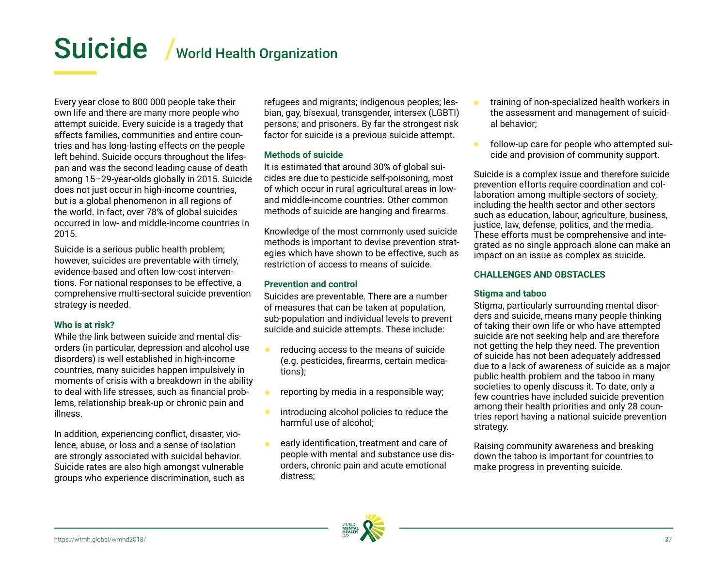# Suicide / World Health Organization

Every year close to 800 000 people take their own life and there are many more people who attempt suicide. Every suicide is a tragedy that affects families, communities and entire countries and has long-lasting effects on the people left behind. Suicide occurs throughout the lifespan and was the second leading cause of death among 15–29-year-olds globally in 2015. Suicide does not just occur in high-income countries, but is a global phenomenon in all regions of the world. In fact, over 78% of global suicides occurred in low- and middle-income countries in 2015.

Suicide is a serious public health problem; however, suicides are preventable with timely, evidence-based and often low-cost interventions. For national responses to be effective, a comprehensive multi-sectoral suicide prevention strategy is needed.

### Who is at risk?

While the link between suicide and mental disorders (in particular, depression and alcohol use disorders) is well established in high-income countries, many suicides happen impulsively in moments of crisis with a breakdown in the ability to deal with life stresses, such as financial problems, relationship break-up or chronic pain and illness.

In addition, experiencing conflict, disaster, violence, abuse, or loss and a sense of isolation are strongly associated with suicidal behavior. Suicide rates are also high amongst vulnerable groups who experience discrimination, such as refugees and migrants; indigenous peoples; lesbian, gay, bisexual, transgender, intersex (LGBTI) persons; and prisoners. By far the strongest risk factor for suicide is a previous suicide attempt.

### Methods of suicide

It is estimated that around 30% of global suicides are due to pesticide self-poisoning, most of which occur in rural agricultural areas in low- and middle-income countries. Other common methods of suicide are hanging and firearms.

Knowledge of the most commonly used suicide methods is important to devise prevention strategies which have shown to be effective, such as restriction of access to means of suicide.

### Prevention and control

Suicides are preventable. There are a number of measures that can be taken at population, sub-population and individual levels to prevent suicide and suicide attempts. These include:

- reducing access to the means of suicide (e.g. pesticides, firearms, certain medications);
- reporting by media in a responsible way;
- introducing alcohol policies to reduce the harmful use of alcohol;
- early identification, treatment and care of people with mental and substance use disorders, chronic pain and acute emotional distress;
- training of non-specialized health workers in the assessment and management of suicidal behavior;
- follow-up care for people who attempted suicide and provision of community support.

Suicide is a complex issue and therefore suicide prevention efforts require coordination and collaboration among multiple sectors of society, including the health sector and other sectors such as education, labour, agriculture, business, justice, law, defense, politics, and the media. These efforts must be comprehensive and integrated as no single approach alone can make an impact on an issue as complex as suicide.

## CHALLENGES AND OBSTACLES

### Stigma and taboo

Stigma, particularly surrounding mental disorders and suicide, means many people thinking of taking their own life or who have attempted suicide are not seeking help and are therefore not getting the help they need. The prevention of suicide has not been adequately addressed due to a lack of awareness of suicide as a major public health problem and the taboo in many societies to openly discuss it. To date, only a few countries have included suicide prevention among their health priorities and only 28 countries report having a national suicide prevention strategy.

Raising community awareness and breaking down the taboo is important for countries to make progress in preventing suicide.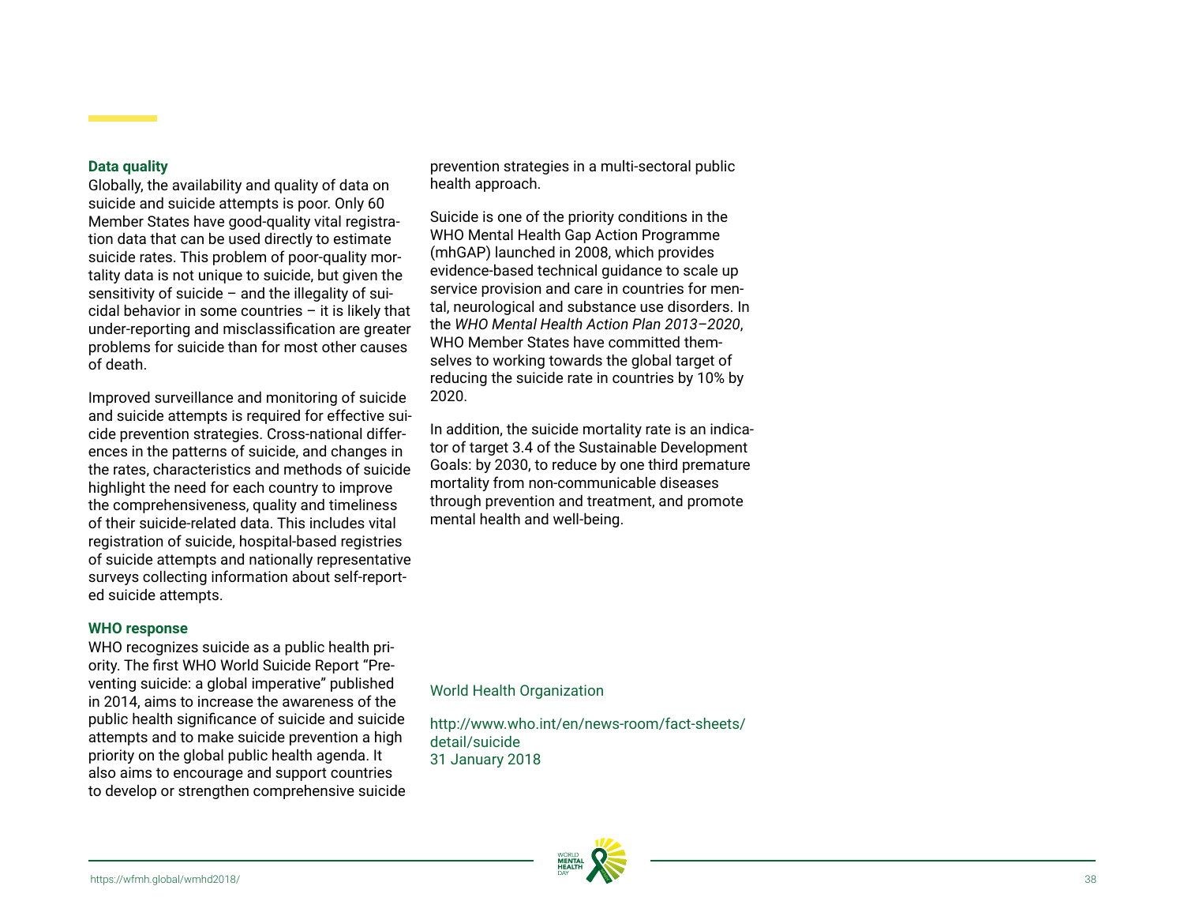### Data quality

Globally, the availability and quality of data on suicide and suicide attempts is poor. Only 60 Member States have good-quality vital registration data that can be used directly to estimate suicide rates. This problem of poor-quality mortality data is not unique to suicide, but given the sensitivity of suicide – and the illegality of suicidal behavior in some countries – it is likely that under-reporting and misclassification are greater problems for suicide than for most other causes of death.

Improved surveillance and monitoring of suicide and suicide attempts is required for effective suicide prevention strategies. Cross-national differences in the patterns of suicide, and changes in the rates, characteristics and methods of suicide highlight the need for each country to improve the comprehensiveness, quality and timeliness of their suicide-related data. This includes vital registration of suicide, hospital-based registries of suicide attempts and nationally representative surveys collecting information about self-reported suicide attempts.

### WHO response

WHO recognizes suicide as a public health priority. The first WHO World Suicide Report "Preventing suicide: a global imperative" published in 2014, aims to increase the awareness of the public health significance of suicide and suicide attempts and to make suicide prevention a high priority on the global public health agenda. It also aims to encourage and support countries to develop or strengthen comprehensive suicide prevention strategies in a multi-sectoral public health approach.

Suicide is one of the priority conditions in the WHO Mental Health Gap Action Programme (mhGAP) launched in 2008, which provides evidence-based technical guidance to scale up service provision and care in countries for mental, neurological and substance use disorders. In the *WHO Mental Health Action Plan 2013–2020*, WHO Member States have committed themselves to working towards the global target of reducing the suicide rate in countries by 10% by 2020.

In addition, the suicide mortality rate is an indicator of target 3.4 of the Sustainable Development Goals: by 2030, to reduce by one third premature mortality from non-communicable diseases through prevention and treatment, and promote mental health and well-being.

World Health Organization

http://www.who.int/en/news-room/fact-sheets/detail/suicide
31 January 2018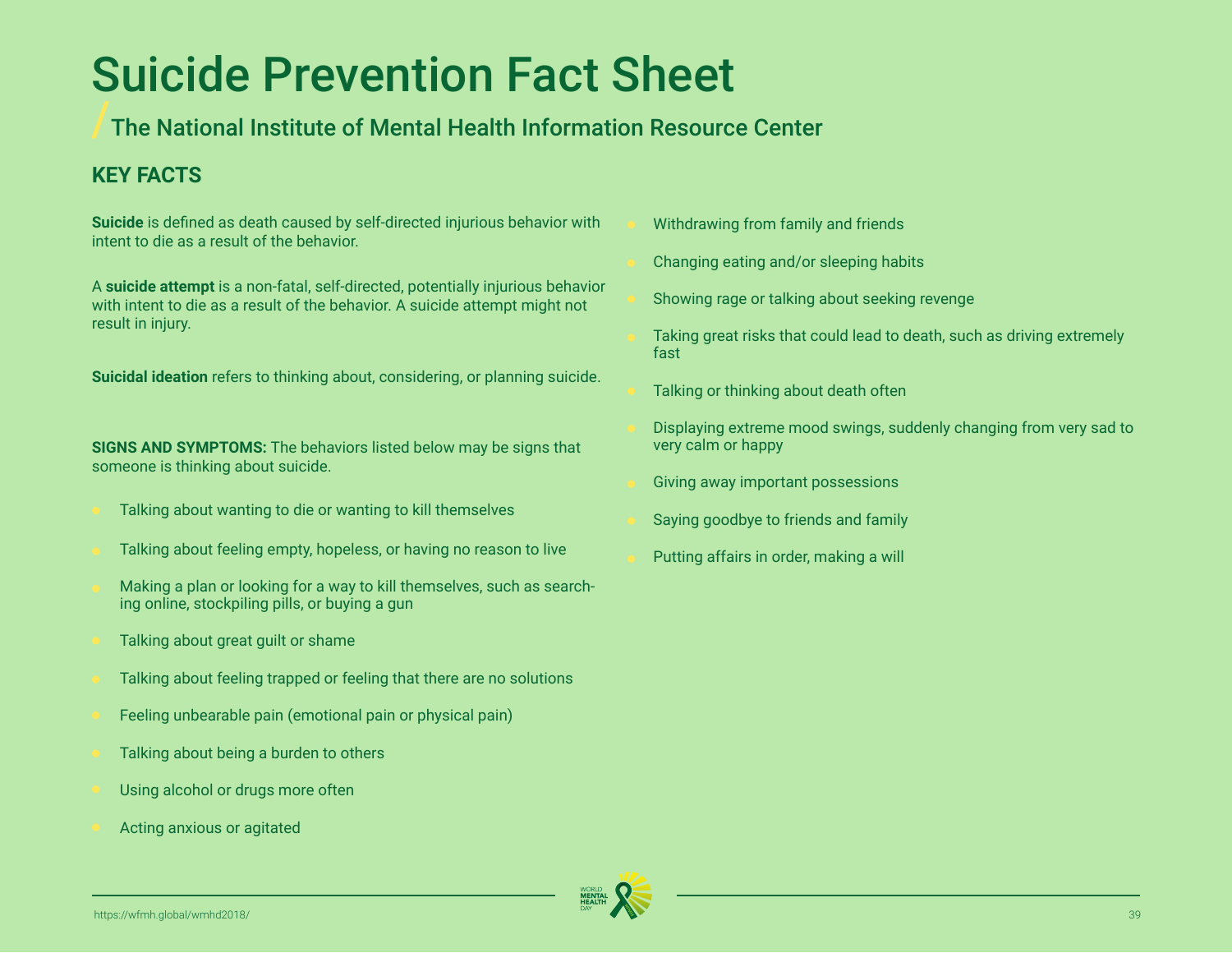# Suicide Prevention Fact Sheet

## The National Institute of Mental Health Information Resource Center

### KEY FACTS

**Suicide** is defined as death caused by self-directed injurious behavior with intent to die as a result of the behavior.

A **suicide attempt** is a non-fatal, self-directed, potentially injurious behavior with intent to die as a result of the behavior. A suicide attempt might not result in injury.

**Suicidal ideation** refers to thinking about, considering, or planning suicide.

**SIGNS AND SYMPTOMS:** The behaviors listed below may be signs that someone is thinking about suicide.

- Talking about wanting to die or wanting to kill themselves
- Talking about feeling empty, hopeless, or having no reason to live
- Making a plan or looking for a way to kill themselves, such as searching online, stockpiling pills, or buying a gun
- Talking about great guilt or shame
- Talking about feeling trapped or feeling that there are no solutions
- Feeling unbearable pain (emotional pain or physical pain)
- Talking about being a burden to others
- Using alcohol or drugs more often
- Acting anxious or agitated
- Withdrawing from family and friends
- Changing eating and/or sleeping habits
- Showing rage or talking about seeking revenge
- Taking great risks that could lead to death, such as driving extremely fast
- Talking or thinking about death often
- Displaying extreme mood swings, suddenly changing from very sad to very calm or happy
- Giving away important possessions
- Saying goodbye to friends and family
- Putting affairs in order, making a will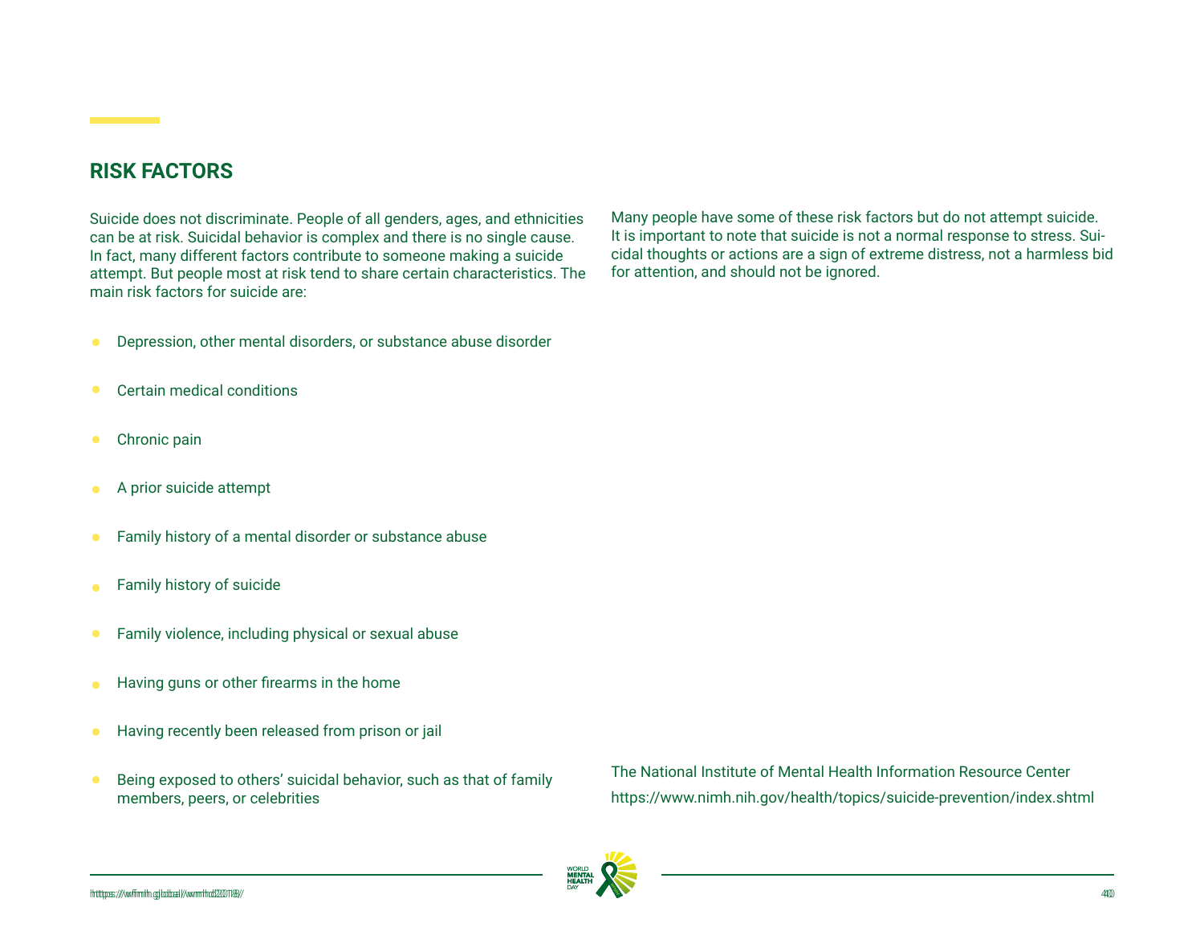## RISK FACTORS

Suicide does not discriminate. People of all genders, ages, and ethnicities can be at risk. Suicidal behavior is complex and there is no single cause. In fact, many different factors contribute to someone making a suicide attempt. But people most at risk tend to share certain characteristics. The main risk factors for suicide are:

- Depression, other mental disorders, or substance abuse disorder
- Certain medical conditions
- Chronic pain
- A prior suicide attempt
- Family history of a mental disorder or substance abuse
- Family history of suicide
- Family violence, including physical or sexual abuse
- Having guns or other firearms in the home
- Having recently been released from prison or jail
- Being exposed to others' suicidal behavior, such as that of family members, peers, or celebrities

Many people have some of these risk factors but do not attempt suicide. It is important to note that suicide is not a normal response to stress. Suicidal thoughts or actions are a sign of extreme distress, not a harmless bid for attention, and should not be ignored.

The National Institute of Mental Health Information Resource Center

https://www.nimh.nih.gov/health/topics/suicide-prevention/index.shtml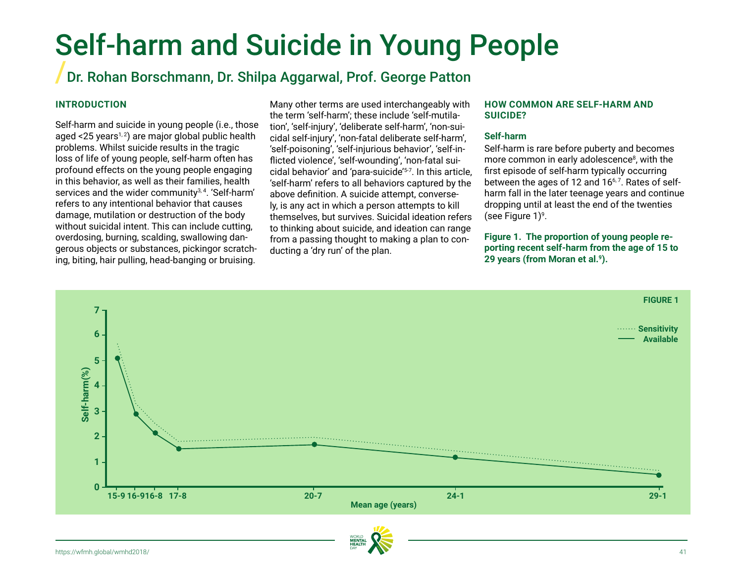# Self-harm and Suicide in Young People

## Dr. Rohan Borschmann, Dr. Shilpa Aggarwal, Prof. George Patton

### INTRODUCTION

Self-harm and suicide in young people (i.e., those aged <25 years[1, 2]) are major global public health problems. Whilst suicide results in the tragic loss of life of young people, self-harm often has profound effects on the young people engaging in this behavior, as well as their families, health services and the wider community[3, 4]. 'Self-harm' refers to any intentional behavior that causes damage, mutilation or destruction of the body without suicidal intent. This can include cutting, overdosing, burning, scalding, swallowing dangerous objects or substances, pickingor scratching, biting, hair pulling, head-banging or bruising.

Many other terms are used interchangeably with the term 'self-harm'; these include 'self-mutilation', 'self-injury', 'deliberate self-harm', 'non-suicidal self-injury', 'non-fatal deliberate self-harm', 'self-poisoning', 'self-injurious behavior', 'self-inflicted violence', 'self-wounding', 'non-fatal suicidal behavior' and 'para-suicide'[5-7]. In this article, 'self-harm' refers to all behaviors captured by the above definition. A suicide attempt, conversely, is any act in which a person attempts to kill themselves, but survives. Suicidal ideation refers to thinking about suicide, and ideation can range from a passing thought to making a plan to conducting a 'dry run' of the plan.

### HOW COMMON ARE SELF-HARM AND SUICIDE?

#### Self-harm

Self-harm is rare before puberty and becomes more common in early adolescence[8], with the first episode of self-harm typically occurring between the ages of 12 and 16[6, 7]. Rates of self-harm fall in the later teenage years and continue dropping until at least the end of the twenties (see Figure 1)[9].

**Figure 1. The proportion of young people reporting recent self-harm from the age of 15 to 29 years (from Moran et al.[9]).**

FIGURE 1

| Mean age (years) | 15-9 | 16-9 | 16-8 | 17-8 | 20-7 | 24-1 | 29-1 |
|---|---|---|---|---|---|---|---|
| Self-harm (%) – Available (approx.) | 5.1 | 2.9 | 2.1 | 1.5 | 1.7 | 1.2 | 0.5 |

Legend: Sensitivity (dotted line); Available (solid line)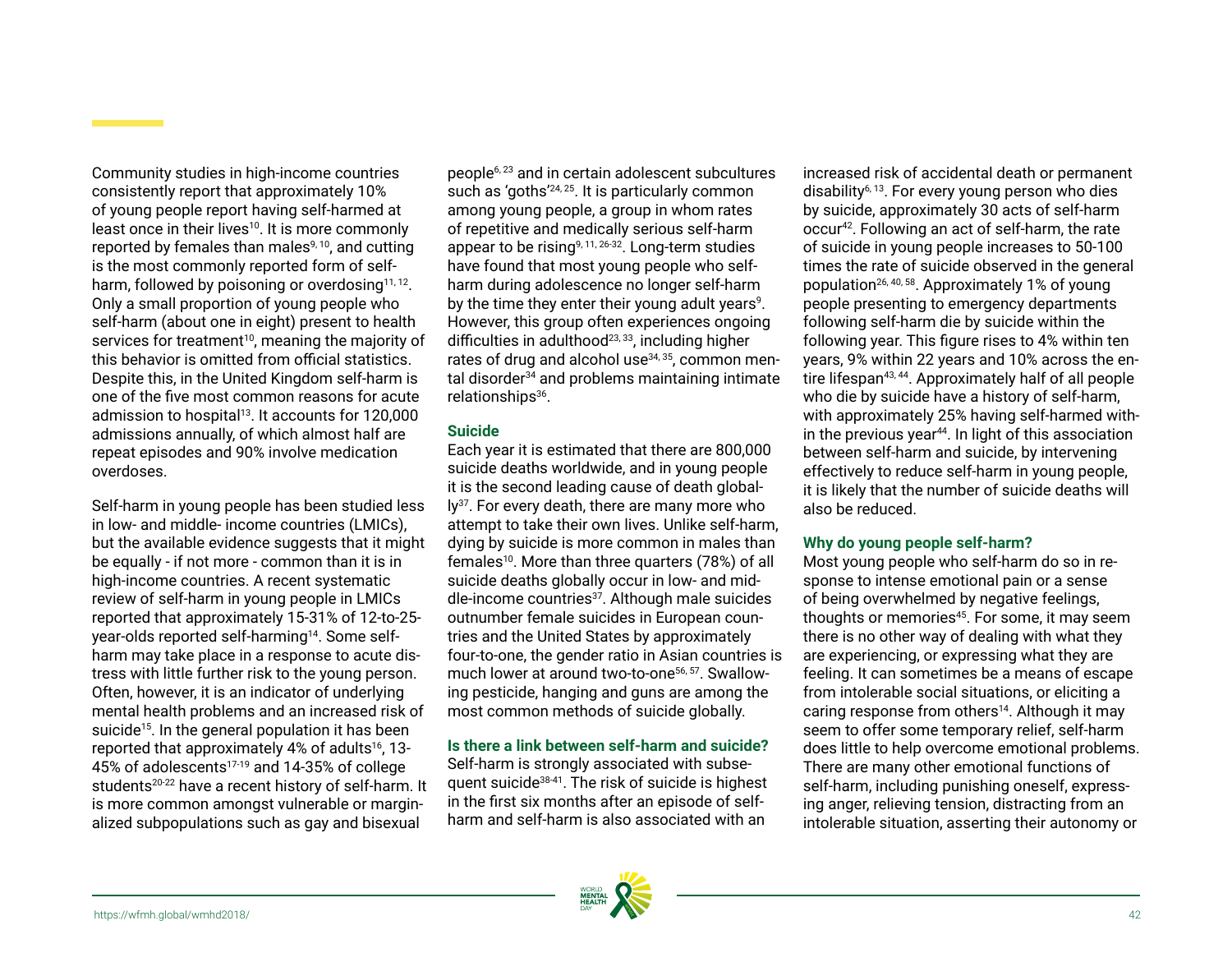Community studies in high-income countries consistently report that approximately 10% of young people report having self-harmed at least once in their lives[10]. It is more commonly reported by females than males[9, 10], and cutting is the most commonly reported form of self-harm, followed by poisoning or overdosing[11, 12]. Only a small proportion of young people who self-harm (about one in eight) present to health services for treatment[10], meaning the majority of this behavior is omitted from official statistics. Despite this, in the United Kingdom self-harm is one of the five most common reasons for acute admission to hospital[13]. It accounts for 120,000 admissions annually, of which almost half are repeat episodes and 90% involve medication overdoses.

Self-harm in young people has been studied less in low- and middle- income countries (LMICs), but the available evidence suggests that it might be equally - if not more - common than it is in high-income countries. A recent systematic review of self-harm in young people in LMICs reported that approximately 15-31% of 12-to-25-year-olds reported self-harming[14]. Some self-harm may take place in a response to acute distress with little further risk to the young person. Often, however, it is an indicator of underlying mental health problems and an increased risk of suicide[15]. In the general population it has been reported that approximately 4% of adults[16], 13-45% of adolescents[17-19] and 14-35% of college students[20-22] have a recent history of self-harm. It is more common amongst vulnerable or marginalized subpopulations such as gay and bisexual people[6, 23] and in certain adolescent subcultures such as 'goths'[24, 25]. It is particularly common among young people, a group in whom rates of repetitive and medically serious self-harm appear to be rising[9, 11, 26-32]. Long-term studies have found that most young people who self-harm during adolescence no longer self-harm by the time they enter their young adult years[9]. However, this group often experiences ongoing difficulties in adulthood[23, 33], including higher rates of drug and alcohol use[34, 35], common mental disorder[34] and problems maintaining intimate relationships[36].

### Suicide

Each year it is estimated that there are 800,000 suicide deaths worldwide, and in young people it is the second leading cause of death globally[37]. For every death, there are many more who attempt to take their own lives. Unlike self-harm, dying by suicide is more common in males than females[10]. More than three quarters (78%) of all suicide deaths globally occur in low- and middle-income countries[37]. Although male suicides outnumber female suicides in European countries and the United States by approximately four-to-one, the gender ratio in Asian countries is much lower at around two-to-one[56, 57]. Swallowing pesticide, hanging and guns are among the most common methods of suicide globally.

### Is there a link between self-harm and suicide?

Self-harm is strongly associated with subsequent suicide[38-41]. The risk of suicide is highest in the first six months after an episode of self-harm and self-harm is also associated with an increased risk of accidental death or permanent disability[6, 13]. For every young person who dies by suicide, approximately 30 acts of self-harm occur[42]. Following an act of self-harm, the rate of suicide in young people increases to 50-100 times the rate of suicide observed in the general population[26, 40, 58]. Approximately 1% of young people presenting to emergency departments following self-harm die by suicide within the following year. This figure rises to 4% within ten years, 9% within 22 years and 10% across the entire lifespan[43, 44]. Approximately half of all people who die by suicide have a history of self-harm, with approximately 25% having self-harmed within the previous year[44]. In light of this association between self-harm and suicide, by intervening effectively to reduce self-harm in young people, it is likely that the number of suicide deaths will also be reduced.

### Why do young people self-harm?

Most young people who self-harm do so in response to intense emotional pain or a sense of being overwhelmed by negative feelings, thoughts or memories[45]. For some, it may seem there is no other way of dealing with what they are experiencing, or expressing what they are feeling. It can sometimes be a means of escape from intolerable social situations, or eliciting a caring response from others[14]. Although it may seem to offer some temporary relief, self-harm does little to help overcome emotional problems. There are many other emotional functions of self-harm, including punishing oneself, expressing anger, relieving tension, distracting from an intolerable situation, asserting their autonomy or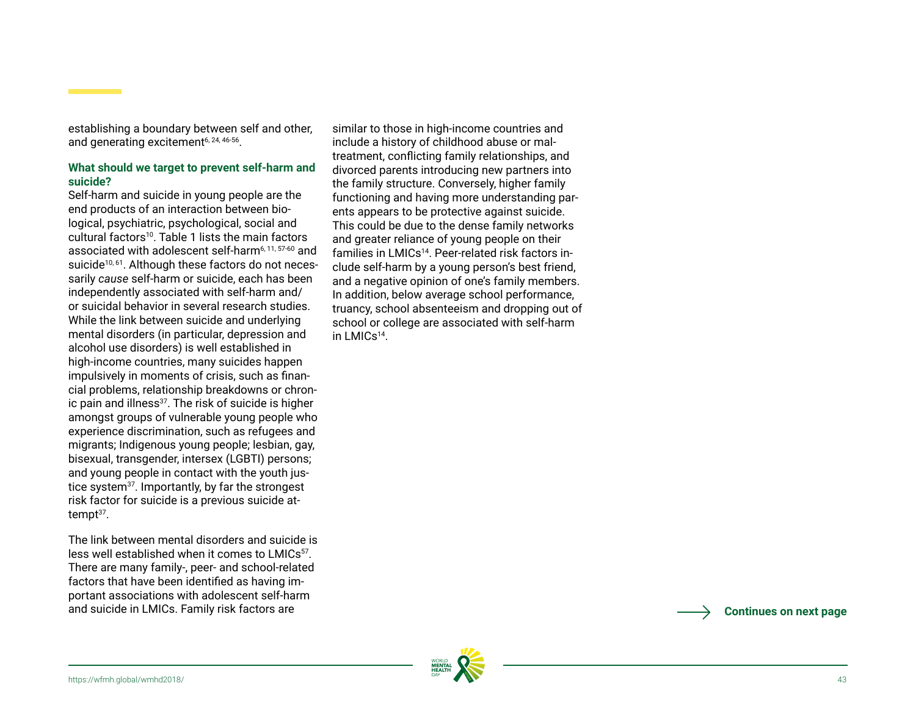establishing a boundary between self and other, and generating excitement[6, 24, 46-56].

**What should we target to prevent self-harm and suicide?**

Self-harm and suicide in young people are the end products of an interaction between biological, psychiatric, psychological, social and cultural factors[10]. Table 1 lists the main factors associated with adolescent self-harm[6, 11, 57-60] and suicide[10, 61]. Although these factors do not necessarily *cause* self-harm or suicide, each has been independently associated with self-harm and/or suicidal behavior in several research studies. While the link between suicide and underlying mental disorders (in particular, depression and alcohol use disorders) is well established in high-income countries, many suicides happen impulsively in moments of crisis, such as financial problems, relationship breakdowns or chronic pain and illness[37]. The risk of suicide is higher amongst groups of vulnerable young people who experience discrimination, such as refugees and migrants; Indigenous young people; lesbian, gay, bisexual, transgender, intersex (LGBTI) persons; and young people in contact with the youth justice system[37]. Importantly, by far the strongest risk factor for suicide is a previous suicide attempt[37].

The link between mental disorders and suicide is less well established when it comes to LMICs[57]. There are many family-, peer- and school-related factors that have been identified as having important associations with adolescent self-harm and suicide in LMICs. Family risk factors are similar to those in high-income countries and include a history of childhood abuse or maltreatment, conflicting family relationships, and divorced parents introducing new partners into the family structure. Conversely, higher family functioning and having more understanding parents appears to be protective against suicide. This could be due to the dense family networks and greater reliance of young people on their families in LMICs[14]. Peer-related risk factors include self-harm by a young person's best friend, and a negative opinion of one's family members. In addition, below average school performance, truancy, school absenteeism and dropping out of school or college are associated with self-harm in LMICs[14].

Continues on next page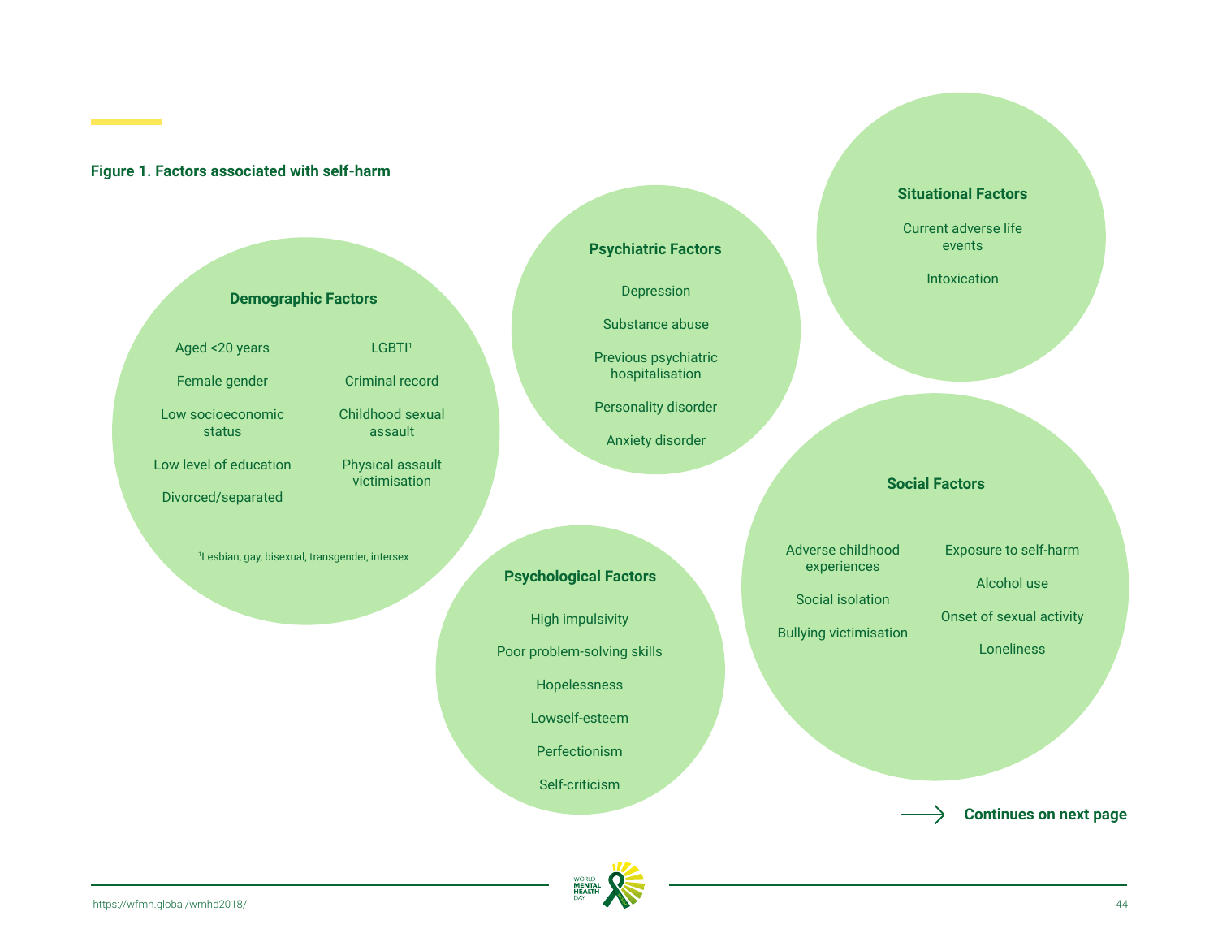**Figure 1. Factors associated with self-harm**

### Demographic Factors

- Aged <20 years
- Female gender
- Low socioeconomic status
- Low level of education
- Divorced/separated
- LGBTI[1]
- Criminal record
- Childhood sexual assault
- Physical assault victimisation

[1]Lesbian, gay, bisexual, transgender, intersex

### Psychiatric Factors

- Depression
- Substance abuse
- Previous psychiatric hospitalisation
- Personality disorder
- Anxiety disorder

### Situational Factors

- Current adverse life events
- Intoxication

### Psychological Factors

- High impulsivity
- Poor problem-solving skills
- Hopelessness
- Lowself-esteem
- Perfectionism
- Self-criticism

### Social Factors

- Adverse childhood experiences
- Social isolation
- Bullying victimisation
- Exposure to self-harm
- Alcohol use
- Onset of sexual activity
- Loneliness

Continues on next page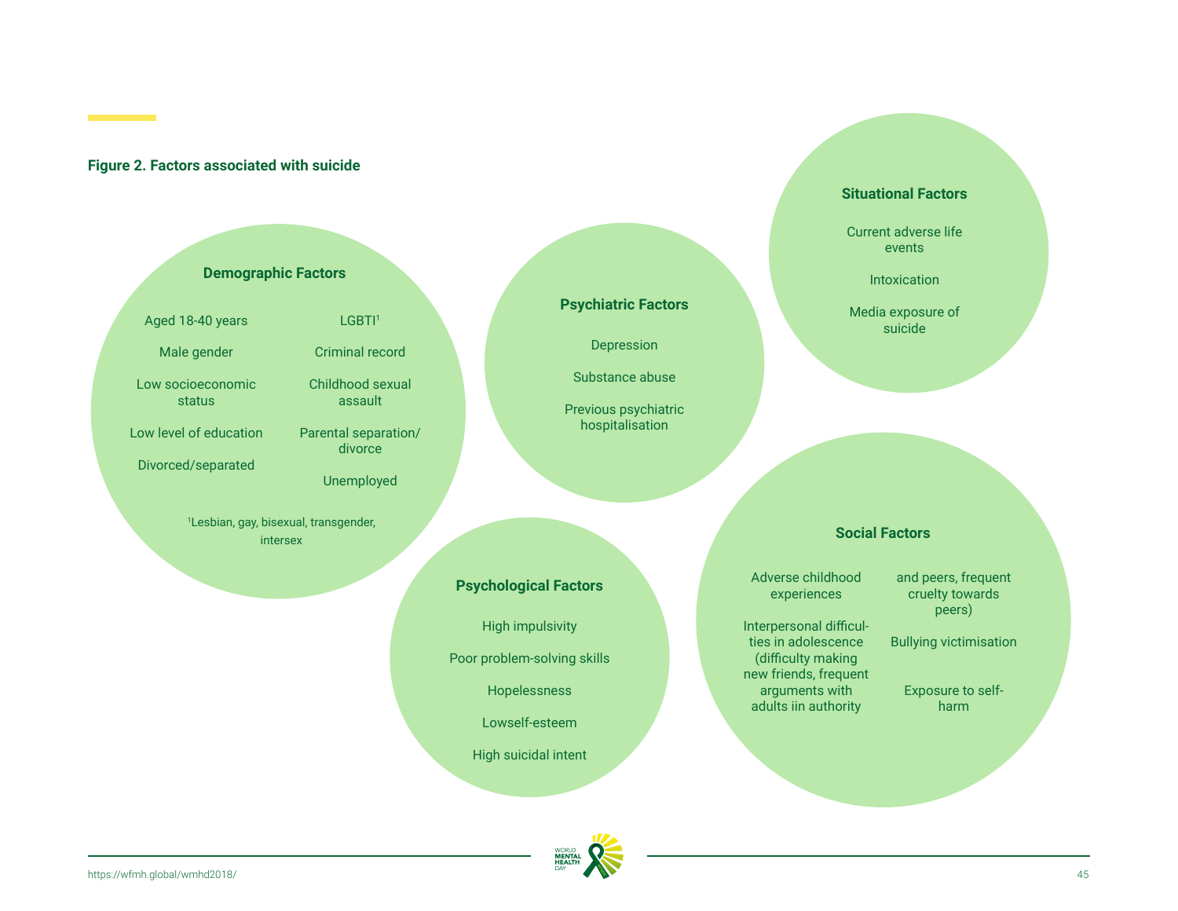**Figure 2. Factors associated with suicide**

### Demographic Factors

- Aged 18-40 years
- Male gender
- Low socioeconomic status
- Low level of education
- Divorced/separated
- LGBTI[1]
- Criminal record
- Childhood sexual assault
- Parental separation/ divorce
- Unemployed

[1]Lesbian, gay, bisexual, transgender, intersex

### Psychiatric Factors

- Depression
- Substance abuse
- Previous psychiatric hospitalisation

### Situational Factors

- Current adverse life events
- Intoxication
- Media exposure of suicide

### Psychological Factors

- High impulsivity
- Poor problem-solving skills
- Hopelessness
- Lowself-esteem
- High suicidal intent

### Social Factors

- Adverse childhood experiences
- Interpersonal difficulties in adolescence (difficulty making new friends, frequent arguments with adults iin authority and peers, frequent cruelty towards peers)
- Bullying victimisation
- Exposure to self-harm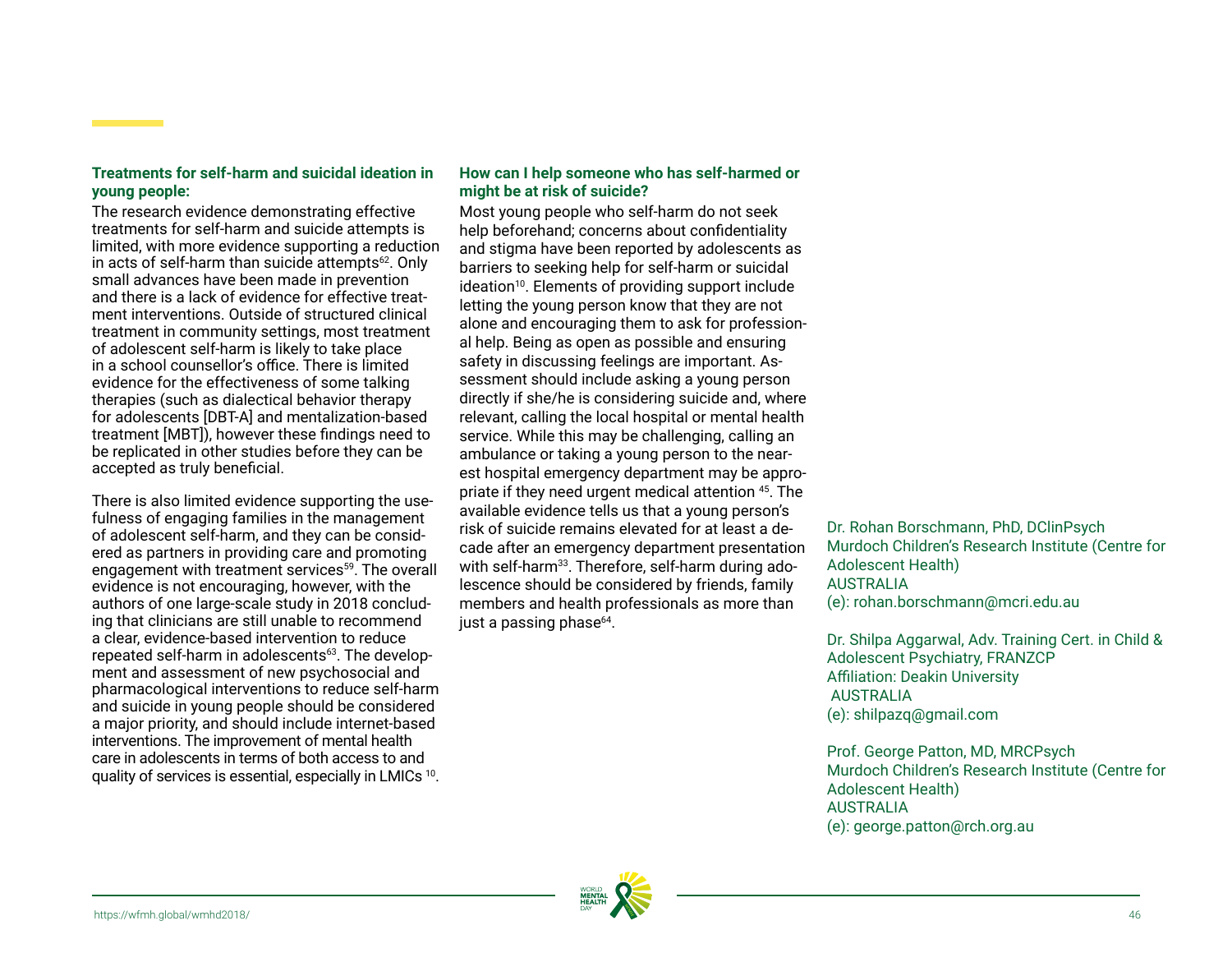**Treatments for self-harm and suicidal ideation in young people:**

The research evidence demonstrating effective treatments for self-harm and suicide attempts is limited, with more evidence supporting a reduction in acts of self-harm than suicide attempts[62]. Only small advances have been made in prevention and there is a lack of evidence for effective treatment interventions. Outside of structured clinical treatment in community settings, most treatment of adolescent self-harm is likely to take place in a school counsellor's office. There is limited evidence for the effectiveness of some talking therapies (such as dialectical behavior therapy for adolescents [DBT-A] and mentalization-based treatment [MBT]), however these findings need to be replicated in other studies before they can be accepted as truly beneficial.

There is also limited evidence supporting the usefulness of engaging families in the management of adolescent self-harm, and they can be considered as partners in providing care and promoting engagement with treatment services[59]. The overall evidence is not encouraging, however, with the authors of one large-scale study in 2018 concluding that clinicians are still unable to recommend a clear, evidence-based intervention to reduce repeated self-harm in adolescents[63]. The development and assessment of new psychosocial and pharmacological interventions to reduce self-harm and suicide in young people should be considered a major priority, and should include internet-based interventions. The improvement of mental health care in adolescents in terms of both access to and quality of services is essential, especially in LMICs [10].

**How can I help someone who has self-harmed or might be at risk of suicide?**

Most young people who self-harm do not seek help beforehand; concerns about confidentiality and stigma have been reported by adolescents as barriers to seeking help for self-harm or suicidal ideation[10]. Elements of providing support include letting the young person know that they are not alone and encouraging them to ask for professional help. Being as open as possible and ensuring safety in discussing feelings are important. Assessment should include asking a young person directly if she/he is considering suicide and, where relevant, calling the local hospital or mental health service. While this may be challenging, calling an ambulance or taking a young person to the nearest hospital emergency department may be appropriate if they need urgent medical attention [45]. The available evidence tells us that a young person's risk of suicide remains elevated for at least a decade after an emergency department presentation with self-harm[33]. Therefore, self-harm during adolescence should be considered by friends, family members and health professionals as more than just a passing phase[64].

Dr. Rohan Borschmann, PhD, DClinPsych
Murdoch Children's Research Institute (Centre for Adolescent Health)
AUSTRALIA
(e): rohan.borschmann@mcri.edu.au

Dr. Shilpa Aggarwal, Adv. Training Cert. in Child & Adolescent Psychiatry, FRANZCP
Affiliation: Deakin University
AUSTRALIA
(e): shilpazq@gmail.com

Prof. George Patton, MD, MRCPsych
Murdoch Children's Research Institute (Centre for Adolescent Health)
AUSTRALIA
(e): george.patton@rch.org.au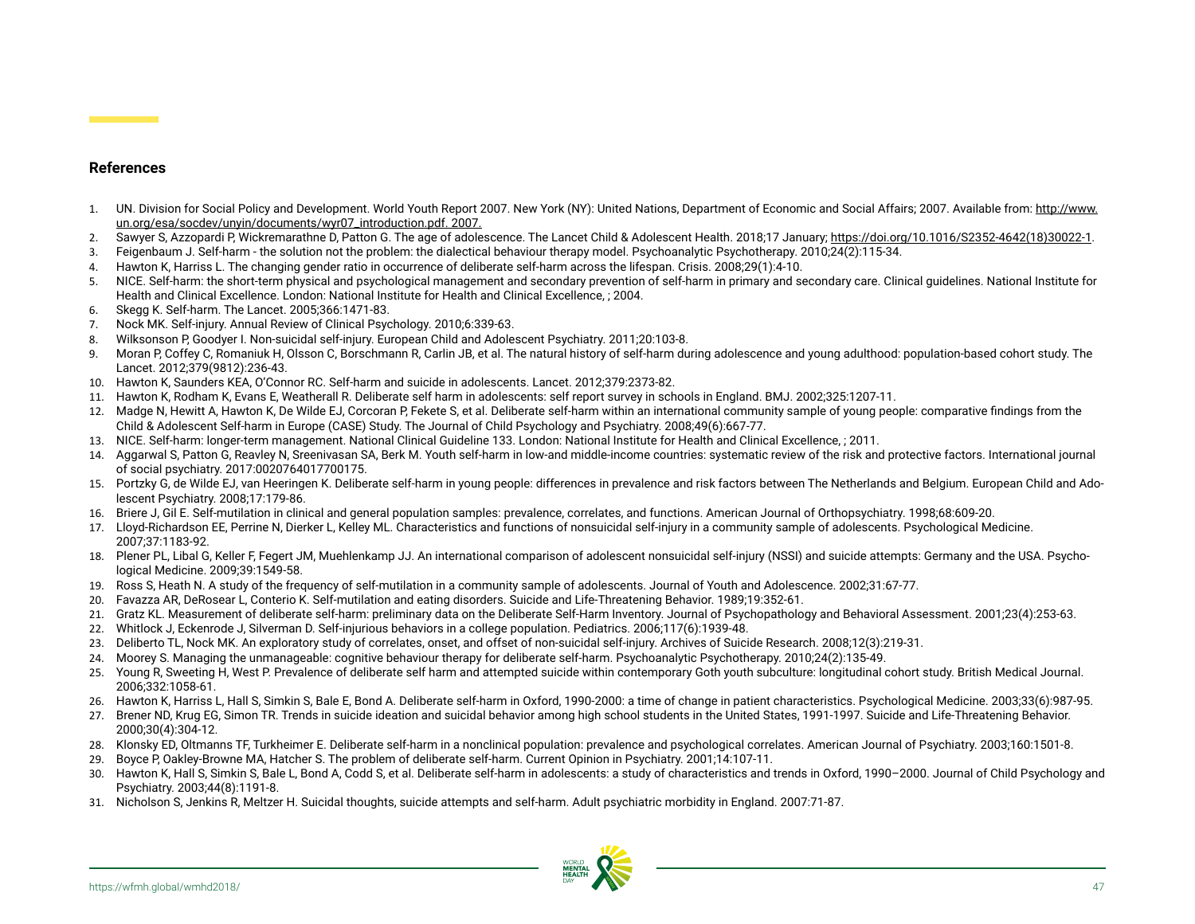## References

1. UN. Division for Social Policy and Development. World Youth Report 2007. New York (NY): United Nations, Department of Economic and Social Affairs; 2007. Available from: http://www.un.org/esa/socdev/unyin/documents/wyr07_introduction.pdf. 2007.
2. Sawyer S, Azzopardi P, Wickremarathne D, Patton G. The age of adolescence. The Lancet Child & Adolescent Health. 2018;17 January; https://doi.org/10.1016/S2352-4642(18)30022-1.
3. Feigenbaum J. Self-harm - the solution not the problem: the dialectical behaviour therapy model. Psychoanalytic Psychotherapy. 2010;24(2):115-34.
4. Hawton K, Harriss L. The changing gender ratio in occurrence of deliberate self-harm across the lifespan. Crisis. 2008;29(1):4-10.
5. NICE. Self-harm: the short-term physical and psychological management and secondary prevention of self-harm in primary and secondary care. Clinical guidelines. National Institute for Health and Clinical Excellence. London: National Institute for Health and Clinical Excellence, ; 2004.
6. Skegg K. Self-harm. The Lancet. 2005;366:1471-83.
7. Nock MK. Self-injury. Annual Review of Clinical Psychology. 2010;6:339-63.
8. Wilksonson P, Goodyer I. Non-suicidal self-injury. European Child and Adolescent Psychiatry. 2011;20:103-8.
9. Moran P, Coffey C, Romaniuk H, Olsson C, Borschmann R, Carlin JB, et al. The natural history of self-harm during adolescence and young adulthood: population-based cohort study. The Lancet. 2012;379(9812):236-43.
10. Hawton K, Saunders KEA, O'Connor RC. Self-harm and suicide in adolescents. Lancet. 2012;379:2373-82.
11. Hawton K, Rodham K, Evans E, Weatherall R. Deliberate self harm in adolescents: self report survey in schools in England. BMJ. 2002;325:1207-11.
12. Madge N, Hewitt A, Hawton K, De Wilde EJ, Corcoran P, Fekete S, et al. Deliberate self-harm within an international community sample of young people: comparative findings from the Child & Adolescent Self-harm in Europe (CASE) Study. The Journal of Child Psychology and Psychiatry. 2008;49(6):667-77.
13. NICE. Self-harm: longer-term management. National Clinical Guideline 133. London: National Institute for Health and Clinical Excellence, ; 2011.
14. Aggarwal S, Patton G, Reavley N, Sreenivasan SA, Berk M. Youth self-harm in low-and middle-income countries: systematic review of the risk and protective factors. International journal of social psychiatry. 2017:0020764017700175.
15. Portzky G, de Wilde EJ, van Heeringen K. Deliberate self-harm in young people: differences in prevalence and risk factors between The Netherlands and Belgium. European Child and Adolescent Psychiatry. 2008;17:179-86.
16. Briere J, Gil E. Self-mutilation in clinical and general population samples: prevalence, correlates, and functions. American Journal of Orthopsychiatry. 1998;68:609-20.
17. Lloyd-Richardson EE, Perrine N, Dierker L, Kelley ML. Characteristics and functions of nonsuicidal self-injury in a community sample of adolescents. Psychological Medicine. 2007;37:1183-92.
18. Plener PL, Libal G, Keller F, Fegert JM, Muehlenkamp JJ. An international comparison of adolescent nonsuicidal self-injury (NSSI) and suicide attempts: Germany and the USA. Psychological Medicine. 2009;39:1549-58.
19. Ross S, Heath N. A study of the frequency of self-mutilation in a community sample of adolescents. Journal of Youth and Adolescence. 2002;31:67-77.
20. Favazza AR, DeRosear L, Conterio K. Self-mutilation and eating disorders. Suicide and Life-Threatening Behavior. 1989;19:352-61.
21. Gratz KL. Measurement of deliberate self-harm: preliminary data on the Deliberate Self-Harm Inventory. Journal of Psychopathology and Behavioral Assessment. 2001;23(4):253-63.
22. Whitlock J, Eckenrode J, Silverman D. Self-injurious behaviors in a college population. Pediatrics. 2006;117(6):1939-48.
23. Deliberto TL, Nock MK. An exploratory study of correlates, onset, and offset of non-suicidal self-injury. Archives of Suicide Research. 2008;12(3):219-31.
24. Moorey S. Managing the unmanageable: cognitive behaviour therapy for deliberate self-harm. Psychoanalytic Psychotherapy. 2010;24(2):135-49.
25. Young R, Sweeting H, West P. Prevalence of deliberate self harm and attempted suicide within contemporary Goth youth subculture: longitudinal cohort study. British Medical Journal. 2006;332:1058-61.
26. Hawton K, Harriss L, Hall S, Simkin S, Bale E, Bond A. Deliberate self-harm in Oxford, 1990-2000: a time of change in patient characteristics. Psychological Medicine. 2003;33(6):987-95.
27. Brener ND, Krug EG, Simon TR. Trends in suicide ideation and suicidal behavior among high school students in the United States, 1991-1997. Suicide and Life-Threatening Behavior. 2000;30(4):304-12.
28. Klonsky ED, Oltmanns TF, Turkheimer E. Deliberate self-harm in a nonclinical population: prevalence and psychological correlates. American Journal of Psychiatry. 2003;160:1501-8.
29. Boyce P, Oakley-Browne MA, Hatcher S. The problem of deliberate self-harm. Current Opinion in Psychiatry. 2001;14:107-11.
30. Hawton K, Hall S, Simkin S, Bale L, Bond A, Codd S, et al. Deliberate self-harm in adolescents: a study of characteristics and trends in Oxford, 1990–2000. Journal of Child Psychology and Psychiatry. 2003;44(8):1191-8.
31. Nicholson S, Jenkins R, Meltzer H. Suicidal thoughts, suicide attempts and self-harm. Adult psychiatric morbidity in England. 2007:71-87.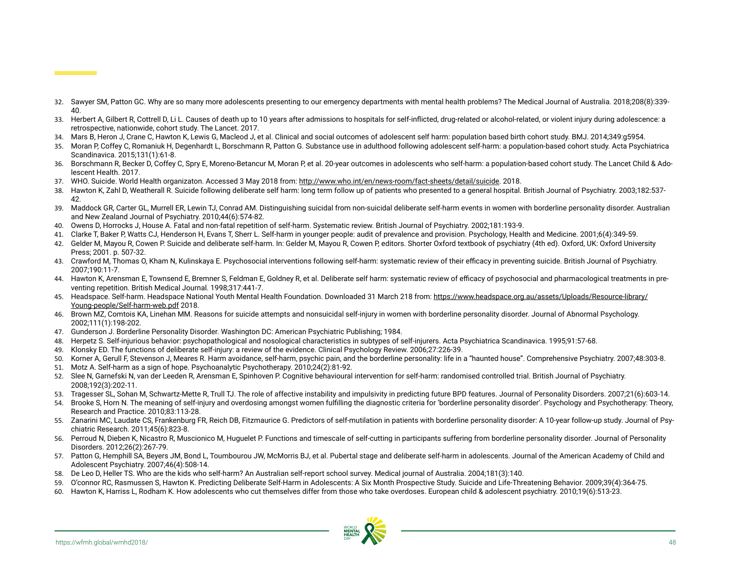32. Sawyer SM, Patton GC. Why are so many more adolescents presenting to our emergency departments with mental health problems? The Medical Journal of Australia. 2018;208(8):339-40.
33. Herbert A, Gilbert R, Cottrell D, Li L. Causes of death up to 10 years after admissions to hospitals for self-inflicted, drug-related or alcohol-related, or violent injury during adolescence: a retrospective, nationwide, cohort study. The Lancet. 2017.
34. Mars B, Heron J, Crane C, Hawton K, Lewis G, Macleod J, et al. Clinical and social outcomes of adolescent self harm: population based birth cohort study. BMJ. 2014;349:g5954.
35. Moran P, Coffey C, Romaniuk H, Degenhardt L, Borschmann R, Patton G. Substance use in adulthood following adolescent self-harm: a population-based cohort study. Acta Psychiatrica Scandinavica. 2015;131(1):61-8.
36. Borschmann R, Becker D, Coffey C, Spry E, Moreno-Betancur M, Moran P, et al. 20-year outcomes in adolescents who self-harm: a population-based cohort study. The Lancet Child & Adolescent Health. 2017.
37. WHO. Suicide. World Health organizaton. Accessed 3 May 2018 from: http://www.who.int/en/news-room/fact-sheets/detail/suicide. 2018.
38. Hawton K, Zahl D, Weatherall R. Suicide following deliberate self harm: long term follow up of patients who presented to a general hospital. British Journal of Psychiatry. 2003;182:537-42.
39. Maddock GR, Carter GL, Murrell ER, Lewin TJ, Conrad AM. Distinguishing suicidal from non-suicidal deliberate self-harm events in women with borderline personality disorder. Australian and New Zealand Journal of Psychiatry. 2010;44(6):574-82.
40. Owens D, Horrocks J, House A. Fatal and non-fatal repetition of self-harm. Systematic review. British Journal of Psychiatry. 2002;181:193-9.
41. Clarke T, Baker P, Watts CJ, Henderson H, Evans T, Sherr L. Self-harm in younger people: audit of prevalence and provision. Psychology, Health and Medicine. 2001;6(4):349-59.
42. Gelder M, Mayou R, Cowen P. Suicide and deliberate self-harm. In: Gelder M, Mayou R, Cowen P, editors. Shorter Oxford textbook of psychiatry (4th ed). Oxford, UK: Oxford University Press; 2001. p. 507-32.
43. Crawford M, Thomas O, Kham N, Kulinskaya E. Psychosocial interventions following self-harm: systematic review of their efficacy in preventing suicide. British Journal of Psychiatry. 2007;190:11-7.
44. Hawton K, Arensman E, Townsend E, Bremner S, Feldman E, Goldney R, et al. Deliberate self harm: systematic review of efficacy of psychosocial and pharmacological treatments in preventing repetition. British Medical Journal. 1998;317:441-7.
45. Headspace. Self-harm. Headspace National Youth Mental Health Foundation. Downloaded 31 March 218 from: https://www.headspace.org.au/assets/Uploads/Resource-library/Young-people/Self-harm-web.pdf 2018.
46. Brown MZ, Comtois KA, Linehan MM. Reasons for suicide attempts and nonsuicidal self-injury in women with borderline personality disorder. Journal of Abnormal Psychology. 2002;111(1):198-202.
47. Gunderson J. Borderline Personality Disorder. Washington DC: American Psychiatric Publishing; 1984.
48. Herpetz S. Self-injurious behavior: psychopathological and nosological characteristics in subtypes of self-injurers. Acta Psychiatrica Scandinavica. 1995;91:57-68.
49. Klonsky ED. The functions of deliberate self-injury: a review of the evidence. Clinical Psychology Review. 2006;27:226-39.
50. Korner A, Gerull F, Stevenson J, Meares R. Harm avoidance, self-harm, psychic pain, and the borderline personality: life in a "haunted house". Comprehensive Psychiatry. 2007;48:303-8.
51. Motz A. Self-harm as a sign of hope. Psychoanalytic Psychotherapy. 2010;24(2):81-92.
52. Slee N, Garnefski N, van der Leeden R, Arensman E, Spinhoven P. Cognitive behavioural intervention for self-harm: randomised controlled trial. British Journal of Psychiatry. 2008;192(3):202-11.
53. Tragesser SL, Sohan M, Schwartz-Mette R, Trull TJ. The role of affective instability and impulsivity in predicting future BPD features. Journal of Personality Disorders. 2007;21(6):603-14.
54. Brooke S, Horn N. The meaning of self-injury and overdosing amongst women fulfilling the diagnostic criteria for 'borderline personality disorder'. Psychology and Psychotherapy: Theory, Research and Practice. 2010;83:113-28.
55. Zanarini MC, Laudate CS, Frankenburg FR, Reich DB, Fitzmaurice G. Predictors of self-mutilation in patients with borderline personality disorder: A 10-year follow-up study. Journal of Psychiatric Research. 2011;45(6):823-8.
56. Perroud N, Dieben K, Nicastro R, Muscionico M, Huguelet P. Functions and timescale of self-cutting in participants suffering from borderline personality disorder. Journal of Personality Disorders. 2012;26(2):267-79.
57. Patton G, Hemphill SA, Beyers JM, Bond L, Toumbourou JW, McMorris BJ, et al. Pubertal stage and deliberate self-harm in adolescents. Journal of the American Academy of Child and Adolescent Psychiatry. 2007;46(4):508-14.
58. De Leo D, Heller TS. Who are the kids who self-harm? An Australian self-report school survey. Medical journal of Australia. 2004;181(3):140.
59. O'connor RC, Rasmussen S, Hawton K. Predicting Deliberate Self-Harm in Adolescents: A Six Month Prospective Study. Suicide and Life-Threatening Behavior. 2009;39(4):364-75.
60. Hawton K, Harriss L, Rodham K. How adolescents who cut themselves differ from those who take overdoses. European child & adolescent psychiatry. 2010;19(6):513-23.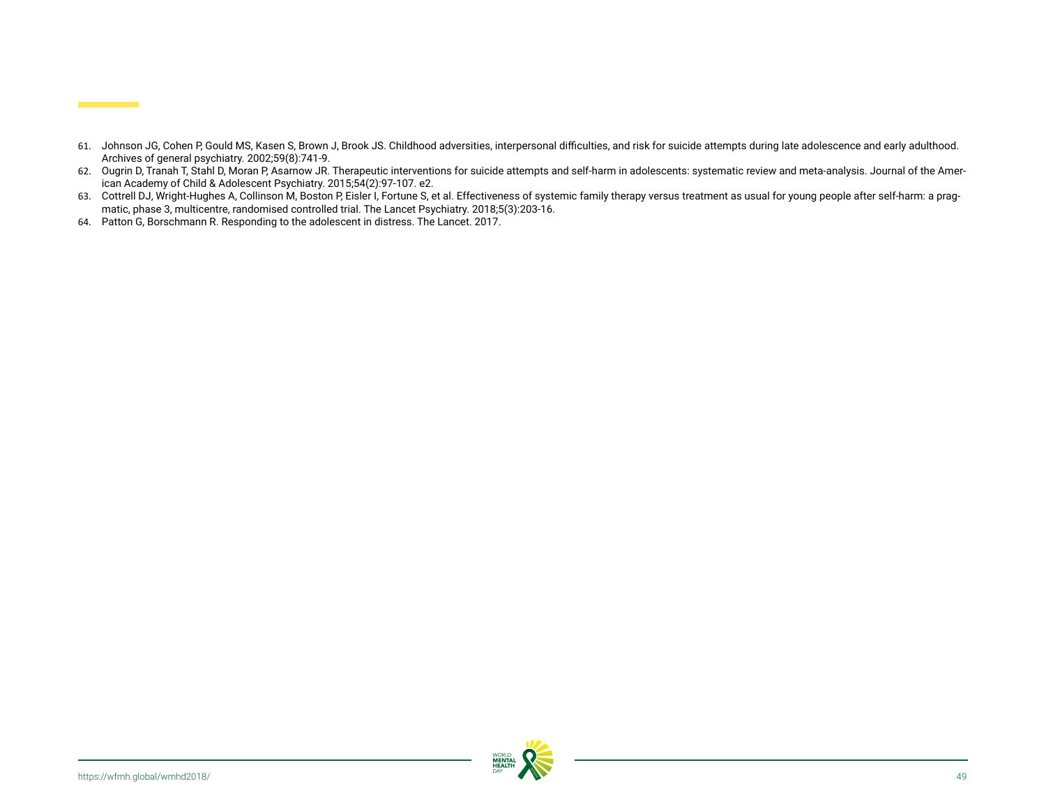61. Johnson JG, Cohen P, Gould MS, Kasen S, Brown J, Brook JS. Childhood adversities, interpersonal difficulties, and risk for suicide attempts during late adolescence and early adulthood. Archives of general psychiatry. 2002;59(8):741-9.
62. Ougrin D, Tranah T, Stahl D, Moran P, Asarnow JR. Therapeutic interventions for suicide attempts and self-harm in adolescents: systematic review and meta-analysis. Journal of the American Academy of Child & Adolescent Psychiatry. 2015;54(2):97-107. e2.
63. Cottrell DJ, Wright-Hughes A, Collinson M, Boston P, Eisler I, Fortune S, et al. Effectiveness of systemic family therapy versus treatment as usual for young people after self-harm: a pragmatic, phase 3, multicentre, randomised controlled trial. The Lancet Psychiatry. 2018;5(3):203-16.
64. Patton G, Borschmann R. Responding to the adolescent in distress. The Lancet. 2017.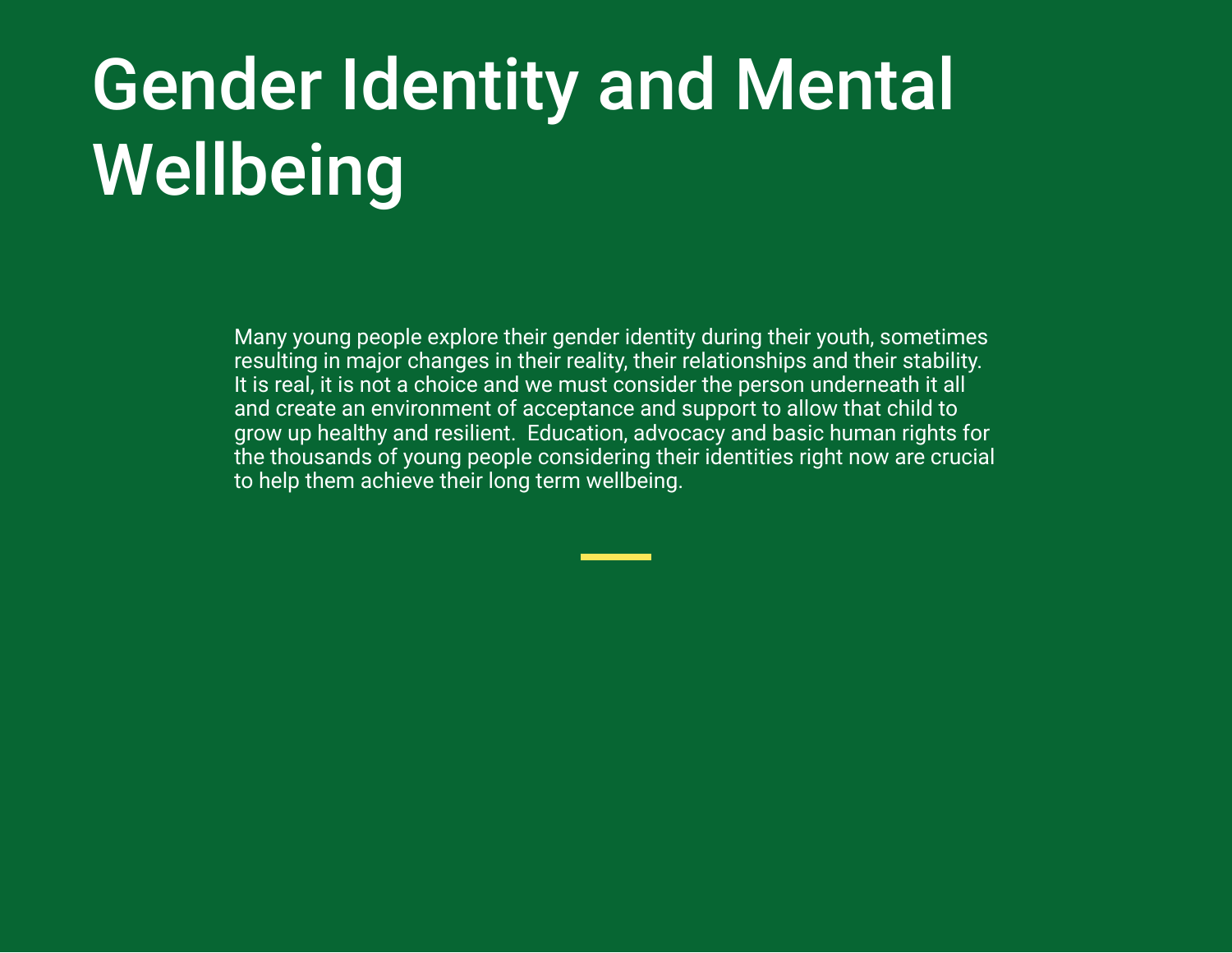# Gender Identity and Mental Wellbeing

Many young people explore their gender identity during their youth, sometimes resulting in major changes in their reality, their relationships and their stability. It is real, it is not a choice and we must consider the person underneath it all and create an environment of acceptance and support to allow that child to grow up healthy and resilient. Education, advocacy and basic human rights for the thousands of young people considering their identities right now are crucial to help them achieve their long term wellbeing.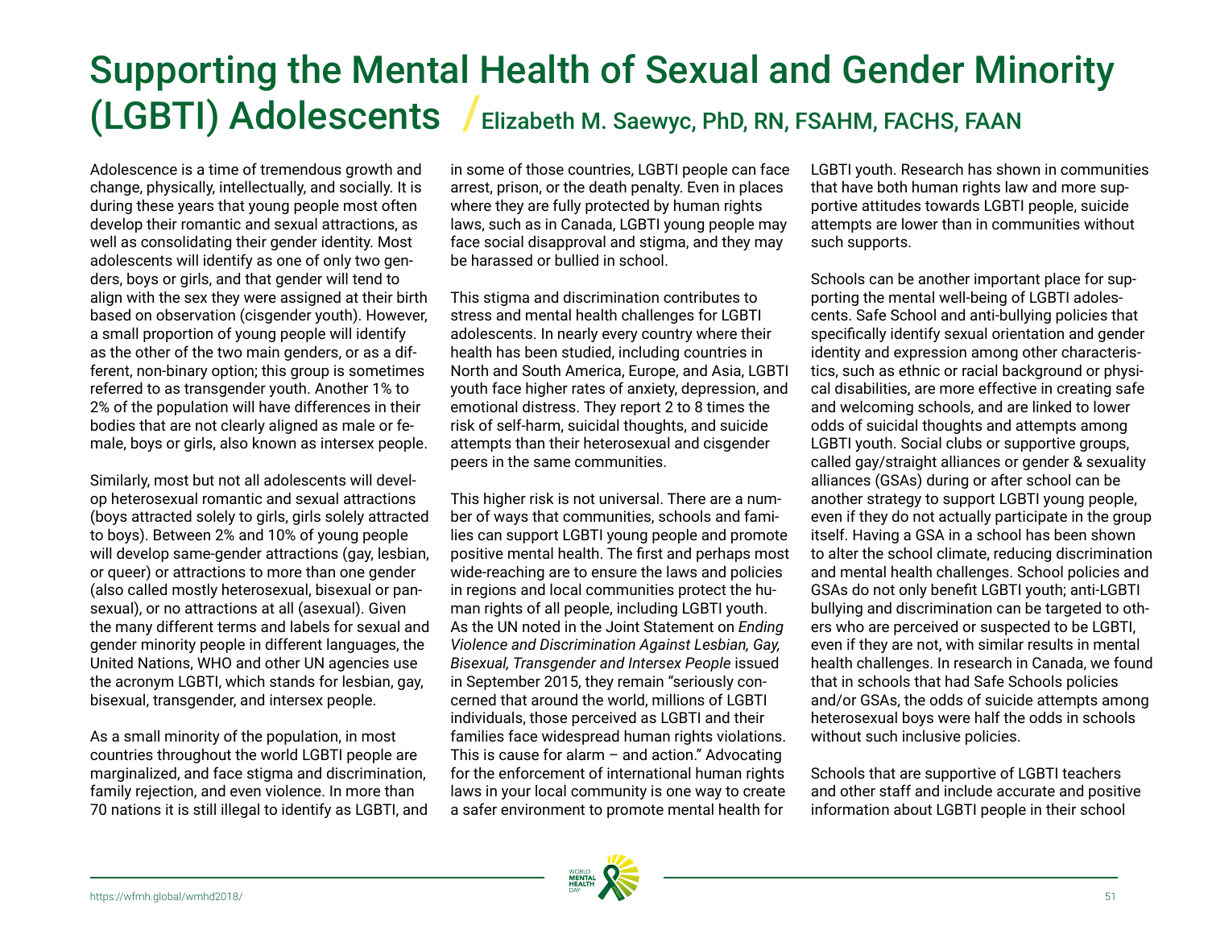# Supporting the Mental Health of Sexual and Gender Minority (LGBTI) Adolescents / Elizabeth M. Saewyc, PhD, RN, FSAHM, FACHS, FAAN

Adolescence is a time of tremendous growth and change, physically, intellectually, and socially. It is during these years that young people most often develop their romantic and sexual attractions, as well as consolidating their gender identity. Most adolescents will identify as one of only two genders, boys or girls, and that gender will tend to align with the sex they were assigned at their birth based on observation (cisgender youth). However, a small proportion of young people will identify as the other of the two main genders, or as a different, non-binary option; this group is sometimes referred to as transgender youth. Another 1% to 2% of the population will have differences in their bodies that are not clearly aligned as male or female, boys or girls, also known as intersex people.

Similarly, most but not all adolescents will develop heterosexual romantic and sexual attractions (boys attracted solely to girls, girls solely attracted to boys). Between 2% and 10% of young people will develop same-gender attractions (gay, lesbian, or queer) or attractions to more than one gender (also called mostly heterosexual, bisexual or pansexual), or no attractions at all (asexual). Given the many different terms and labels for sexual and gender minority people in different languages, the United Nations, WHO and other UN agencies use the acronym LGBTI, which stands for lesbian, gay, bisexual, transgender, and intersex people.

As a small minority of the population, in most countries throughout the world LGBTI people are marginalized, and face stigma and discrimination, family rejection, and even violence. In more than 70 nations it is still illegal to identify as LGBTI, and in some of those countries, LGBTI people can face arrest, prison, or the death penalty. Even in places where they are fully protected by human rights laws, such as in Canada, LGBTI young people may face social disapproval and stigma, and they may be harassed or bullied in school.

This stigma and discrimination contributes to stress and mental health challenges for LGBTI adolescents. In nearly every country where their health has been studied, including countries in North and South America, Europe, and Asia, LGBTI youth face higher rates of anxiety, depression, and emotional distress. They report 2 to 8 times the risk of self-harm, suicidal thoughts, and suicide attempts than their heterosexual and cisgender peers in the same communities.

This higher risk is not universal. There are a number of ways that communities, schools and families can support LGBTI young people and promote positive mental health. The first and perhaps most wide-reaching are to ensure the laws and policies in regions and local communities protect the human rights of all people, including LGBTI youth. As the UN noted in the Joint Statement on *Ending Violence and Discrimination Against Lesbian, Gay, Bisexual, Transgender and Intersex People* issued in September 2015, they remain "seriously concerned that around the world, millions of LGBTI individuals, those perceived as LGBTI and their families face widespread human rights violations. This is cause for alarm – and action." Advocating for the enforcement of international human rights laws in your local community is one way to create a safer environment to promote mental health for LGBTI youth. Research has shown in communities that have both human rights law and more supportive attitudes towards LGBTI people, suicide attempts are lower than in communities without such supports.

Schools can be another important place for supporting the mental well-being of LGBTI adolescents. Safe School and anti-bullying policies that specifically identify sexual orientation and gender identity and expression among other characteristics, such as ethnic or racial background or physical disabilities, are more effective in creating safe and welcoming schools, and are linked to lower odds of suicidal thoughts and attempts among LGBTI youth. Social clubs or supportive groups, called gay/straight alliances or gender & sexuality alliances (GSAs) during or after school can be another strategy to support LGBTI young people, even if they do not actually participate in the group itself. Having a GSA in a school has been shown to alter the school climate, reducing discrimination and mental health challenges. School policies and GSAs do not only benefit LGBTI youth; anti-LGBTI bullying and discrimination can be targeted to others who are perceived or suspected to be LGBTI, even if they are not, with similar results in mental health challenges. In research in Canada, we found that in schools that had Safe Schools policies and/or GSAs, the odds of suicide attempts among heterosexual boys were half the odds in schools without such inclusive policies.

Schools that are supportive of LGBTI teachers and other staff and include accurate and positive information about LGBTI people in their school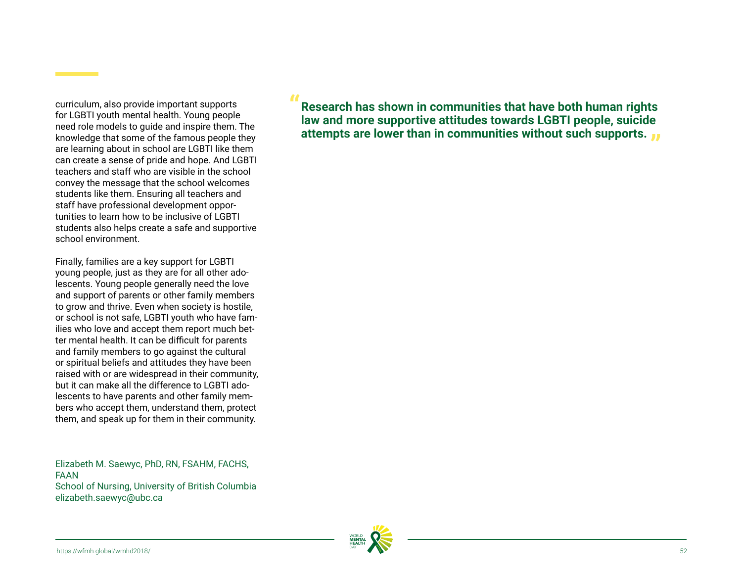curriculum, also provide important supports for LGBTI youth mental health. Young people need role models to guide and inspire them. The knowledge that some of the famous people they are learning about in school are LGBTI like them can create a sense of pride and hope. And LGBTI teachers and staff who are visible in the school convey the message that the school welcomes students like them. Ensuring all teachers and staff have professional development opportunities to learn how to be inclusive of LGBTI students also helps create a safe and supportive school environment.

Finally, families are a key support for LGBTI young people, just as they are for all other adolescents. Young people generally need the love and support of parents or other family members to grow and thrive. Even when society is hostile, or school is not safe, LGBTI youth who have families who love and accept them report much better mental health. It can be difficult for parents and family members to go against the cultural or spiritual beliefs and attitudes they have been raised with or are widespread in their community, but it can make all the difference to LGBTI adolescents to have parents and other family members who accept them, understand them, protect them, and speak up for them in their community.

Elizabeth M. Saewyc, PhD, RN, FSAHM, FACHS, FAAN
School of Nursing, University of British Columbia
elizabeth.saewyc@ubc.ca

> **"Research has shown in communities that have both human rights law and more supportive attitudes towards LGBTI people, suicide attempts are lower than in communities without such supports."**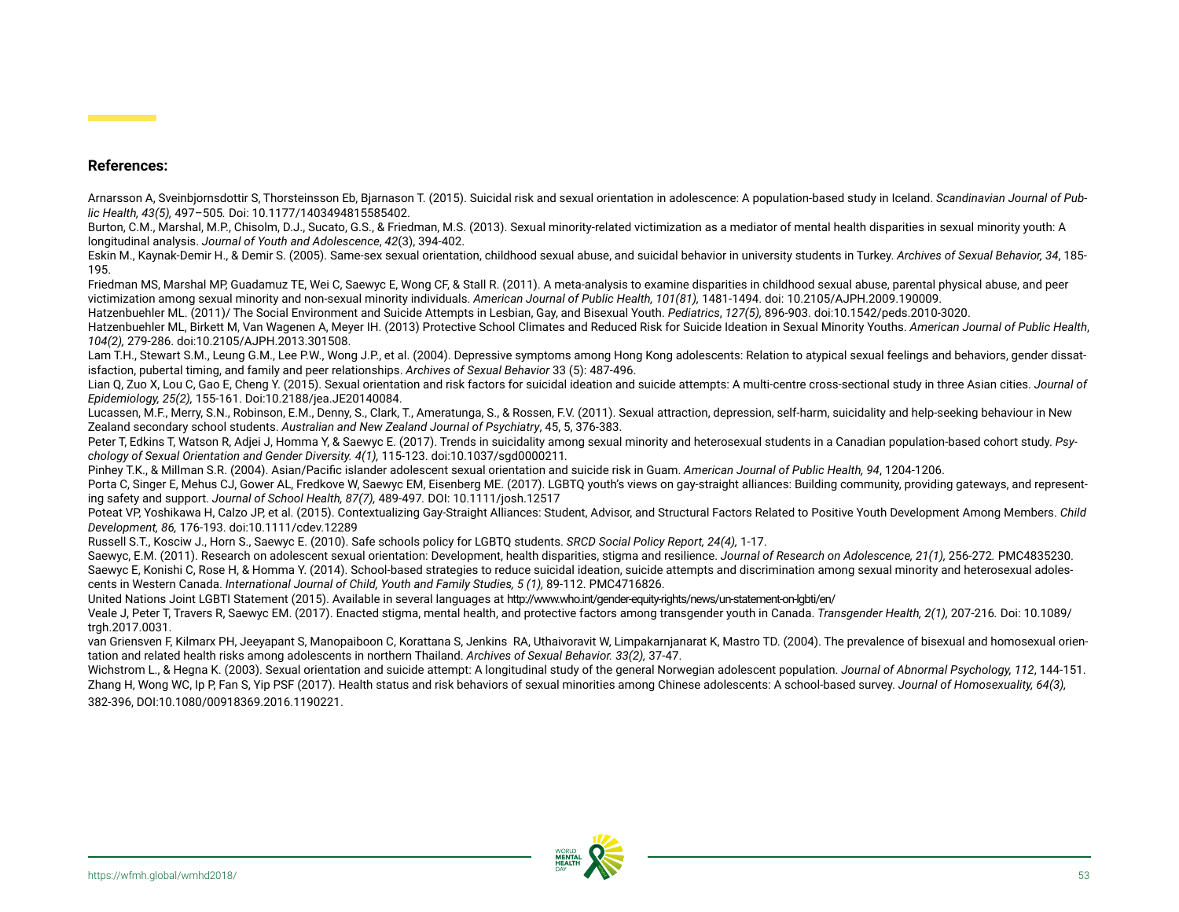**References:**

Arnarsson A, Sveinbjornsdottir S, Thorsteinsson Eb, Bjarnason T. (2015). Suicidal risk and sexual orientation in adolescence: A population-based study in Iceland. *Scandinavian Journal of Public Health, 43(5),* 497–505. Doi: 10.1177/1403494815585402.

Burton, C.M., Marshal, M.P., Chisolm, D.J., Sucato, G.S., & Friedman, M.S. (2013). Sexual minority-related victimization as a mediator of mental health disparities in sexual minority youth: A longitudinal analysis. *Journal of Youth and Adolescence*, *42*(3), 394-402.

Eskin M., Kaynak-Demir H., & Demir S. (2005). Same-sex sexual orientation, childhood sexual abuse, and suicidal behavior in university students in Turkey. *Archives of Sexual Behavior, 34*, 185-195.

Friedman MS, Marshal MP, Guadamuz TE, Wei C, Saewyc E, Wong CF, & Stall R. (2011). A meta-analysis to examine disparities in childhood sexual abuse, parental physical abuse, and peer victimization among sexual minority and non-sexual minority individuals. *American Journal of Public Health, 101(81),* 1481-1494. doi: 10.2105/AJPH.2009.190009.

Hatzenbuehler ML. (2011)/ The Social Environment and Suicide Attempts in Lesbian, Gay, and Bisexual Youth. *Pediatrics*, *127(5),* 896-903. doi:10.1542/peds.2010-3020.

Hatzenbuehler ML, Birkett M, Van Wagenen A, Meyer IH. (2013) Protective School Climates and Reduced Risk for Suicide Ideation in Sexual Minority Youths. *American Journal of Public Health*, *104(2),* 279-286. doi:10.2105/AJPH.2013.301508.

Lam T.H., Stewart S.M., Leung G.M., Lee P.W., Wong J.P., et al. (2004). Depressive symptoms among Hong Kong adolescents: Relation to atypical sexual feelings and behaviors, gender dissatisfaction, pubertal timing, and family and peer relationships. *Archives of Sexual Behavior* 33 (5): 487-496.

Lian Q, Zuo X, Lou C, Gao E, Cheng Y. (2015). Sexual orientation and risk factors for suicidal ideation and suicide attempts: A multi-centre cross-sectional study in three Asian cities. *Journal of Epidemiology, 25(2),* 155-161. Doi:10.2188/jea.JE20140084.

Lucassen, M.F., Merry, S.N., Robinson, E.M., Denny, S., Clark, T., Ameratunga, S., & Rossen, F.V. (2011). Sexual attraction, depression, self-harm, suicidality and help-seeking behaviour in New Zealand secondary school students. *Australian and New Zealand Journal of Psychiatry*, 45, 5, 376-383.

Peter T, Edkins T, Watson R, Adjei J, Homma Y, & Saewyc E. (2017). Trends in suicidality among sexual minority and heterosexual students in a Canadian population-based cohort study. *Psychology of Sexual Orientation and Gender Diversity. 4(1),* 115-123. doi:10.1037/sgd0000211.

Pinhey T.K., & Millman S.R. (2004). Asian/Pacific islander adolescent sexual orientation and suicide risk in Guam. *American Journal of Public Health, 94*, 1204-1206.

Porta C, Singer E, Mehus CJ, Gower AL, Fredkove W, Saewyc EM, Eisenberg ME. (2017). LGBTQ youth's views on gay-straight alliances: Building community, providing gateways, and representing safety and support. *Journal of School Health, 87(7),* 489-497. DOI: 10.1111/josh.12517

Poteat VP, Yoshikawa H, Calzo JP, et al. (2015). Contextualizing Gay-Straight Alliances: Student, Advisor, and Structural Factors Related to Positive Youth Development Among Members. *Child Development, 86,* 176-193. doi:10.1111/cdev.12289

Russell S.T., Kosciw J., Horn S., Saewyc E. (2010). Safe schools policy for LGBTQ students. *SRCD Social Policy Report, 24(4),* 1-17.

Saewyc, E.M. (2011). Research on adolescent sexual orientation: Development, health disparities, stigma and resilience. *Journal of Research on Adolescence, 21(1),* 256-272. PMC4835230.

Saewyc E, Konishi C, Rose H, & Homma Y. (2014). School-based strategies to reduce suicidal ideation, suicide attempts and discrimination among sexual minority and heterosexual adolescents in Western Canada. *International Journal of Child, Youth and Family Studies, 5 (1),* 89-112. PMC4716826.

United Nations Joint LGBTI Statement (2015). Available in several languages at http://www.who.int/gender-equity-rights/news/un-statement-on-lgbti/en/

Veale J, Peter T, Travers R, Saewyc EM. (2017). Enacted stigma, mental health, and protective factors among transgender youth in Canada. *Transgender Health, 2(1),* 207-216. Doi: 10.1089/trgh.2017.0031.

van Griensven F, Kilmarx PH, Jeeyapant S, Manopaiboon C, Korattana S, Jenkins RA, Uthaivoravit W, Limpakarnjanarat K, Mastro TD. (2004). The prevalence of bisexual and homosexual orientation and related health risks among adolescents in northern Thailand. *Archives of Sexual Behavior. 33(2),* 37-47.

Wichstrom L., & Hegna K. (2003). Sexual orientation and suicide attempt: A longitudinal study of the general Norwegian adolescent population. *Journal of Abnormal Psychology, 112*, 144-151.

Zhang H, Wong WC, Ip P, Fan S, Yip PSF (2017). Health status and risk behaviors of sexual minorities among Chinese adolescents: A school-based survey. *Journal of Homosexuality, 64(3),* 382-396, DOI:10.1080/00918369.2016.1190221.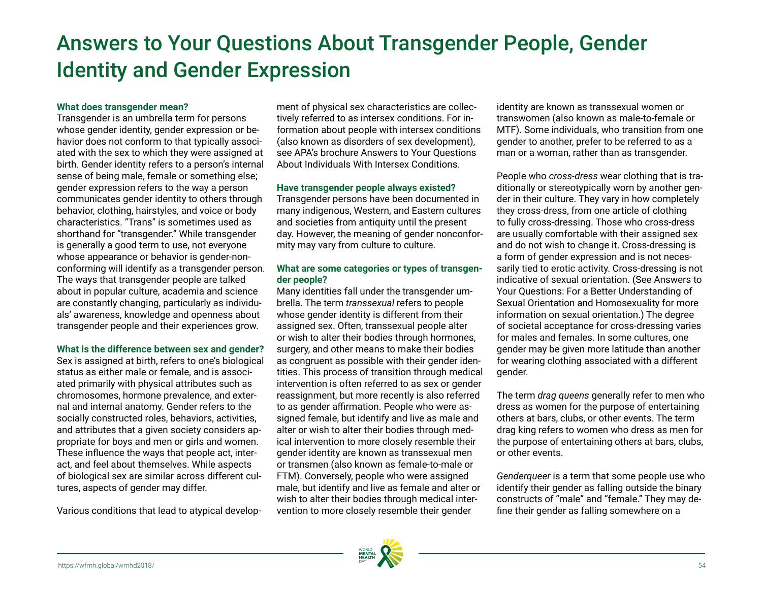# Answers to Your Questions About Transgender People, Gender Identity and Gender Expression

**What does transgender mean?**

Transgender is an umbrella term for persons whose gender identity, gender expression or behavior does not conform to that typically associated with the sex to which they were assigned at birth. Gender identity refers to a person's internal sense of being male, female or something else; gender expression refers to the way a person communicates gender identity to others through behavior, clothing, hairstyles, and voice or body characteristics. "Trans" is sometimes used as shorthand for "transgender." While transgender is generally a good term to use, not everyone whose appearance or behavior is gender-nonconforming will identify as a transgender person. The ways that transgender people are talked about in popular culture, academia and science are constantly changing, particularly as individuals' awareness, knowledge and openness about transgender people and their experiences grow.

**What is the difference between sex and gender?**

Sex is assigned at birth, refers to one's biological status as either male or female, and is associated primarily with physical attributes such as chromosomes, hormone prevalence, and external and internal anatomy. Gender refers to the socially constructed roles, behaviors, activities, and attributes that a given society considers appropriate for boys and men or girls and women. These influence the ways that people act, interact, and feel about themselves. While aspects of biological sex are similar across different cultures, aspects of gender may differ.

Various conditions that lead to atypical development of physical sex characteristics are collectively referred to as intersex conditions. For information about people with intersex conditions (also known as disorders of sex development), see APA's brochure Answers to Your Questions About Individuals With Intersex Conditions.

**Have transgender people always existed?**

Transgender persons have been documented in many indigenous, Western, and Eastern cultures and societies from antiquity until the present day. However, the meaning of gender nonconformity may vary from culture to culture.

**What are some categories or types of transgender people?**

Many identities fall under the transgender umbrella. The term *transsexual* refers to people whose gender identity is different from their assigned sex. Often, transsexual people alter or wish to alter their bodies through hormones, surgery, and other means to make their bodies as congruent as possible with their gender identities. This process of transition through medical intervention is often referred to as sex or gender reassignment, but more recently is also referred to as gender affirmation. People who were assigned female, but identify and live as male and alter or wish to alter their bodies through medical intervention to more closely resemble their gender identity are known as transsexual men or transmen (also known as female-to-male or FTM). Conversely, people who were assigned male, but identify and live as female and alter or wish to alter their bodies through medical intervention to more closely resemble their gender identity are known as transsexual women or transwomen (also known as male-to-female or MTF). Some individuals, who transition from one gender to another, prefer to be referred to as a man or a woman, rather than as transgender.

People who *cross-dress* wear clothing that is traditionally or stereotypically worn by another gender in their culture. They vary in how completely they cross-dress, from one article of clothing to fully cross-dressing. Those who cross-dress are usually comfortable with their assigned sex and do not wish to change it. Cross-dressing is a form of gender expression and is not necessarily tied to erotic activity. Cross-dressing is not indicative of sexual orientation. (See Answers to Your Questions: For a Better Understanding of Sexual Orientation and Homosexuality for more information on sexual orientation.) The degree of societal acceptance for cross-dressing varies for males and females. In some cultures, one gender may be given more latitude than another for wearing clothing associated with a different gender.

The term *drag queens* generally refer to men who dress as women for the purpose of entertaining others at bars, clubs, or other events. The term drag king refers to women who dress as men for the purpose of entertaining others at bars, clubs, or other events.

*Genderqueer* is a term that some people use who identify their gender as falling outside the binary constructs of "male" and "female." They may define their gender as falling somewhere on a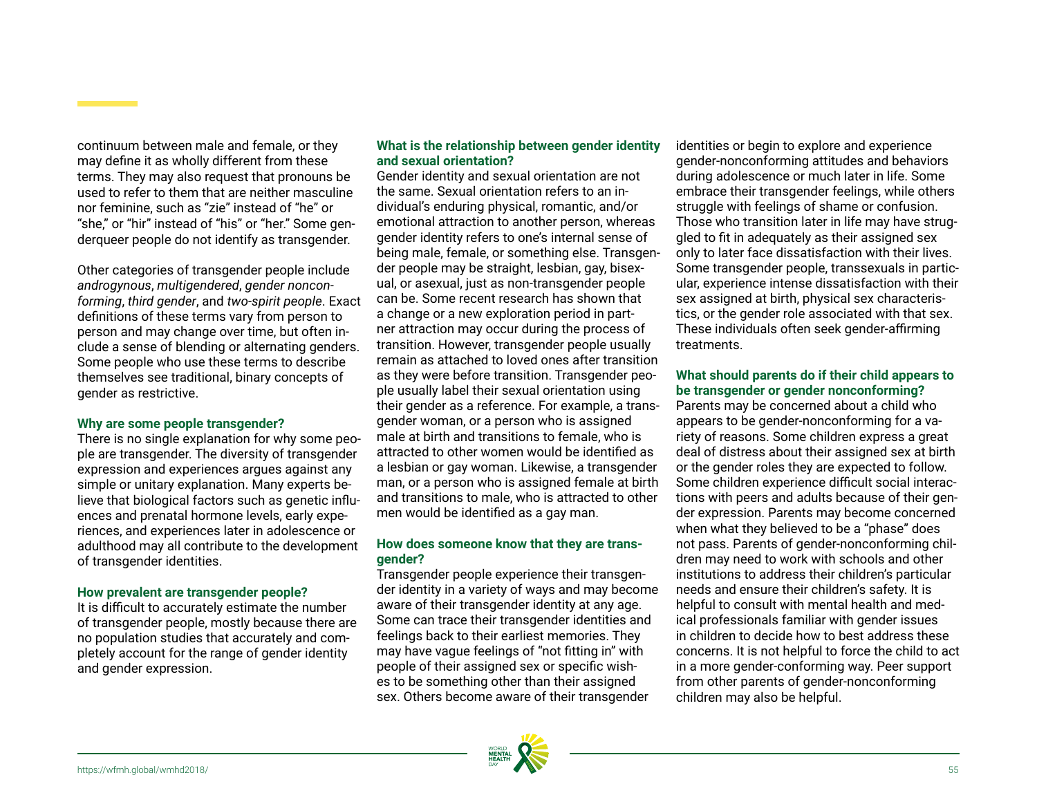continuum between male and female, or they may define it as wholly different from these terms. They may also request that pronouns be used to refer to them that are neither masculine nor feminine, such as "zie" instead of "he" or "she," or "hir" instead of "his" or "her." Some genderqueer people do not identify as transgender.

Other categories of transgender people include *androgynous*, *multigendered*, *gender nonconforming*, *third gender*, and *two-spirit people*. Exact definitions of these terms vary from person to person and may change over time, but often include a sense of blending or alternating genders. Some people who use these terms to describe themselves see traditional, binary concepts of gender as restrictive.

**Why are some people transgender?**

There is no single explanation for why some people are transgender. The diversity of transgender expression and experiences argues against any simple or unitary explanation. Many experts believe that biological factors such as genetic influences and prenatal hormone levels, early experiences, and experiences later in adolescence or adulthood may all contribute to the development of transgender identities.

**How prevalent are transgender people?**

It is difficult to accurately estimate the number of transgender people, mostly because there are no population studies that accurately and completely account for the range of gender identity and gender expression.

**What is the relationship between gender identity and sexual orientation?**

Gender identity and sexual orientation are not the same. Sexual orientation refers to an individual's enduring physical, romantic, and/or emotional attraction to another person, whereas gender identity refers to one's internal sense of being male, female, or something else. Transgender people may be straight, lesbian, gay, bisexual, or asexual, just as non-transgender people can be. Some recent research has shown that a change or a new exploration period in partner attraction may occur during the process of transition. However, transgender people usually remain as attached to loved ones after transition as they were before transition. Transgender people usually label their sexual orientation using their gender as a reference. For example, a transgender woman, or a person who is assigned male at birth and transitions to female, who is attracted to other women would be identified as a lesbian or gay woman. Likewise, a transgender man, or a person who is assigned female at birth and transitions to male, who is attracted to other men would be identified as a gay man.

**How does someone know that they are transgender?**

Transgender people experience their transgender identity in a variety of ways and may become aware of their transgender identity at any age. Some can trace their transgender identities and feelings back to their earliest memories. They may have vague feelings of "not fitting in" with people of their assigned sex or specific wishes to be something other than their assigned sex. Others become aware of their transgender identities or begin to explore and experience gender-nonconforming attitudes and behaviors during adolescence or much later in life. Some embrace their transgender feelings, while others struggle with feelings of shame or confusion. Those who transition later in life may have struggled to fit in adequately as their assigned sex only to later face dissatisfaction with their lives. Some transgender people, transsexuals in particular, experience intense dissatisfaction with their sex assigned at birth, physical sex characteristics, or the gender role associated with that sex. These individuals often seek gender-affirming treatments.

**What should parents do if their child appears to be transgender or gender nonconforming?**

Parents may be concerned about a child who appears to be gender-nonconforming for a variety of reasons. Some children express a great deal of distress about their assigned sex at birth or the gender roles they are expected to follow. Some children experience difficult social interactions with peers and adults because of their gender expression. Parents may become concerned when what they believed to be a "phase" does not pass. Parents of gender-nonconforming children may need to work with schools and other institutions to address their children's particular needs and ensure their children's safety. It is helpful to consult with mental health and medical professionals familiar with gender issues in children to decide how to best address these concerns. It is not helpful to force the child to act in a more gender-conforming way. Peer support from other parents of gender-nonconforming children may also be helpful.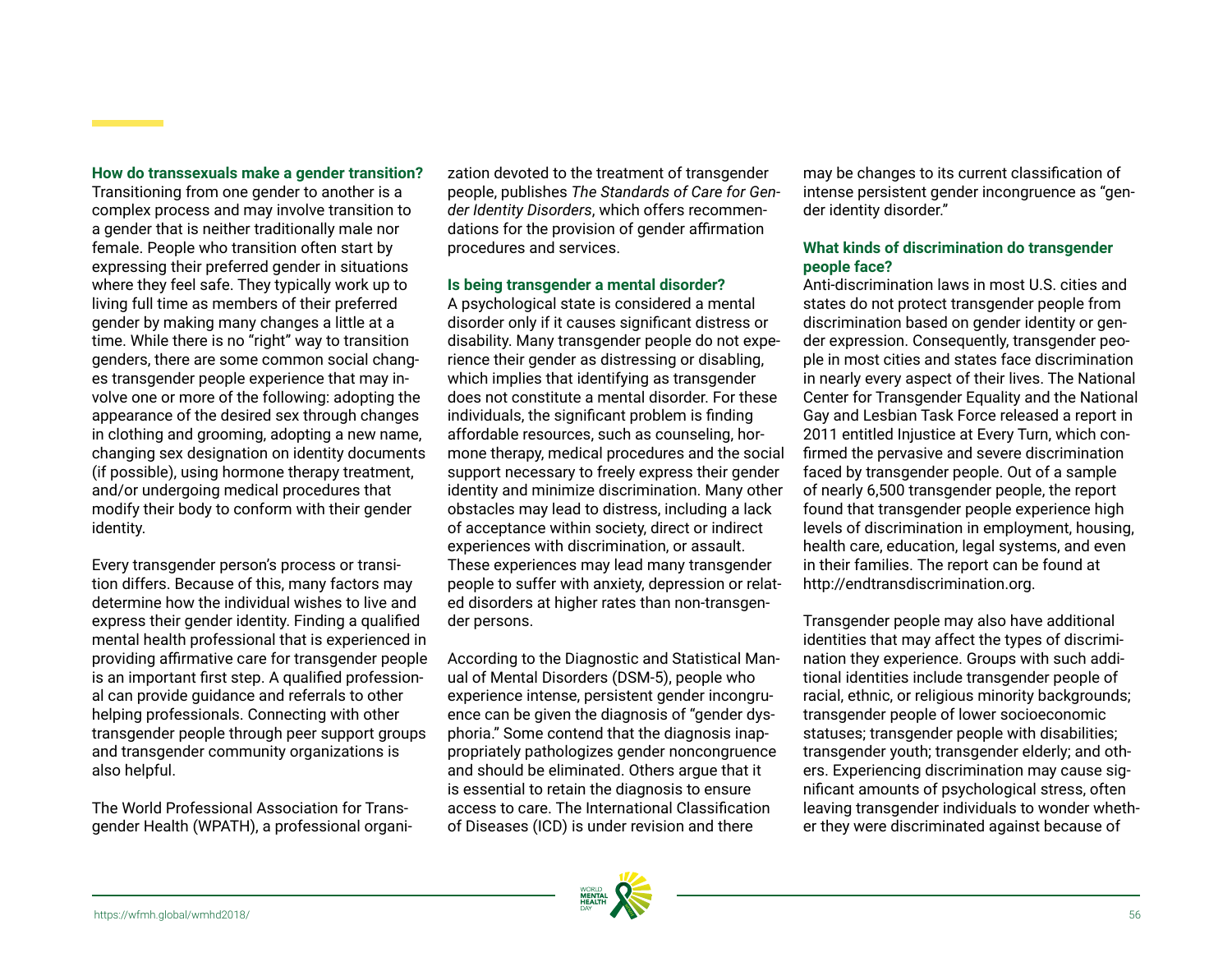### How do transsexuals make a gender transition?

Transitioning from one gender to another is a complex process and may involve transition to a gender that is neither traditionally male nor female. People who transition often start by expressing their preferred gender in situations where they feel safe. They typically work up to living full time as members of their preferred gender by making many changes a little at a time. While there is no "right" way to transition genders, there are some common social changes transgender people experience that may involve one or more of the following: adopting the appearance of the desired sex through changes in clothing and grooming, adopting a new name, changing sex designation on identity documents (if possible), using hormone therapy treatment, and/or undergoing medical procedures that modify their body to conform with their gender identity.

Every transgender person's process or transition differs. Because of this, many factors may determine how the individual wishes to live and express their gender identity. Finding a qualified mental health professional that is experienced in providing affirmative care for transgender people is an important first step. A qualified professional can provide guidance and referrals to other helping professionals. Connecting with other transgender people through peer support groups and transgender community organizations is also helpful.

The World Professional Association for Transgender Health (WPATH), a professional organization devoted to the treatment of transgender people, publishes *The Standards of Care for Gender Identity Disorders*, which offers recommendations for the provision of gender affirmation procedures and services.

### Is being transgender a mental disorder?

A psychological state is considered a mental disorder only if it causes significant distress or disability. Many transgender people do not experience their gender as distressing or disabling, which implies that identifying as transgender does not constitute a mental disorder. For these individuals, the significant problem is finding affordable resources, such as counseling, hormone therapy, medical procedures and the social support necessary to freely express their gender identity and minimize discrimination. Many other obstacles may lead to distress, including a lack of acceptance within society, direct or indirect experiences with discrimination, or assault. These experiences may lead many transgender people to suffer with anxiety, depression or related disorders at higher rates than non-transgender persons.

According to the Diagnostic and Statistical Manual of Mental Disorders (DSM-5), people who experience intense, persistent gender incongruence can be given the diagnosis of "gender dysphoria." Some contend that the diagnosis inappropriately pathologizes gender noncongruence and should be eliminated. Others argue that it is essential to retain the diagnosis to ensure access to care. The International Classification of Diseases (ICD) is under revision and there may be changes to its current classification of intense persistent gender incongruence as "gender identity disorder."

### What kinds of discrimination do transgender people face?

Anti-discrimination laws in most U.S. cities and states do not protect transgender people from discrimination based on gender identity or gender expression. Consequently, transgender people in most cities and states face discrimination in nearly every aspect of their lives. The National Center for Transgender Equality and the National Gay and Lesbian Task Force released a report in 2011 entitled Injustice at Every Turn, which confirmed the pervasive and severe discrimination faced by transgender people. Out of a sample of nearly 6,500 transgender people, the report found that transgender people experience high levels of discrimination in employment, housing, health care, education, legal systems, and even in their families. The report can be found at http://endtransdiscrimination.org.

Transgender people may also have additional identities that may affect the types of discrimination they experience. Groups with such additional identities include transgender people of racial, ethnic, or religious minority backgrounds; transgender people of lower socioeconomic statuses; transgender people with disabilities; transgender youth; transgender elderly; and others. Experiencing discrimination may cause significant amounts of psychological stress, often leaving transgender individuals to wonder whether they were discriminated against because of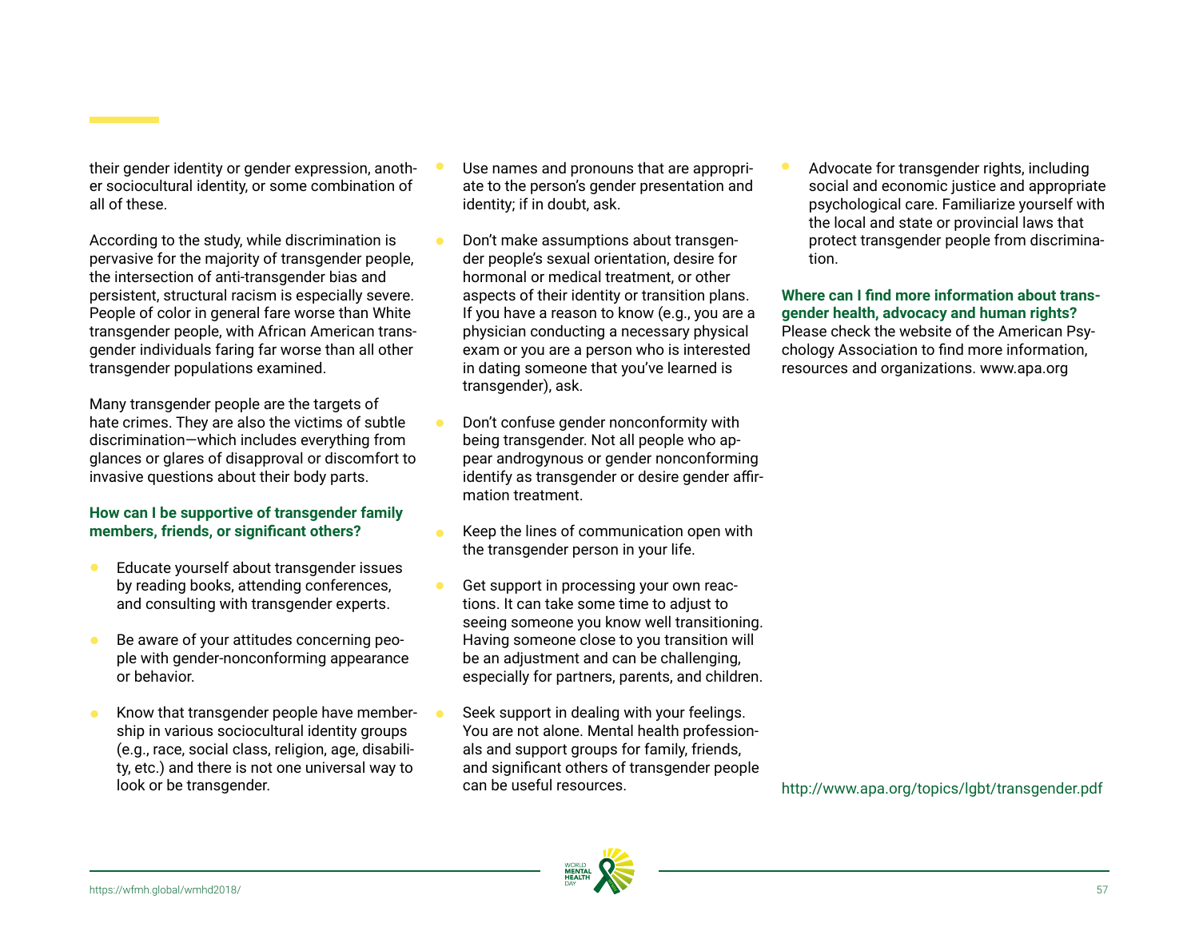their gender identity or gender expression, another sociocultural identity, or some combination of all of these.

According to the study, while discrimination is pervasive for the majority of transgender people, the intersection of anti-transgender bias and persistent, structural racism is especially severe. People of color in general fare worse than White transgender people, with African American transgender individuals faring far worse than all other transgender populations examined.

Many transgender people are the targets of hate crimes. They are also the victims of subtle discrimination—which includes everything from glances or glares of disapproval or discomfort to invasive questions about their body parts.

**How can I be supportive of transgender family members, friends, or significant others?**

- Educate yourself about transgender issues by reading books, attending conferences, and consulting with transgender experts.
- Be aware of your attitudes concerning people with gender-nonconforming appearance or behavior.
- Know that transgender people have membership in various sociocultural identity groups (e.g., race, social class, religion, age, disability, etc.) and there is not one universal way to look or be transgender.
- Use names and pronouns that are appropriate to the person's gender presentation and identity; if in doubt, ask.
- Don't make assumptions about transgender people's sexual orientation, desire for hormonal or medical treatment, or other aspects of their identity or transition plans. If you have a reason to know (e.g., you are a physician conducting a necessary physical exam or you are a person who is interested in dating someone that you've learned is transgender), ask.
- Don't confuse gender nonconformity with being transgender. Not all people who appear androgynous or gender nonconforming identify as transgender or desire gender affirmation treatment.
- Keep the lines of communication open with the transgender person in your life.
- Get support in processing your own reactions. It can take some time to adjust to seeing someone you know well transitioning. Having someone close to you transition will be an adjustment and can be challenging, especially for partners, parents, and children.
- Seek support in dealing with your feelings. You are not alone. Mental health professionals and support groups for family, friends, and significant others of transgender people can be useful resources.
- Advocate for transgender rights, including social and economic justice and appropriate psychological care. Familiarize yourself with the local and state or provincial laws that protect transgender people from discrimination.

**Where can I find more information about transgender health, advocacy and human rights?**
Please check the website of the American Psychology Association to find more information, resources and organizations. www.apa.org

http://www.apa.org/topics/lgbt/transgender.pdf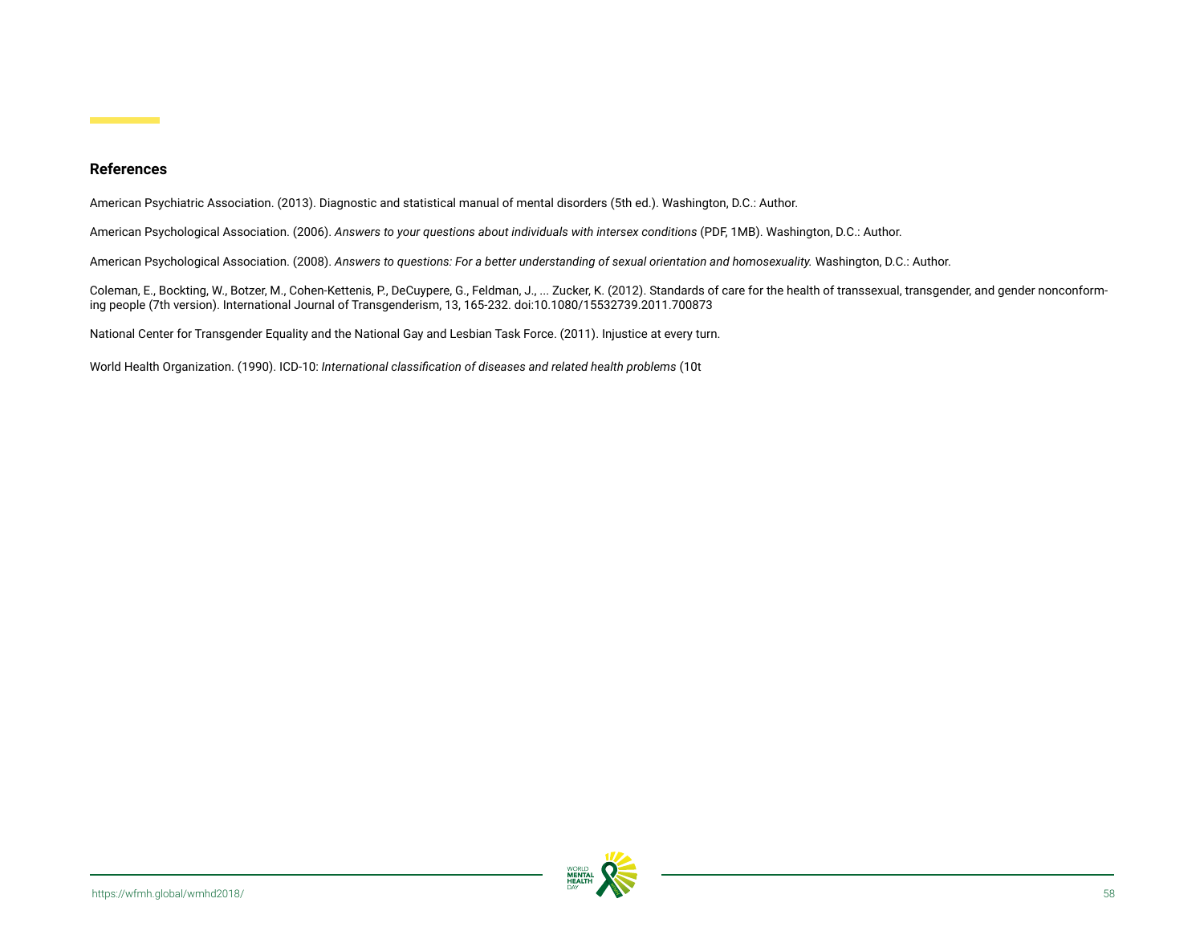## References

American Psychiatric Association. (2013). Diagnostic and statistical manual of mental disorders (5th ed.). Washington, D.C.: Author.

American Psychological Association. (2006). *Answers to your questions about individuals with intersex conditions* (PDF, 1MB). Washington, D.C.: Author.

American Psychological Association. (2008). *Answers to questions: For a better understanding of sexual orientation and homosexuality.* Washington, D.C.: Author.

Coleman, E., Bockting, W., Botzer, M., Cohen-Kettenis, P., DeCuypere, G., Feldman, J., ... Zucker, K. (2012). Standards of care for the health of transsexual, transgender, and gender nonconforming people (7th version). International Journal of Transgenderism, 13, 165-232. doi:10.1080/15532739.2011.700873

National Center for Transgender Equality and the National Gay and Lesbian Task Force. (2011). Injustice at every turn.

World Health Organization. (1990). ICD-10: *International classification of diseases and related health problems* (10t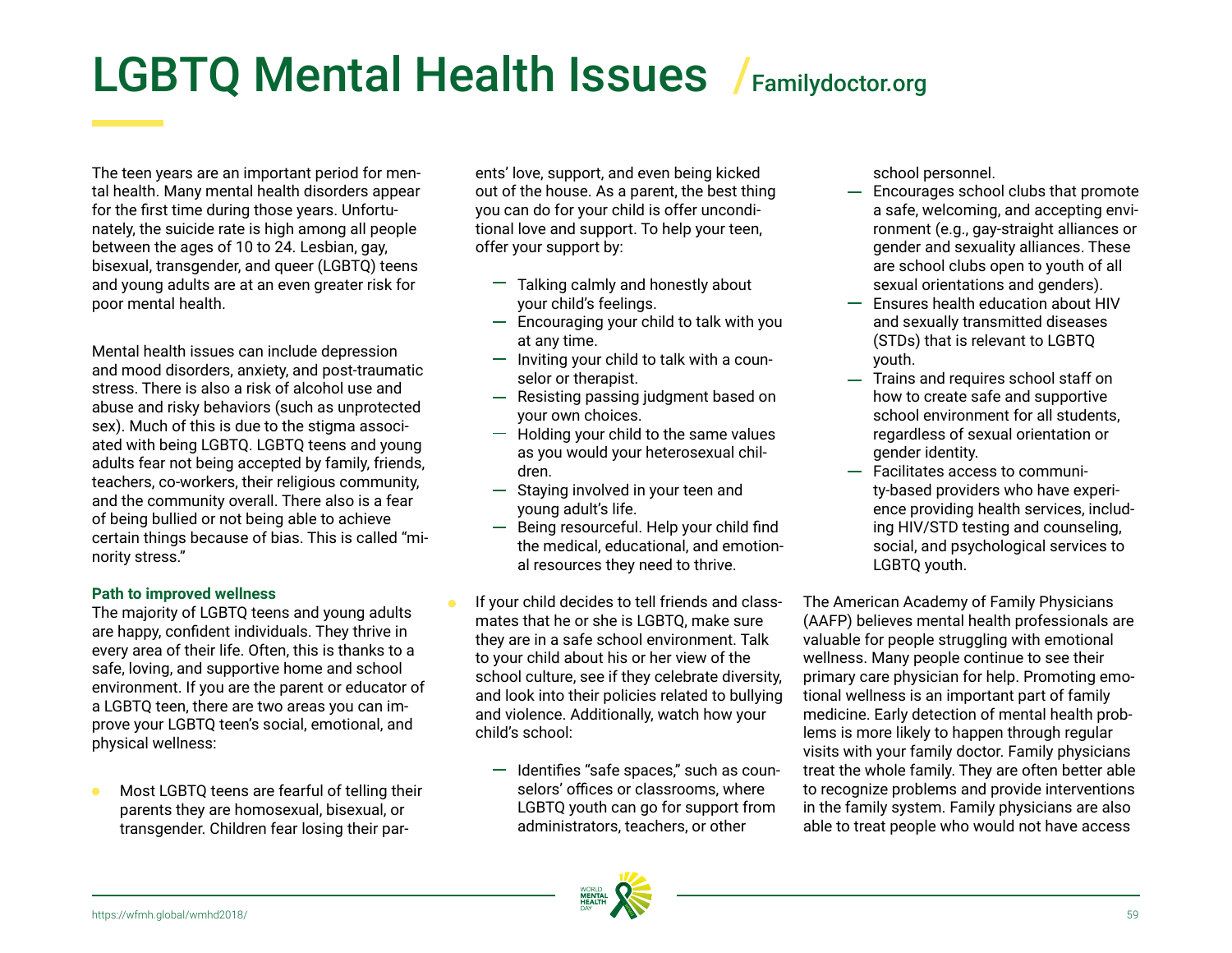# LGBTQ Mental Health Issues / Familydoctor.org

The teen years are an important period for mental health. Many mental health disorders appear for the first time during those years. Unfortunately, the suicide rate is high among all people between the ages of 10 to 24. Lesbian, gay, bisexual, transgender, and queer (LGBTQ) teens and young adults are at an even greater risk for poor mental health.

Mental health issues can include depression and mood disorders, anxiety, and post-traumatic stress. There is also a risk of alcohol use and abuse and risky behaviors (such as unprotected sex). Much of this is due to the stigma associated with being LGBTQ. LGBTQ teens and young adults fear not being accepted by family, friends, teachers, co-workers, their religious community, and the community overall. There also is a fear of being bullied or not being able to achieve certain things because of bias. This is called "minority stress."

**Path to improved wellness**

The majority of LGBTQ teens and young adults are happy, confident individuals. They thrive in every area of their life. Often, this is thanks to a safe, loving, and supportive home and school environment. If you are the parent or educator of a LGBTQ teen, there are two areas you can improve your LGBTQ teen's social, emotional, and physical wellness:

- Most LGBTQ teens are fearful of telling their parents they are homosexual, bisexual, or transgender. Children fear losing their parents' love, support, and even being kicked out of the house. As a parent, the best thing you can do for your child is offer unconditional love and support. To help your teen, offer your support by:
  - Talking calmly and honestly about your child's feelings.
  - Encouraging your child to talk with you at any time.
  - Inviting your child to talk with a counselor or therapist.
  - Resisting passing judgment based on your own choices.
  - Holding your child to the same values as you would your heterosexual children.
  - Staying involved in your teen and young adult's life.
  - Being resourceful. Help your child find the medical, educational, and emotional resources they need to thrive.
- If your child decides to tell friends and classmates that he or she is LGBTQ, make sure they are in a safe school environment. Talk to your child about his or her view of the school culture, see if they celebrate diversity, and look into their policies related to bullying and violence. Additionally, watch how your child's school:
  - Identifies "safe spaces," such as counselors' offices or classrooms, where LGBTQ youth can go for support from administrators, teachers, or other school personnel.
  - Encourages school clubs that promote a safe, welcoming, and accepting environment (e.g., gay-straight alliances or gender and sexuality alliances. These are school clubs open to youth of all sexual orientations and genders).
  - Ensures health education about HIV and sexually transmitted diseases (STDs) that is relevant to LGBTQ youth.
  - Trains and requires school staff on how to create safe and supportive school environment for all students, regardless of sexual orientation or gender identity.
  - Facilitates access to community-based providers who have experience providing health services, including HIV/STD testing and counseling, social, and psychological services to LGBTQ youth.

The American Academy of Family Physicians (AAFP) believes mental health professionals are valuable for people struggling with emotional wellness. Many people continue to see their primary care physician for help. Promoting emotional wellness is an important part of family medicine. Early detection of mental health problems is more likely to happen through regular visits with your family doctor. Family physicians treat the whole family. They are often better able to recognize problems and provide interventions in the family system. Family physicians are also able to treat people who would not have access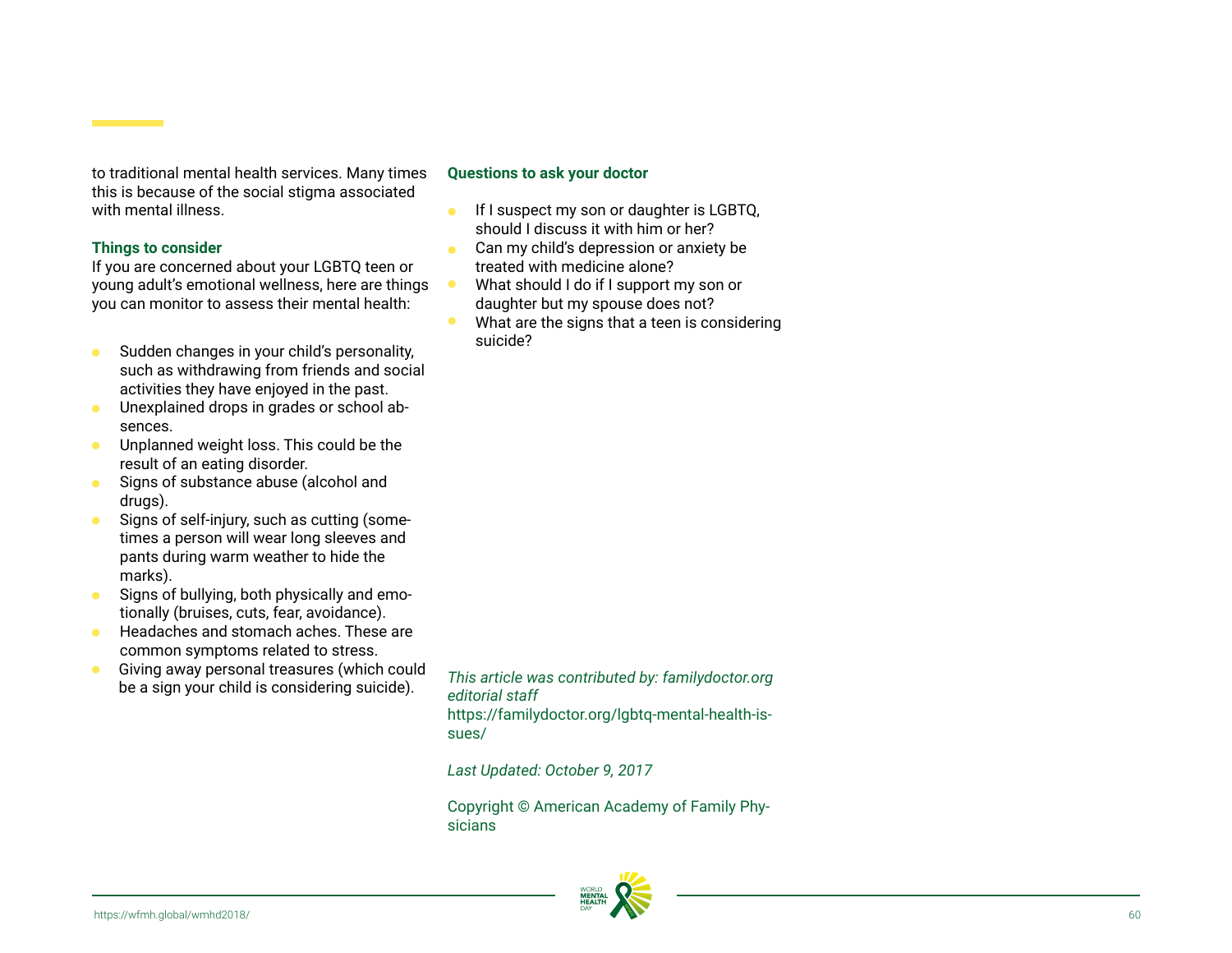to traditional mental health services. Many times this is because of the social stigma associated with mental illness.

**Things to consider**

If you are concerned about your LGBTQ teen or young adult's emotional wellness, here are things you can monitor to assess their mental health:

- Sudden changes in your child's personality, such as withdrawing from friends and social activities they have enjoyed in the past.
- Unexplained drops in grades or school absences.
- Unplanned weight loss. This could be the result of an eating disorder.
- Signs of substance abuse (alcohol and drugs).
- Signs of self-injury, such as cutting (sometimes a person will wear long sleeves and pants during warm weather to hide the marks).
- Signs of bullying, both physically and emotionally (bruises, cuts, fear, avoidance).
- Headaches and stomach aches. These are common symptoms related to stress.
- Giving away personal treasures (which could be a sign your child is considering suicide).

**Questions to ask your doctor**

- If I suspect my son or daughter is LGBTQ, should I discuss it with him or her?
- Can my child's depression or anxiety be treated with medicine alone?
- What should I do if I support my son or daughter but my spouse does not?
- What are the signs that a teen is considering suicide?

*This article was contributed by: familydoctor.org editorial staff*
https://familydoctor.org/lgbtq-mental-health-issues/

*Last Updated: October 9, 2017*

Copyright © American Academy of Family Physicians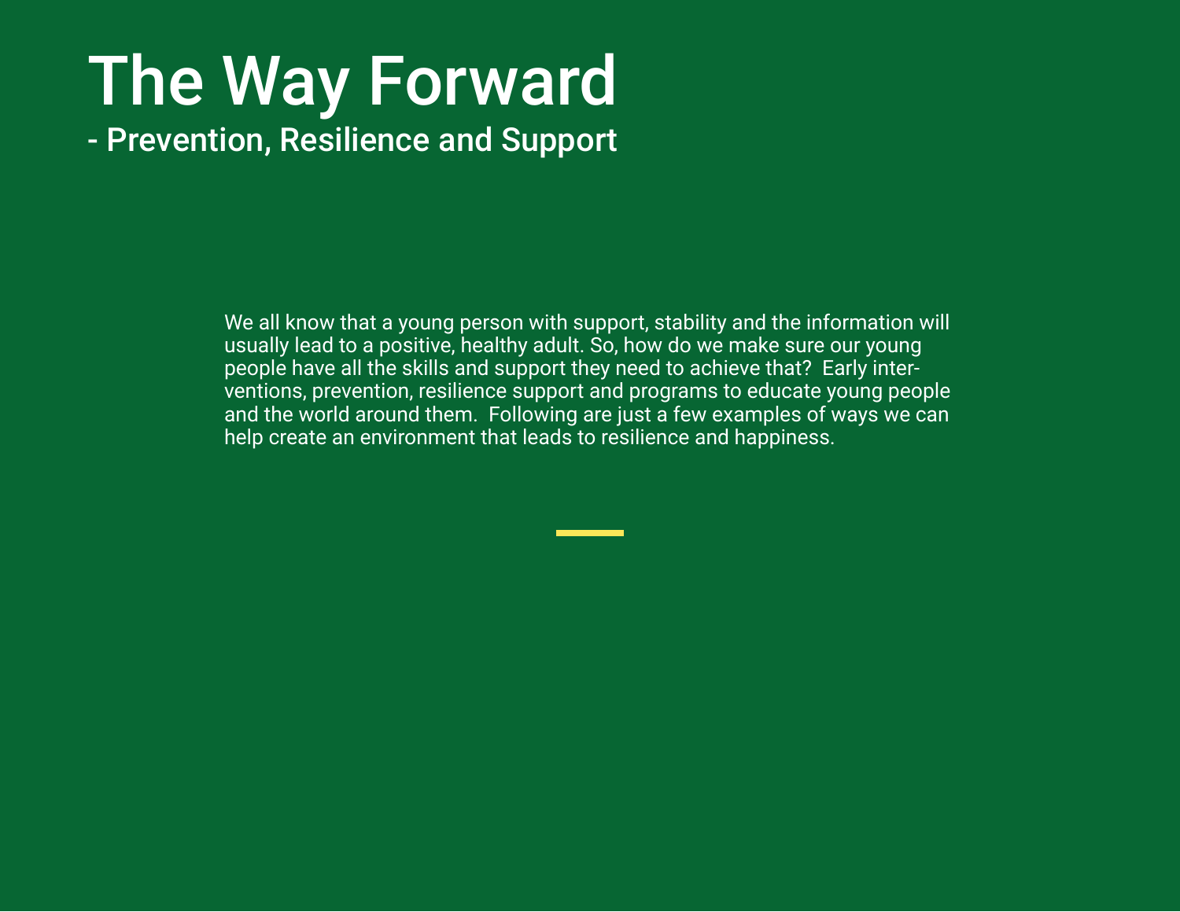# The Way Forward

## - Prevention, Resilience and Support

We all know that a young person with support, stability and the information will usually lead to a positive, healthy adult. So, how do we make sure our young people have all the skills and support they need to achieve that? Early interventions, prevention, resilience support and programs to educate young people and the world around them. Following are just a few examples of ways we can help create an environment that leads to resilience and happiness.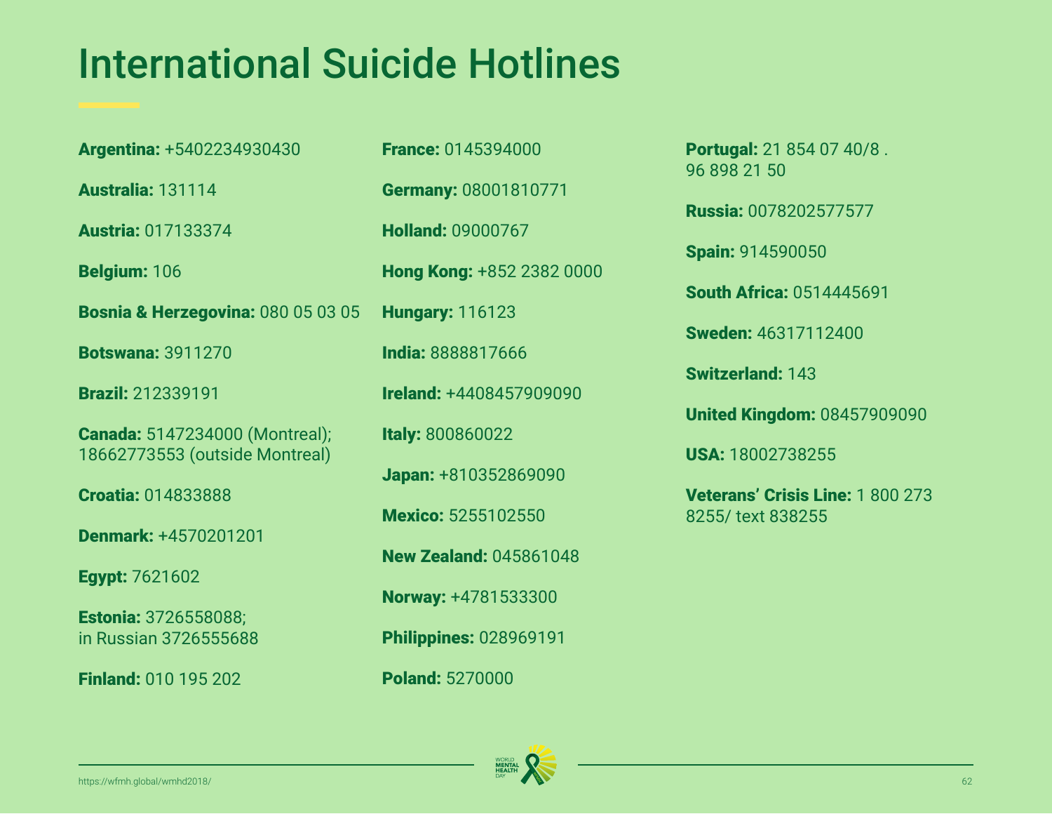# International Suicide Hotlines

**Argentina:** +5402234930430

**Australia:** 131114

**Austria:** 017133374

**Belgium:** 106

**Bosnia & Herzegovina:** 080 05 03 05

**Botswana:** 3911270

**Brazil:** 212339191

**Canada:** 5147234000 (Montreal); 18662773553 (outside Montreal)

**Croatia:** 014833888

**Denmark:** +4570201201

**Egypt:** 7621602

**Estonia:** 3726558088; in Russian 3726555688

**Finland:** 010 195 202

**France:** 0145394000

**Germany:** 08001810771

**Holland:** 09000767

**Hong Kong:** +852 2382 0000

**Hungary:** 116123

**India:** 8888817666

**Ireland:** +4408457909090

**Italy:** 800860022

**Japan:** +810352869090

**Mexico:** 5255102550

**New Zealand:** 045861048

**Norway:** +4781533300

**Philippines:** 028969191

**Poland:** 5270000

**Portugal:** 21 854 07 40/8 . 96 898 21 50

**Russia:** 0078202577577

**Spain:** 914590050

**South Africa:** 0514445691

**Sweden:** 46317112400

**Switzerland:** 143

**United Kingdom:** 08457909090

**USA:** 18002738255

**Veterans' Crisis Line:** 1 800 273 8255/ text 838255

https://wfmh.global/wmhd2018/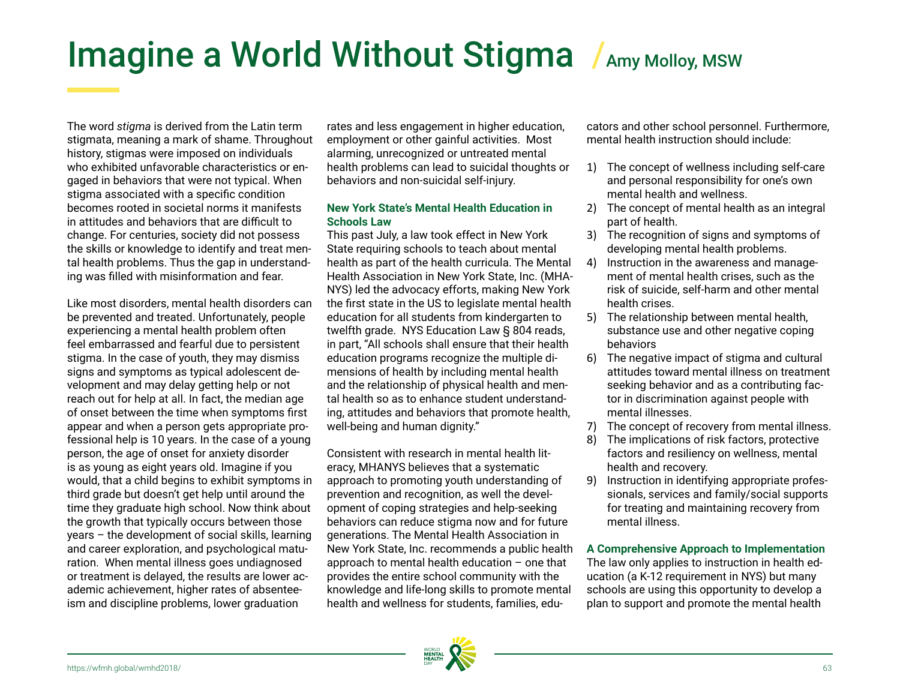# Imagine a World Without Stigma / Amy Molloy, MSW

The word *stigma* is derived from the Latin term stigmata, meaning a mark of shame. Throughout history, stigmas were imposed on individuals who exhibited unfavorable characteristics or engaged in behaviors that were not typical. When stigma associated with a specific condition becomes rooted in societal norms it manifests in attitudes and behaviors that are difficult to change. For centuries, society did not possess the skills or knowledge to identify and treat mental health problems. Thus the gap in understanding was filled with misinformation and fear.

Like most disorders, mental health disorders can be prevented and treated. Unfortunately, people experiencing a mental health problem often feel embarrassed and fearful due to persistent stigma. In the case of youth, they may dismiss signs and symptoms as typical adolescent development and may delay getting help or not reach out for help at all. In fact, the median age of onset between the time when symptoms first appear and when a person gets appropriate professional help is 10 years. In the case of a young person, the age of onset for anxiety disorder is as young as eight years old. Imagine if you would, that a child begins to exhibit symptoms in third grade but doesn't get help until around the time they graduate high school. Now think about the growth that typically occurs between those years – the development of social skills, learning and career exploration, and psychological maturation. When mental illness goes undiagnosed or treatment is delayed, the results are lower academic achievement, higher rates of absenteeism and discipline problems, lower graduation rates and less engagement in higher education, employment or other gainful activities. Most alarming, unrecognized or untreated mental health problems can lead to suicidal thoughts or behaviors and non-suicidal self-injury.

### New York State's Mental Health Education in Schools Law

This past July, a law took effect in New York State requiring schools to teach about mental health as part of the health curricula. The Mental Health Association in New York State, Inc. (MHANYS) led the advocacy efforts, making New York the first state in the US to legislate mental health education for all students from kindergarten to twelfth grade. NYS Education Law § 804 reads, in part, "All schools shall ensure that their health education programs recognize the multiple dimensions of health by including mental health and the relationship of physical health and mental health so as to enhance student understanding, attitudes and behaviors that promote health, well-being and human dignity."

Consistent with research in mental health literacy, MHANYS believes that a systematic approach to promoting youth understanding of prevention and recognition, as well the development of coping strategies and help-seeking behaviors can reduce stigma now and for future generations. The Mental Health Association in New York State, Inc. recommends a public health approach to mental health education – one that provides the entire school community with the knowledge and life-long skills to promote mental health and wellness for students, families, educators and other school personnel. Furthermore, mental health instruction should include:

1) The concept of wellness including self-care and personal responsibility for one's own mental health and wellness.
2) The concept of mental health as an integral part of health.
3) The recognition of signs and symptoms of developing mental health problems.
4) Instruction in the awareness and management of mental health crises, such as the risk of suicide, self-harm and other mental health crises.
5) The relationship between mental health, substance use and other negative coping behaviors
6) The negative impact of stigma and cultural attitudes toward mental illness on treatment seeking behavior and as a contributing factor in discrimination against people with mental illnesses.
7) The concept of recovery from mental illness.
8) The implications of risk factors, protective factors and resiliency on wellness, mental health and recovery.
9) Instruction in identifying appropriate professionals, services and family/social supports for treating and maintaining recovery from mental illness.

### A Comprehensive Approach to Implementation

The law only applies to instruction in health education (a K-12 requirement in NYS) but many schools are using this opportunity to develop a plan to support and promote the mental health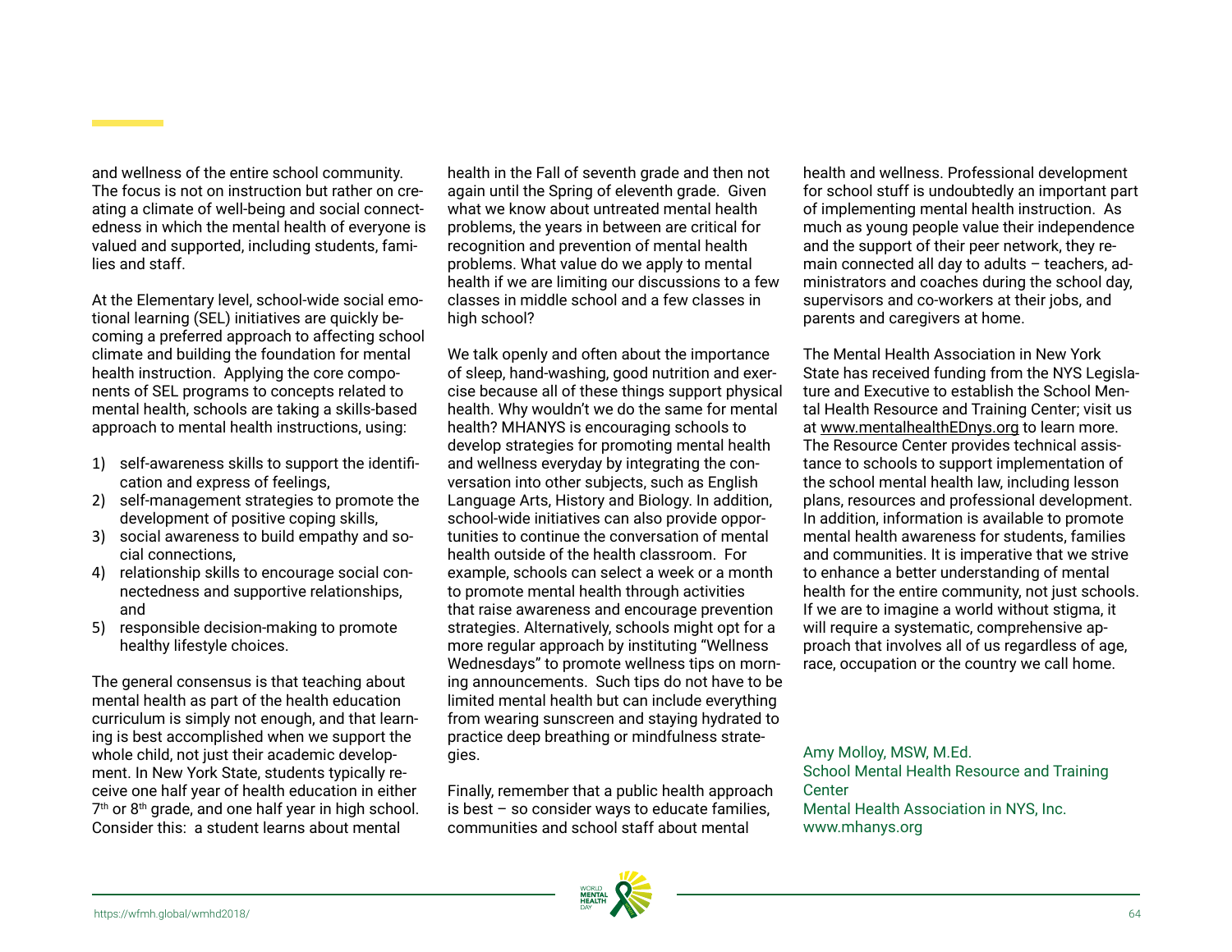and wellness of the entire school community. The focus is not on instruction but rather on creating a climate of well-being and social connectedness in which the mental health of everyone is valued and supported, including students, families and staff.

At the Elementary level, school-wide social emotional learning (SEL) initiatives are quickly becoming a preferred approach to affecting school climate and building the foundation for mental health instruction. Applying the core components of SEL programs to concepts related to mental health, schools are taking a skills-based approach to mental health instructions, using:

1) self-awareness skills to support the identification and express of feelings,
2) self-management strategies to promote the development of positive coping skills,
3) social awareness to build empathy and social connections,
4) relationship skills to encourage social connectedness and supportive relationships, and
5) responsible decision-making to promote healthy lifestyle choices.

The general consensus is that teaching about mental health as part of the health education curriculum is simply not enough, and that learning is best accomplished when we support the whole child, not just their academic development. In New York State, students typically receive one half year of health education in either 7th or 8th grade, and one half year in high school. Consider this: a student learns about mental health in the Fall of seventh grade and then not again until the Spring of eleventh grade. Given what we know about untreated mental health problems, the years in between are critical for recognition and prevention of mental health problems. What value do we apply to mental health if we are limiting our discussions to a few classes in middle school and a few classes in high school?

We talk openly and often about the importance of sleep, hand-washing, good nutrition and exercise because all of these things support physical health. Why wouldn't we do the same for mental health? MHANYS is encouraging schools to develop strategies for promoting mental health and wellness everyday by integrating the conversation into other subjects, such as English Language Arts, History and Biology. In addition, school-wide initiatives can also provide opportunities to continue the conversation of mental health outside of the health classroom. For example, schools can select a week or a month to promote mental health through activities that raise awareness and encourage prevention strategies. Alternatively, schools might opt for a more regular approach by instituting "Wellness Wednesdays" to promote wellness tips on morning announcements. Such tips do not have to be limited mental health but can include everything from wearing sunscreen and staying hydrated to practice deep breathing or mindfulness strategies.

Finally, remember that a public health approach is best – so consider ways to educate families, communities and school staff about mental health and wellness. Professional development for school stuff is undoubtedly an important part of implementing mental health instruction. As much as young people value their independence and the support of their peer network, they remain connected all day to adults – teachers, administrators and coaches during the school day, supervisors and co-workers at their jobs, and parents and caregivers at home.

The Mental Health Association in New York State has received funding from the NYS Legislature and Executive to establish the School Mental Health Resource and Training Center; visit us at www.mentalhealthEDnys.org to learn more. The Resource Center provides technical assistance to schools to support implementation of the school mental health law, including lesson plans, resources and professional development. In addition, information is available to promote mental health awareness for students, families and communities. It is imperative that we strive to enhance a better understanding of mental health for the entire community, not just schools. If we are to imagine a world without stigma, it will require a systematic, comprehensive approach that involves all of us regardless of age, race, occupation or the country we call home.

Amy Molloy, MSW, M.Ed.
School Mental Health Resource and Training Center
Mental Health Association in NYS, Inc.
www.mhanys.org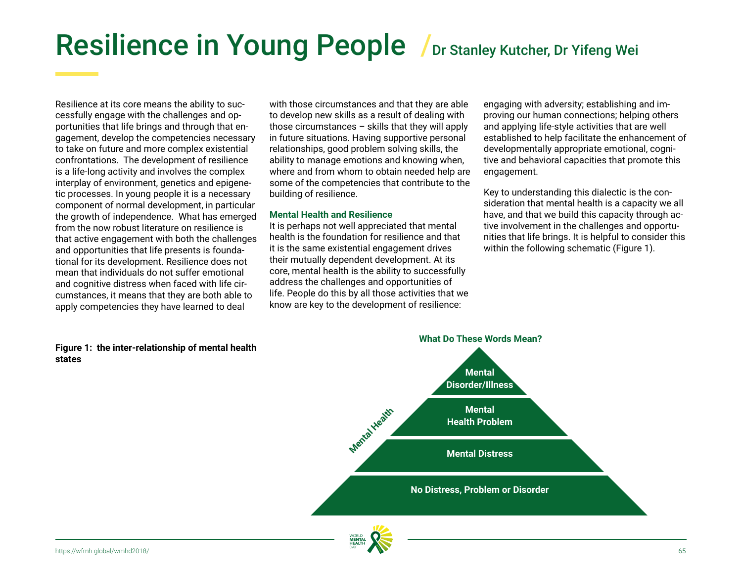# Resilience in Young People / Dr Stanley Kutcher, Dr Yifeng Wei

Resilience at its core means the ability to successfully engage with the challenges and opportunities that life brings and through that engagement, develop the competencies necessary to take on future and more complex existential confrontations. The development of resilience is a life-long activity and involves the complex interplay of environment, genetics and epigenetic processes. In young people it is a necessary component of normal development, in particular the growth of independence. What has emerged from the now robust literature on resilience is that active engagement with both the challenges and opportunities that life presents is foundational for its development. Resilience does not mean that individuals do not suffer emotional and cognitive distress when faced with life circumstances, it means that they are both able to apply competencies they have learned to deal with those circumstances and that they are able to develop new skills as a result of dealing with those circumstances – skills that they will apply in future situations. Having supportive personal relationships, good problem solving skills, the ability to manage emotions and knowing when, where and from whom to obtain needed help are some of the competencies that contribute to the building of resilience.

### Mental Health and Resilience

It is perhaps not well appreciated that mental health is the foundation for resilience and that it is the same existential engagement drives their mutually dependent development. At its core, mental health is the ability to successfully address the challenges and opportunities of life. People do this by all those activities that we know are key to the development of resilience: engaging with adversity; establishing and improving our human connections; helping others and applying life-style activities that are well established to help facilitate the enhancement of developmentally appropriate emotional, cognitive and behavioral capacities that promote this engagement.

Key to understanding this dialectic is the consideration that mental health is a capacity we all have, and that we build this capacity through active involvement in the challenges and opportunities that life brings. It is helpful to consider this within the following schematic (Figure 1).

**Figure 1: the inter-relationship of mental health states**

**What Do These Words Mean?**

- Mental Disorder/Illness
- Mental Health Problem
- Mental Distress
- No Distress, Problem or Disorder

(Side label: Mental Health)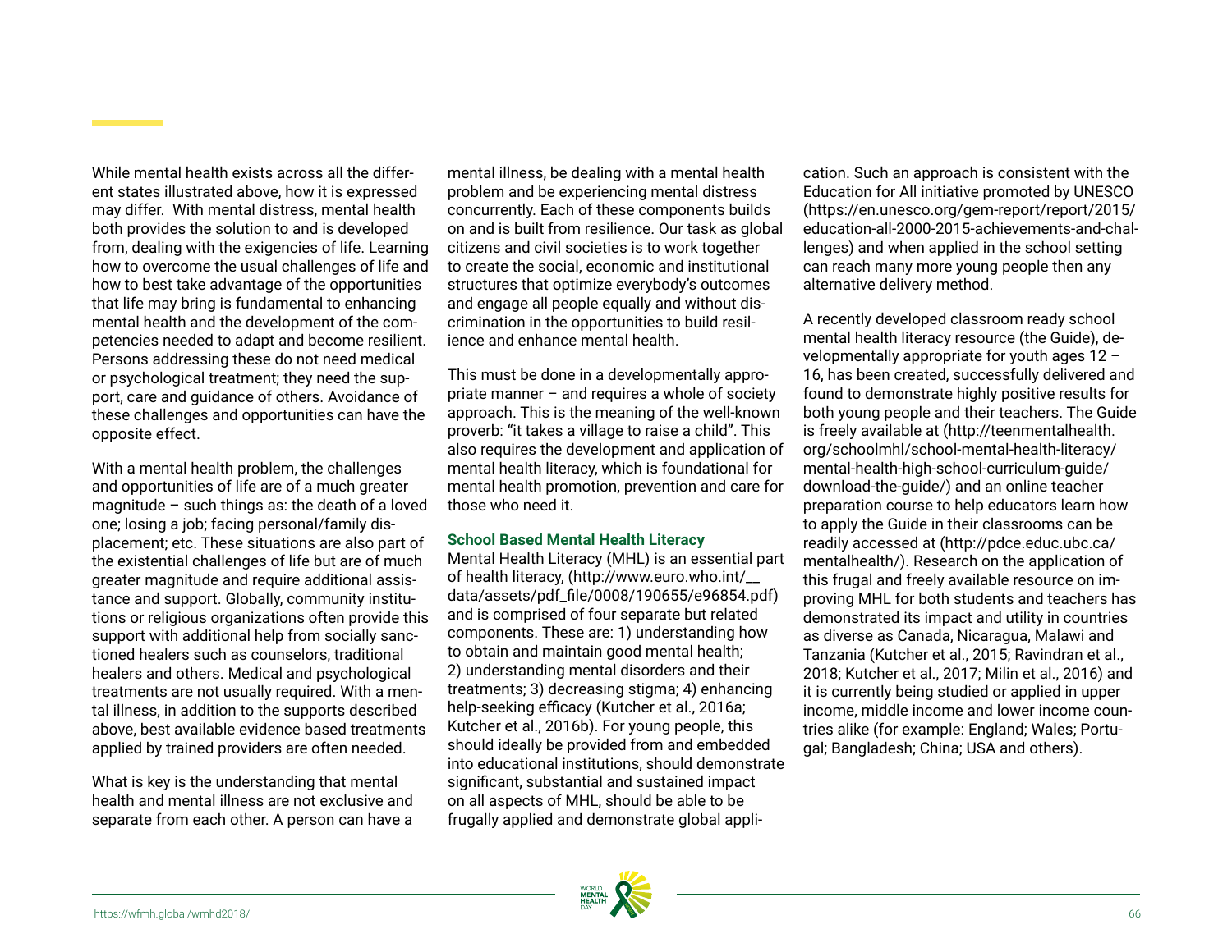While mental health exists across all the different states illustrated above, how it is expressed may differ. With mental distress, mental health both provides the solution to and is developed from, dealing with the exigencies of life. Learning how to overcome the usual challenges of life and how to best take advantage of the opportunities that life may bring is fundamental to enhancing mental health and the development of the competencies needed to adapt and become resilient. Persons addressing these do not need medical or psychological treatment; they need the support, care and guidance of others. Avoidance of these challenges and opportunities can have the opposite effect.

With a mental health problem, the challenges and opportunities of life are of a much greater magnitude – such things as: the death of a loved one; losing a job; facing personal/family displacement; etc. These situations are also part of the existential challenges of life but are of much greater magnitude and require additional assistance and support. Globally, community institutions or religious organizations often provide this support with additional help from socially sanctioned healers such as counselors, traditional healers and others. Medical and psychological treatments are not usually required. With a mental illness, in addition to the supports described above, best available evidence based treatments applied by trained providers are often needed.

What is key is the understanding that mental health and mental illness are not exclusive and separate from each other. A person can have a mental illness, be dealing with a mental health problem and be experiencing mental distress concurrently. Each of these components builds on and is built from resilience. Our task as global citizens and civil societies is to work together to create the social, economic and institutional structures that optimize everybody's outcomes and engage all people equally and without discrimination in the opportunities to build resilience and enhance mental health.

This must be done in a developmentally appropriate manner – and requires a whole of society approach. This is the meaning of the well-known proverb: "it takes a village to raise a child". This also requires the development and application of mental health literacy, which is foundational for mental health promotion, prevention and care for those who need it.

### School Based Mental Health Literacy

Mental Health Literacy (MHL) is an essential part of health literacy, (http://www.euro.who.int/__data/assets/pdf_file/0008/190655/e96854.pdf) and is comprised of four separate but related components. These are: 1) understanding how to obtain and maintain good mental health; 2) understanding mental disorders and their treatments; 3) decreasing stigma; 4) enhancing help-seeking efficacy (Kutcher et al., 2016a; Kutcher et al., 2016b). For young people, this should ideally be provided from and embedded into educational institutions, should demonstrate significant, substantial and sustained impact on all aspects of MHL, should be able to be frugally applied and demonstrate global application. Such an approach is consistent with the Education for All initiative promoted by UNESCO (https://en.unesco.org/gem-report/report/2015/education-all-2000-2015-achievements-and-challenges) and when applied in the school setting can reach many more young people then any alternative delivery method.

A recently developed classroom ready school mental health literacy resource (the Guide), developmentally appropriate for youth ages 12 – 16, has been created, successfully delivered and found to demonstrate highly positive results for both young people and their teachers. The Guide is freely available at (http://teenmentalhealth.org/schoolmhl/school-mental-health-literacy/mental-health-high-school-curriculum-guide/download-the-guide/) and an online teacher preparation course to help educators learn how to apply the Guide in their classrooms can be readily accessed at (http://pdce.educ.ubc.ca/mentalhealth/). Research on the application of this frugal and freely available resource on improving MHL for both students and teachers has demonstrated its impact and utility in countries as diverse as Canada, Nicaragua, Malawi and Tanzania (Kutcher et al., 2015; Ravindran et al., 2018; Kutcher et al., 2017; Milin et al., 2016) and it is currently being studied or applied in upper income, middle income and lower income countries alike (for example: England; Wales; Portugal; Bangladesh; China; USA and others).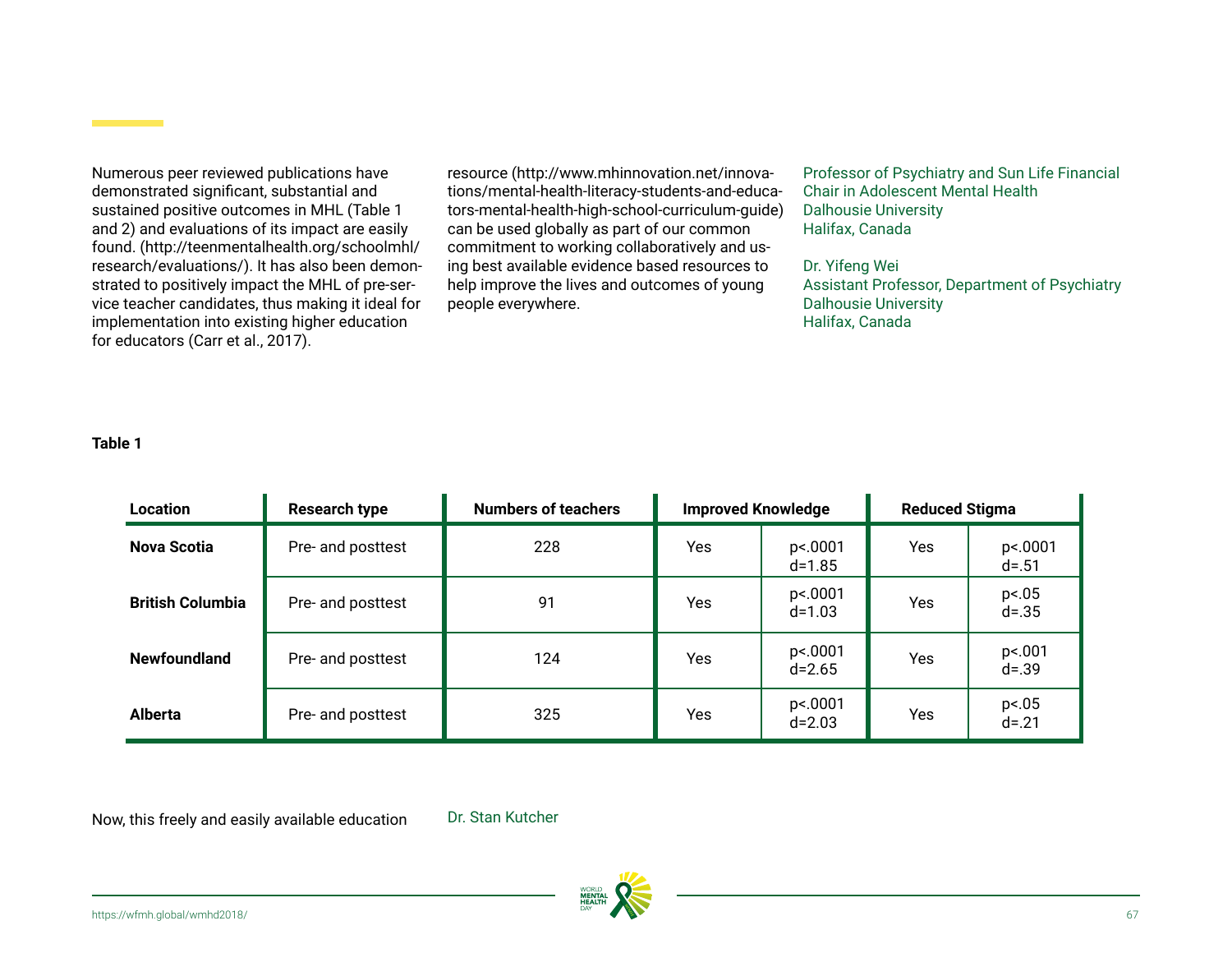Numerous peer reviewed publications have demonstrated significant, substantial and sustained positive outcomes in MHL (Table 1 and 2) and evaluations of its impact are easily found. (http://teenmentalhealth.org/schoolmhl/research/evaluations/). It has also been demonstrated to positively impact the MHL of pre-service teacher candidates, thus making it ideal for implementation into existing higher education for educators (Carr et al., 2017).

Now, this freely and easily available education resource (http://www.mhinnovation.net/innovations/mental-health-literacy-students-and-educators-mental-health-high-school-curriculum-guide) can be used globally as part of our common commitment to working collaboratively and using best available evidence based resources to help improve the lives and outcomes of young people everywhere.

Dr. Stan Kutcher
Professor of Psychiatry and Sun Life Financial Chair in Adolescent Mental Health
Dalhousie University
Halifax, Canada

Dr. Yifeng Wei
Assistant Professor, Department of Psychiatry
Dalhousie University
Halifax, Canada

**Table 1**

| Location | Research type | Numbers of teachers | Improved Knowledge | | Reduced Stigma | |
|---|---|---|---|---|---|---|
| **Nova Scotia** | Pre- and posttest | 228 | Yes | p<.0001 d=1.85 | Yes | p<.0001 d=.51 |
| **British Columbia** | Pre- and posttest | 91 | Yes | p<.0001 d=1.03 | Yes | p<.05 d=.35 |
| **Newfoundland** | Pre- and posttest | 124 | Yes | p<.0001 d=2.65 | Yes | p<.001 d=.39 |
| **Alberta** | Pre- and posttest | 325 | Yes | p<.0001 d=2.03 | Yes | p<.05 d=.21 |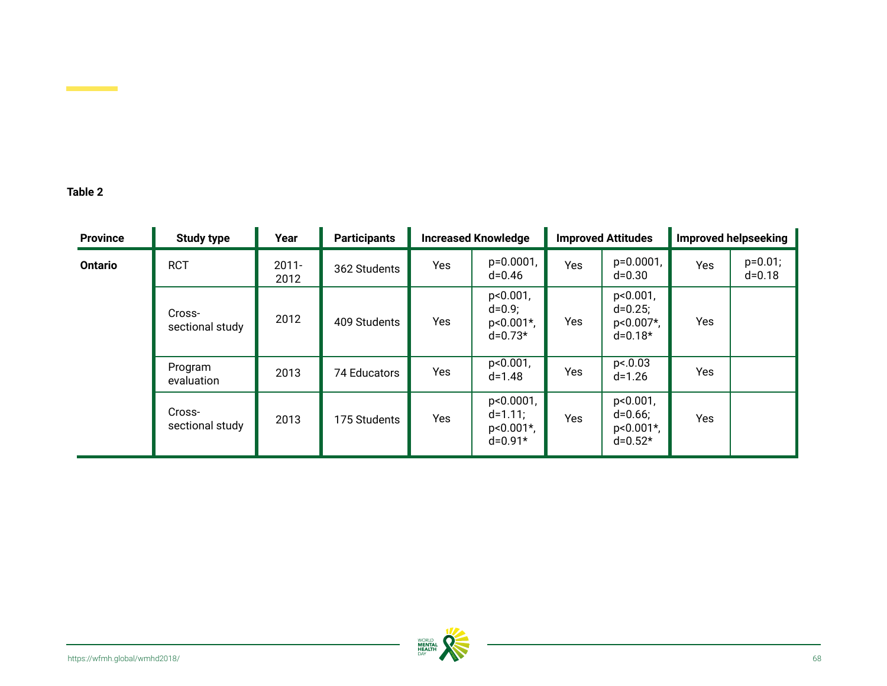**Table 2**

| Province | Study type | Year | Participants | Increased Knowledge | | Improved Attitudes | | Improved helpseeking | |
|---|---|---|---|---|---|---|---|---|---|
| **Ontario** | RCT | 2011-2012 | 362 Students | Yes | p=0.0001, d=0.46 | Yes | p=0.0001, d=0.30 | Yes | p=0.01; d=0.18 |
| | Cross-sectional study | 2012 | 409 Students | Yes | p<0.001, d=0.9; p<0.001*, d=0.73* | Yes | p<0.001, d=0.25; p<0.007*, d=0.18* | Yes | |
| | Program evaluation | 2013 | 74 Educators | Yes | p<0.001, d=1.48 | Yes | p<.0.03 d=1.26 | Yes | |
| | Cross-sectional study | 2013 | 175 Students | Yes | p<0.0001, d=1.11; p<0.001*, d=0.91* | Yes | p<0.001, d=0.66; p<0.001*, d=0.52* | Yes | |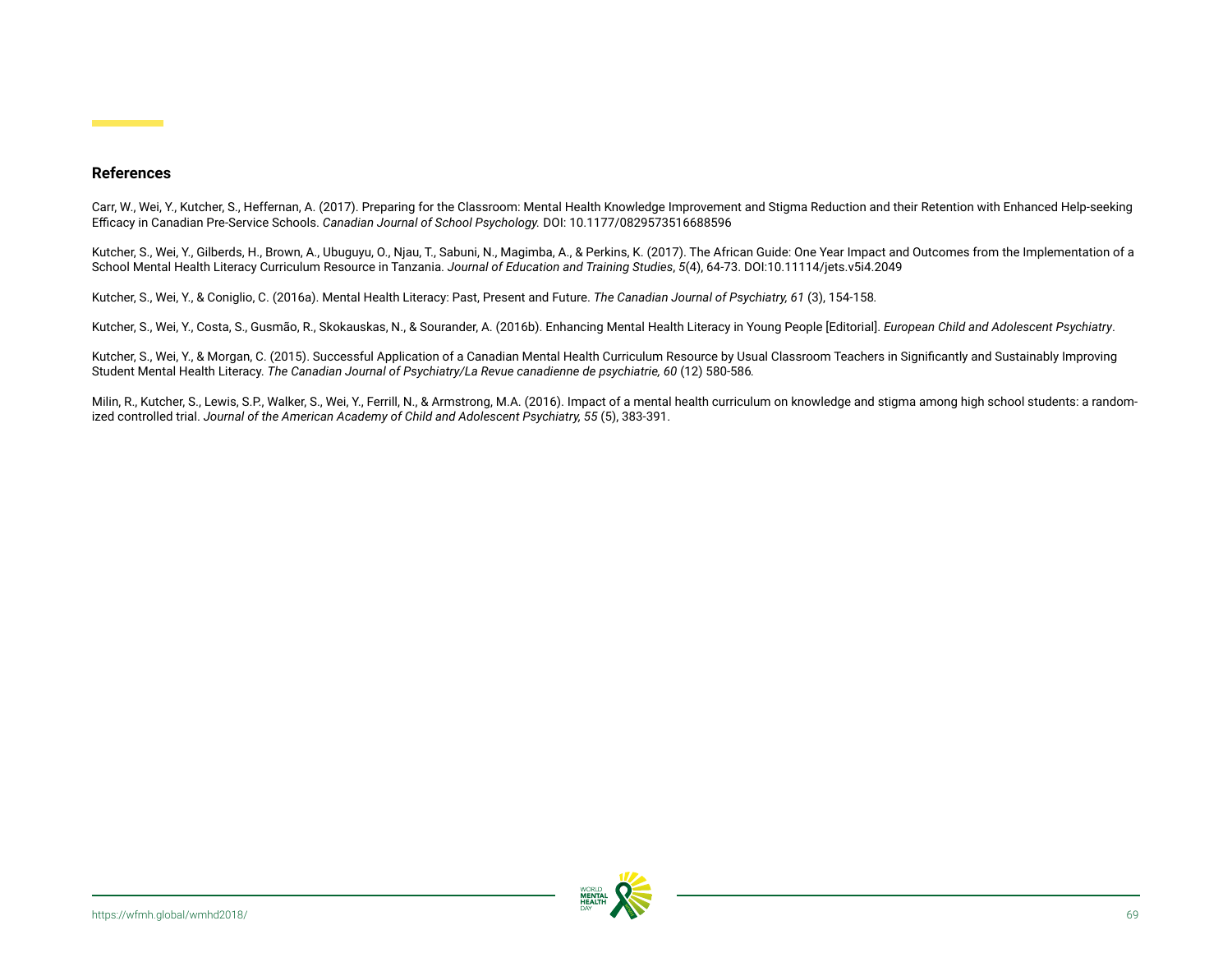## References

Carr, W., Wei, Y., Kutcher, S., Heffernan, A. (2017). Preparing for the Classroom: Mental Health Knowledge Improvement and Stigma Reduction and their Retention with Enhanced Help-seeking Efficacy in Canadian Pre-Service Schools. *Canadian Journal of School Psychology.* DOI: 10.1177/0829573516688596

Kutcher, S., Wei, Y., Gilberds, H., Brown, A., Ubuguyu, O., Njau, T., Sabuni, N., Magimba, A., & Perkins, K. (2017). The African Guide: One Year Impact and Outcomes from the Implementation of a School Mental Health Literacy Curriculum Resource in Tanzania. *Journal of Education and Training Studies*, *5*(4), 64-73. DOI:10.11114/jets.v5i4.2049

Kutcher, S., Wei, Y., & Coniglio, C. (2016a). Mental Health Literacy: Past, Present and Future. *The Canadian Journal of Psychiatry, 61* (3), 154-158.

Kutcher, S., Wei, Y., Costa, S., Gusmão, R., Skokauskas, N., & Sourander, A. (2016b). Enhancing Mental Health Literacy in Young People [Editorial]. *European Child and Adolescent Psychiatry*.

Kutcher, S., Wei, Y., & Morgan, C. (2015). Successful Application of a Canadian Mental Health Curriculum Resource by Usual Classroom Teachers in Significantly and Sustainably Improving Student Mental Health Literacy. *The Canadian Journal of Psychiatry/La Revue canadienne de psychiatrie, 60* (12) 580-586.

Milin, R., Kutcher, S., Lewis, S.P., Walker, S., Wei, Y., Ferrill, N., & Armstrong, M.A. (2016). Impact of a mental health curriculum on knowledge and stigma among high school students: a randomized controlled trial. *Journal of the American Academy of Child and Adolescent Psychiatry, 55* (5), 383-391.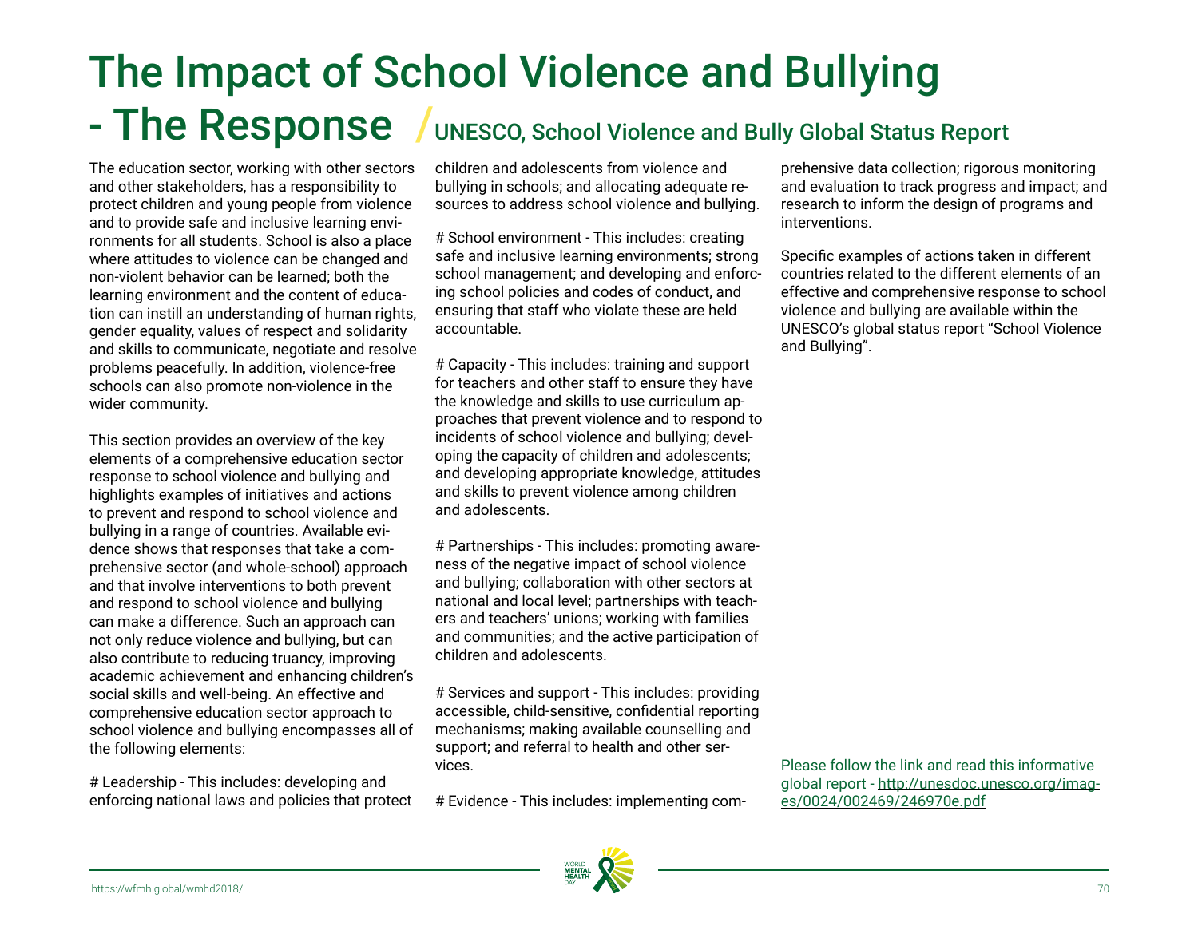# The Impact of School Violence and Bullying - The Response

## UNESCO, School Violence and Bully Global Status Report

The education sector, working with other sectors and other stakeholders, has a responsibility to protect children and young people from violence and to provide safe and inclusive learning environments for all students. School is also a place where attitudes to violence can be changed and non-violent behavior can be learned; both the learning environment and the content of education can instill an understanding of human rights, gender equality, values of respect and solidarity and skills to communicate, negotiate and resolve problems peacefully. In addition, violence-free schools can also promote non-violence in the wider community.

This section provides an overview of the key elements of a comprehensive education sector response to school violence and bullying and highlights examples of initiatives and actions to prevent and respond to school violence and bullying in a range of countries. Available evidence shows that responses that take a comprehensive sector (and whole-school) approach and that involve interventions to both prevent and respond to school violence and bullying can make a difference. Such an approach can not only reduce violence and bullying, but can also contribute to reducing truancy, improving academic achievement and enhancing children's social skills and well-being. An effective and comprehensive education sector approach to school violence and bullying encompasses all of the following elements:

# Leadership - This includes: developing and enforcing national laws and policies that protect children and adolescents from violence and bullying in schools; and allocating adequate resources to address school violence and bullying.

# School environment - This includes: creating safe and inclusive learning environments; strong school management; and developing and enforcing school policies and codes of conduct, and ensuring that staff who violate these are held accountable.

# Capacity - This includes: training and support for teachers and other staff to ensure they have the knowledge and skills to use curriculum approaches that prevent violence and to respond to incidents of school violence and bullying; developing the capacity of children and adolescents; and developing appropriate knowledge, attitudes and skills to prevent violence among children and adolescents.

# Partnerships - This includes: promoting awareness of the negative impact of school violence and bullying; collaboration with other sectors at national and local level; partnerships with teachers and teachers' unions; working with families and communities; and the active participation of children and adolescents.

# Services and support - This includes: providing accessible, child-sensitive, confidential reporting mechanisms; making available counselling and support; and referral to health and other services.

# Evidence - This includes: implementing comprehensive data collection; rigorous monitoring and evaluation to track progress and impact; and research to inform the design of programs and interventions.

Specific examples of actions taken in different countries related to the different elements of an effective and comprehensive response to school violence and bullying are available within the UNESCO's global status report "School Violence and Bullying".

Please follow the link and read this informative global report - [http://unesdoc.unesco.org/images/0024/002469/246970e.pdf](http://unesdoc.unesco.org/images/0024/002469/246970e.pdf)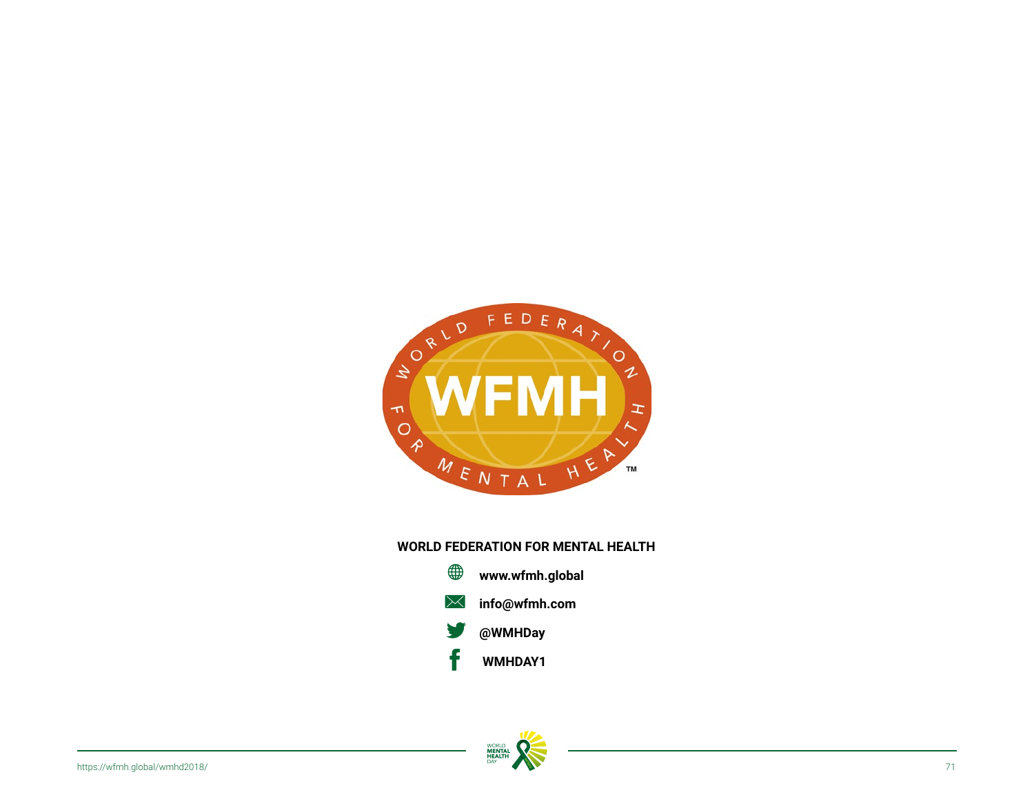**WORLD FEDERATION FOR MENTAL HEALTH**

**www.wfmh.global**

**info@wfmh.com**

**@WMHDay**

**WMHDAY1**